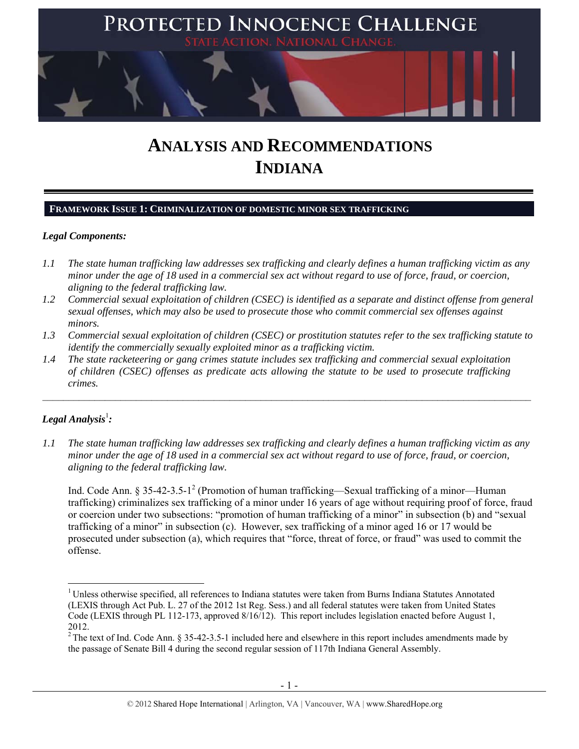# PROTECTED INNOCENCE CHALLENGE

STATE ACTION. NATIONAL CHANGE.

# ANALYSIS AND RECOMMENDATIONS INDIANA

## FRAMEWORK ISSUE 1: CRIMINALIZATION OF DOMESTIC MINOR SEX TRAFFICKING

***Legal Components:***

*1.1 The state human trafficking law addresses sex trafficking and clearly defines a human trafficking victim as any minor under the age of 18 used in a commercial sex act without regard to use of force, fraud, or coercion, aligning to the federal trafficking law.*

*1.2 Commercial sexual exploitation of children (CSEC) is identified as a separate and distinct offense from general sexual offenses, which may also be used to prosecute those who commit commercial sex offenses against minors.*

*1.3 Commercial sexual exploitation of children (CSEC) or prostitution statutes refer to the sex trafficking statute to identify the commercially sexually exploited minor as a trafficking victim.*

*1.4 The state racketeering or gang crimes statute includes sex trafficking and commercial sexual exploitation of children (CSEC) offenses as predicate acts allowing the statute to be used to prosecute trafficking crimes.*

---

***Legal Analysis[1]:***

*1.1 The state human trafficking law addresses sex trafficking and clearly defines a human trafficking victim as any minor under the age of 18 used in a commercial sex act without regard to use of force, fraud, or coercion, aligning to the federal trafficking law.*

Ind. Code Ann. § 35-42-3.5-1[2] (Promotion of human trafficking—Sexual trafficking of a minor—Human trafficking) criminalizes sex trafficking of a minor under 16 years of age without requiring proof of force, fraud or coercion under two subsections: "promotion of human trafficking of a minor" in subsection (b) and "sexual trafficking of a minor" in subsection (c). However, sex trafficking of a minor aged 16 or 17 would be prosecuted under subsection (a), which requires that "force, threat of force, or fraud" was used to commit the offense.

---

[1] Unless otherwise specified, all references to Indiana statutes were taken from Burns Indiana Statutes Annotated (LEXIS through Act Pub. L. 27 of the 2012 1st Reg. Sess.) and all federal statutes were taken from United States Code (LEXIS through PL 112-173, approved 8/16/12). This report includes legislation enacted before August 1, 2012.

[2] The text of Ind. Code Ann. § 35-42-3.5-1 included here and elsewhere in this report includes amendments made by the passage of Senate Bill 4 during the second regular session of 117th Indiana General Assembly.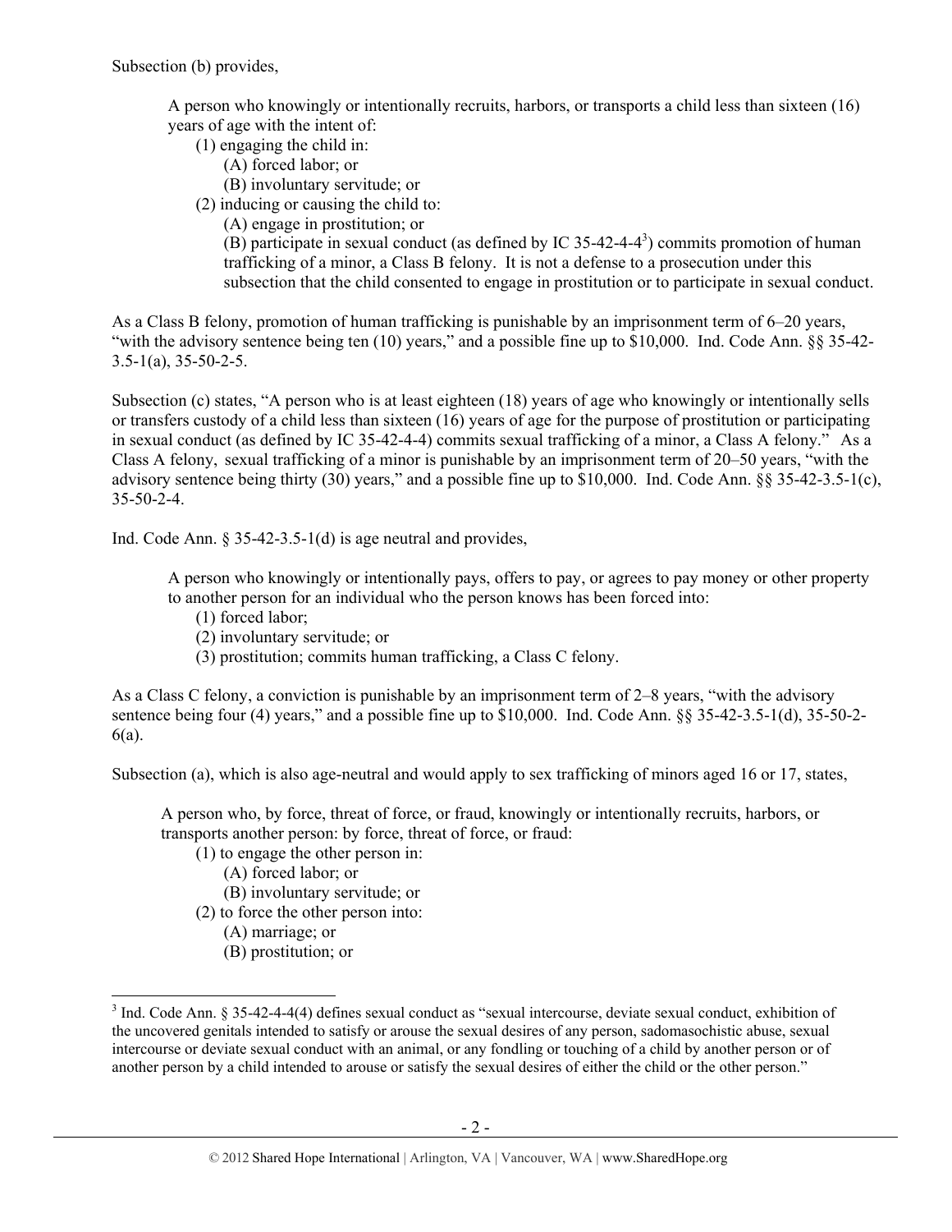Subsection (b) provides,

> A person who knowingly or intentionally recruits, harbors, or transports a child less than sixteen (16) years of age with the intent of:
> (1) engaging the child in:
> (A) forced labor; or
> (B) involuntary servitude; or
> (2) inducing or causing the child to:
> (A) engage in prostitution; or
> (B) participate in sexual conduct (as defined by IC 35-42-4-4[3]) commits promotion of human trafficking of a minor, a Class B felony. It is not a defense to a prosecution under this subsection that the child consented to engage in prostitution or to participate in sexual conduct.

As a Class B felony, promotion of human trafficking is punishable by an imprisonment term of 6–20 years, "with the advisory sentence being ten (10) years," and a possible fine up to $10,000. Ind. Code Ann. §§ 35-42-3.5-1(a), 35-50-2-5.

Subsection (c) states, "A person who is at least eighteen (18) years of age who knowingly or intentionally sells or transfers custody of a child less than sixteen (16) years of age for the purpose of prostitution or participating in sexual conduct (as defined by IC 35-42-4-4) commits sexual trafficking of a minor, a Class A felony." As a Class A felony, sexual trafficking of a minor is punishable by an imprisonment term of 20–50 years, "with the advisory sentence being thirty (30) years," and a possible fine up to $10,000. Ind. Code Ann. §§ 35-42-3.5-1(c), 35-50-2-4.

Ind. Code Ann. § 35-42-3.5-1(d) is age neutral and provides,

> A person who knowingly or intentionally pays, offers to pay, or agrees to pay money or other property to another person for an individual who the person knows has been forced into:
> (1) forced labor;
> (2) involuntary servitude; or
> (3) prostitution; commits human trafficking, a Class C felony.

As a Class C felony, a conviction is punishable by an imprisonment term of 2–8 years, "with the advisory sentence being four (4) years," and a possible fine up to $10,000. Ind. Code Ann. §§ 35-42-3.5-1(d), 35-50-2-6(a).

Subsection (a), which is also age-neutral and would apply to sex trafficking of minors aged 16 or 17, states,

> A person who, by force, threat of force, or fraud, knowingly or intentionally recruits, harbors, or transports another person: by force, threat of force, or fraud:
> (1) to engage the other person in:
> (A) forced labor; or
> (B) involuntary servitude; or
> (2) to force the other person into:
> (A) marriage; or
> (B) prostitution; or

[3] Ind. Code Ann. § 35-42-4-4(4) defines sexual conduct as "sexual intercourse, deviate sexual conduct, exhibition of the uncovered genitals intended to satisfy or arouse the sexual desires of any person, sadomasochistic abuse, sexual intercourse or deviate sexual conduct with an animal, or any fondling or touching of a child by another person or of another person by a child intended to arouse or satisfy the sexual desires of either the child or the other person."

© 2012 Shared Hope International | Arlington, VA | Vancouver, WA | www.SharedHope.org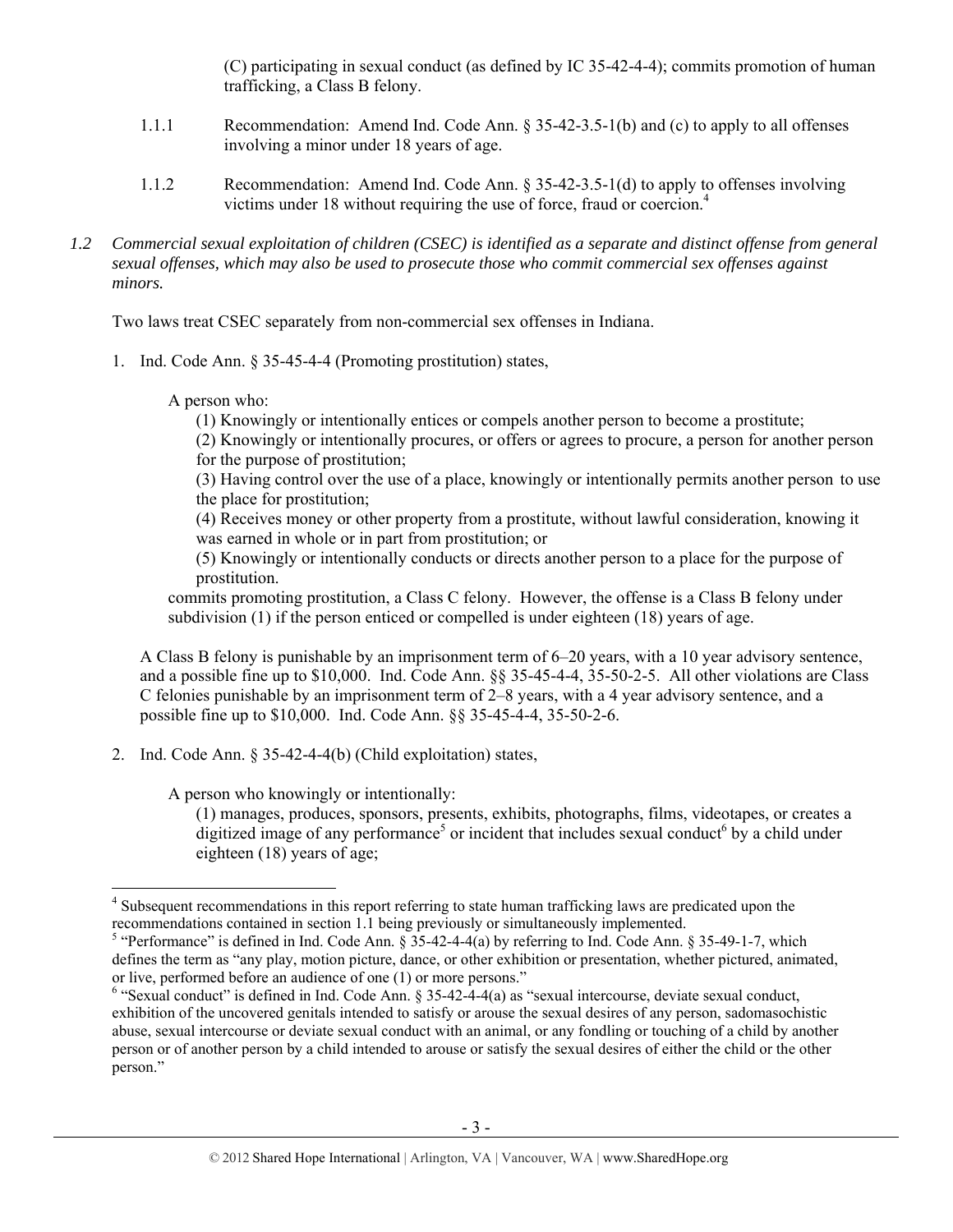(C) participating in sexual conduct (as defined by IC 35-42-4-4); commits promotion of human trafficking, a Class B felony.

1.1.1 Recommendation: Amend Ind. Code Ann. § 35-42-3.5-1(b) and (c) to apply to all offenses involving a minor under 18 years of age.

1.1.2 Recommendation: Amend Ind. Code Ann. § 35-42-3.5-1(d) to apply to offenses involving victims under 18 without requiring the use of force, fraud or coercion.[4]

*1.2 Commercial sexual exploitation of children (CSEC) is identified as a separate and distinct offense from general sexual offenses, which may also be used to prosecute those who commit commercial sex offenses against minors.*

Two laws treat CSEC separately from non-commercial sex offenses in Indiana.

1. Ind. Code Ann. § 35-45-4-4 (Promoting prostitution) states,

   A person who:
   (1) Knowingly or intentionally entices or compels another person to become a prostitute;
   (2) Knowingly or intentionally procures, or offers or agrees to procure, a person for another person for the purpose of prostitution;
   (3) Having control over the use of a place, knowingly or intentionally permits another person to use the place for prostitution;
   (4) Receives money or other property from a prostitute, without lawful consideration, knowing it was earned in whole or in part from prostitution; or
   (5) Knowingly or intentionally conducts or directs another person to a place for the purpose of prostitution.
   commits promoting prostitution, a Class C felony. However, the offense is a Class B felony under subdivision (1) if the person enticed or compelled is under eighteen (18) years of age.

   A Class B felony is punishable by an imprisonment term of 6–20 years, with a 10 year advisory sentence, and a possible fine up to $10,000. Ind. Code Ann. §§ 35-45-4-4, 35-50-2-5. All other violations are Class C felonies punishable by an imprisonment term of 2–8 years, with a 4 year advisory sentence, and a possible fine up to $10,000. Ind. Code Ann. §§ 35-45-4-4, 35-50-2-6.

2. Ind. Code Ann. § 35-42-4-4(b) (Child exploitation) states,

   A person who knowingly or intentionally:
   (1) manages, produces, sponsors, presents, exhibits, photographs, films, videotapes, or creates a digitized image of any performance[5] or incident that includes sexual conduct[6] by a child under eighteen (18) years of age;

---

[4] Subsequent recommendations in this report referring to state human trafficking laws are predicated upon the recommendations contained in section 1.1 being previously or simultaneously implemented.

[5] "Performance" is defined in Ind. Code Ann. § 35-42-4-4(a) by referring to Ind. Code Ann. § 35-49-1-7, which defines the term as "any play, motion picture, dance, or other exhibition or presentation, whether pictured, animated, or live, performed before an audience of one (1) or more persons."

[6] "Sexual conduct" is defined in Ind. Code Ann. § 35-42-4-4(a) as "sexual intercourse, deviate sexual conduct, exhibition of the uncovered genitals intended to satisfy or arouse the sexual desires of any person, sadomasochistic abuse, sexual intercourse or deviate sexual conduct with an animal, or any fondling or touching of a child by another person or of another person by a child intended to arouse or satisfy the sexual desires of either the child or the other person."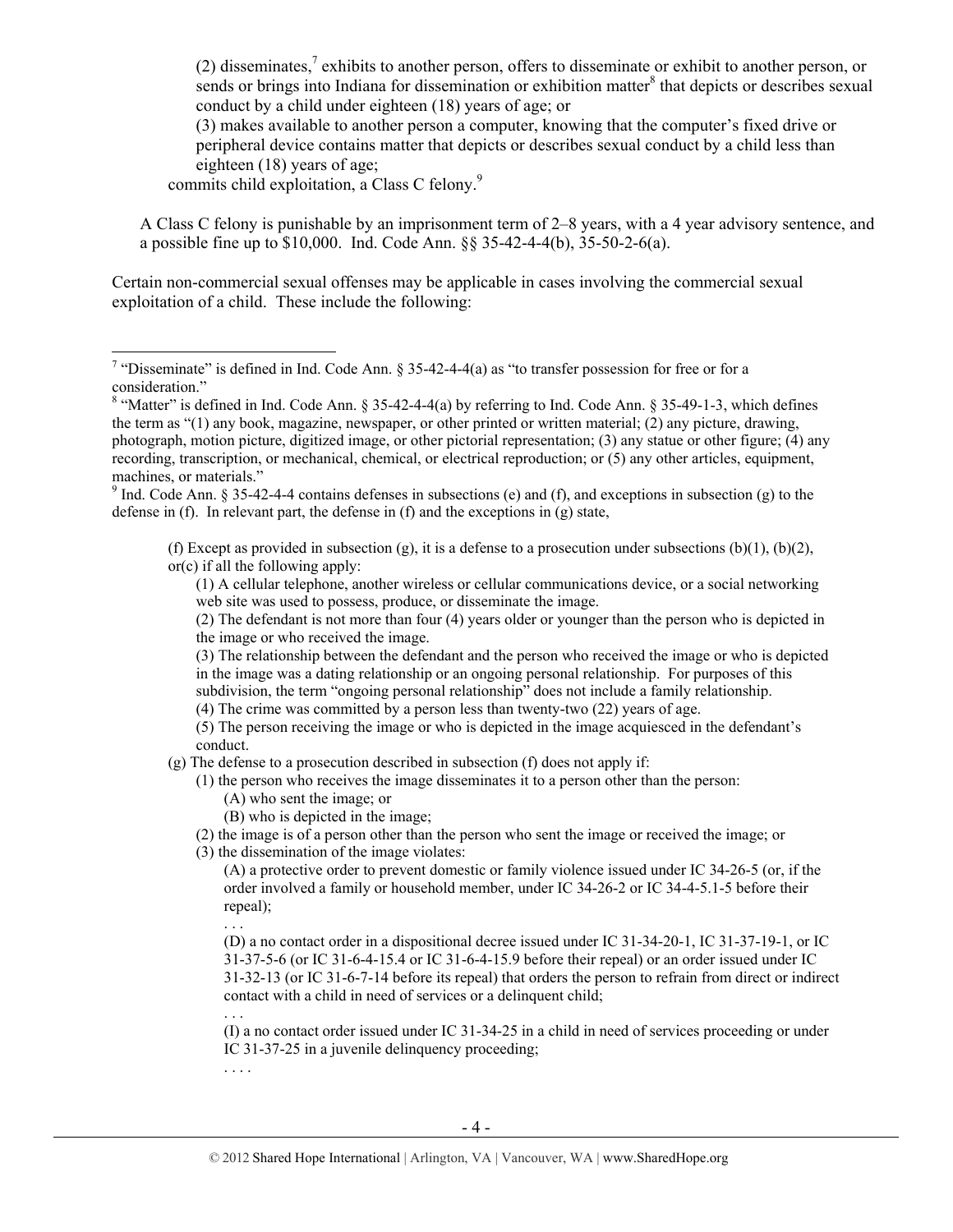(2) disseminates,[7] exhibits to another person, offers to disseminate or exhibit to another person, or sends or brings into Indiana for dissemination or exhibition matter[8] that depicts or describes sexual conduct by a child under eighteen (18) years of age; or

(3) makes available to another person a computer, knowing that the computer's fixed drive or peripheral device contains matter that depicts or describes sexual conduct by a child less than eighteen (18) years of age;

commits child exploitation, a Class C felony.[9]

A Class C felony is punishable by an imprisonment term of 2–8 years, with a 4 year advisory sentence, and a possible fine up to $10,000. Ind. Code Ann. §§ 35-42-4-4(b), 35-50-2-6(a).

Certain non-commercial sexual offenses may be applicable in cases involving the commercial sexual exploitation of a child. These include the following:

---

[7] "Disseminate" is defined in Ind. Code Ann. § 35-42-4-4(a) as "to transfer possession for free or for a consideration."

[8] "Matter" is defined in Ind. Code Ann. § 35-42-4-4(a) by referring to Ind. Code Ann. § 35-49-1-3, which defines the term as "(1) any book, magazine, newspaper, or other printed or written material; (2) any picture, drawing, photograph, motion picture, digitized image, or other pictorial representation; (3) any statue or other figure; (4) any recording, transcription, or mechanical, chemical, or electrical reproduction; or (5) any other articles, equipment, machines, or materials."

[9] Ind. Code Ann. § 35-42-4-4 contains defenses in subsections (e) and (f), and exceptions in subsection (g) to the defense in (f). In relevant part, the defense in (f) and the exceptions in (g) state,

> (f) Except as provided in subsection (g), it is a defense to a prosecution under subsections (b)(1), (b)(2), or(c) if all the following apply:
>
> (1) A cellular telephone, another wireless or cellular communications device, or a social networking web site was used to possess, produce, or disseminate the image.
>
> (2) The defendant is not more than four (4) years older or younger than the person who is depicted in the image or who received the image.
>
> (3) The relationship between the defendant and the person who received the image or who is depicted in the image was a dating relationship or an ongoing personal relationship. For purposes of this subdivision, the term "ongoing personal relationship" does not include a family relationship.
>
> (4) The crime was committed by a person less than twenty-two (22) years of age.
>
> (5) The person receiving the image or who is depicted in the image acquiesced in the defendant's conduct.
>
> (g) The defense to a prosecution described in subsection (f) does not apply if:
>
> (1) the person who receives the image disseminates it to a person other than the person:
>
> (A) who sent the image; or
>
> (B) who is depicted in the image;
>
> (2) the image is of a person other than the person who sent the image or received the image; or
>
> (3) the dissemination of the image violates:
>
> (A) a protective order to prevent domestic or family violence issued under IC 34-26-5 (or, if the order involved a family or household member, under IC 34-26-2 or IC 34-4-5.1-5 before their repeal);
>
> . . .
>
> (D) a no contact order in a dispositional decree issued under IC 31-34-20-1, IC 31-37-19-1, or IC 31-37-5-6 (or IC 31-6-4-15.4 or IC 31-6-4-15.9 before their repeal) or an order issued under IC 31-32-13 (or IC 31-6-7-14 before its repeal) that orders the person to refrain from direct or indirect contact with a child in need of services or a delinquent child;
>
> . . .
>
> (I) a no contact order issued under IC 31-34-25 in a child in need of services proceeding or under IC 31-37-25 in a juvenile delinquency proceeding;
>
> . . . .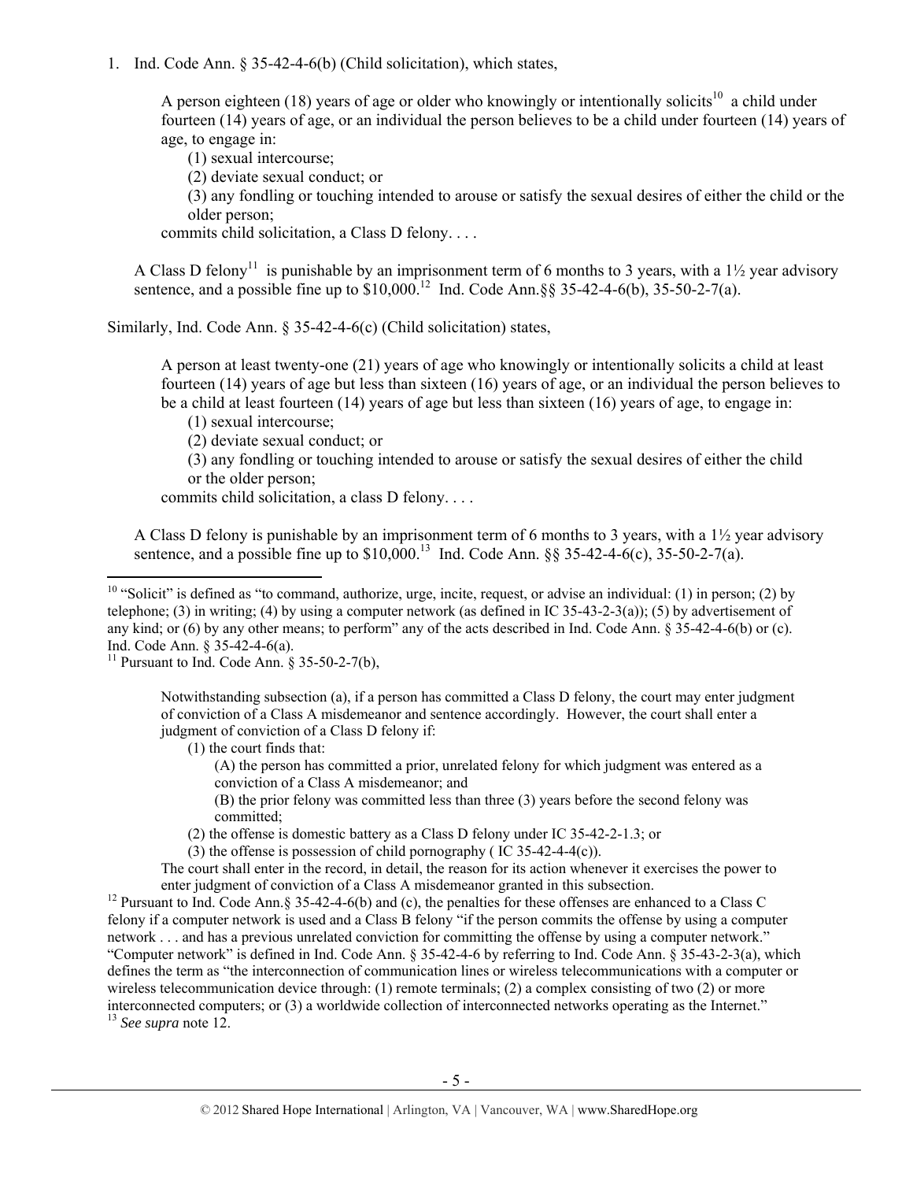1. Ind. Code Ann. § 35-42-4-6(b) (Child solicitation), which states,

> A person eighteen (18) years of age or older who knowingly or intentionally solicits[10] a child under fourteen (14) years of age, or an individual the person believes to be a child under fourteen (14) years of age, to engage in:
>
> (1) sexual intercourse;
>
> (2) deviate sexual conduct; or
>
> (3) any fondling or touching intended to arouse or satisfy the sexual desires of either the child or the older person;
>
> commits child solicitation, a Class D felony. . . .

A Class D felony[11] is punishable by an imprisonment term of 6 months to 3 years, with a 1½ year advisory sentence, and a possible fine up to $10,000.[12] Ind. Code Ann.§§ 35-42-4-6(b), 35-50-2-7(a).

Similarly, Ind. Code Ann. § 35-42-4-6(c) (Child solicitation) states,

> A person at least twenty-one (21) years of age who knowingly or intentionally solicits a child at least fourteen (14) years of age but less than sixteen (16) years of age, or an individual the person believes to be a child at least fourteen (14) years of age but less than sixteen (16) years of age, to engage in:
>
> (1) sexual intercourse;
>
> (2) deviate sexual conduct; or
>
> (3) any fondling or touching intended to arouse or satisfy the sexual desires of either the child or the older person;
>
> commits child solicitation, a class D felony. . . .

A Class D felony is punishable by an imprisonment term of 6 months to 3 years, with a 1½ year advisory sentence, and a possible fine up to $10,000.[13] Ind. Code Ann. §§ 35-42-4-6(c), 35-50-2-7(a).

---

[10] "Solicit" is defined as "to command, authorize, urge, incite, request, or advise an individual: (1) in person; (2) by telephone; (3) in writing; (4) by using a computer network (as defined in IC 35-43-2-3(a)); (5) by advertisement of any kind; or (6) by any other means; to perform" any of the acts described in Ind. Code Ann. § 35-42-4-6(b) or (c). Ind. Code Ann. § 35-42-4-6(a).

[11] Pursuant to Ind. Code Ann. § 35-50-2-7(b),

> Notwithstanding subsection (a), if a person has committed a Class D felony, the court may enter judgment of conviction of a Class A misdemeanor and sentence accordingly. However, the court shall enter a judgment of conviction of a Class D felony if:
>
> (1) the court finds that:
>
> (A) the person has committed a prior, unrelated felony for which judgment was entered as a conviction of a Class A misdemeanor; and
>
> (B) the prior felony was committed less than three (3) years before the second felony was committed;
>
> (2) the offense is domestic battery as a Class D felony under IC 35-42-2-1.3; or
>
> (3) the offense is possession of child pornography ( IC 35-42-4-4(c)).
>
> The court shall enter in the record, in detail, the reason for its action whenever it exercises the power to enter judgment of conviction of a Class A misdemeanor granted in this subsection.

[12] Pursuant to Ind. Code Ann.§ 35-42-4-6(b) and (c), the penalties for these offenses are enhanced to a Class C felony if a computer network is used and a Class B felony "if the person commits the offense by using a computer network . . . and has a previous unrelated conviction for committing the offense by using a computer network." "Computer network" is defined in Ind. Code Ann. § 35-42-4-6 by referring to Ind. Code Ann. § 35-43-2-3(a), which defines the term as "the interconnection of communication lines or wireless telecommunications with a computer or wireless telecommunication device through: (1) remote terminals; (2) a complex consisting of two (2) or more interconnected computers; or (3) a worldwide collection of interconnected networks operating as the Internet."

[13] *See supra* note 12.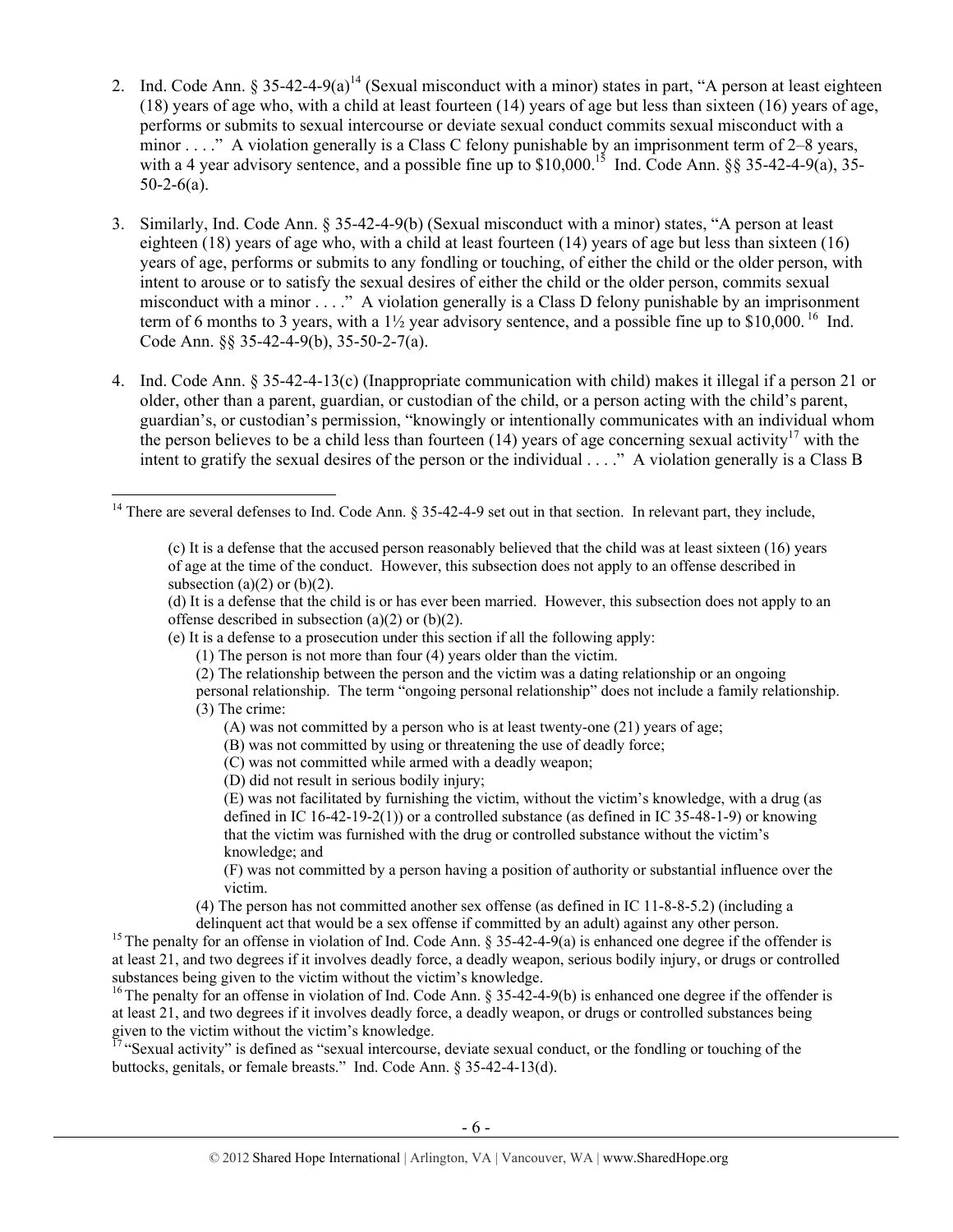2. Ind. Code Ann. § 35-42-4-9(a)[14] (Sexual misconduct with a minor) states in part, "A person at least eighteen (18) years of age who, with a child at least fourteen (14) years of age but less than sixteen (16) years of age, performs or submits to sexual intercourse or deviate sexual conduct commits sexual misconduct with a minor . . . ." A violation generally is a Class C felony punishable by an imprisonment term of 2–8 years, with a 4 year advisory sentence, and a possible fine up to $10,000.[15] Ind. Code Ann. §§ 35-42-4-9(a), 35-50-2-6(a).

3. Similarly, Ind. Code Ann. § 35-42-4-9(b) (Sexual misconduct with a minor) states, "A person at least eighteen (18) years of age who, with a child at least fourteen (14) years of age but less than sixteen (16) years of age, performs or submits to any fondling or touching, of either the child or the older person, with intent to arouse or to satisfy the sexual desires of either the child or the older person, commits sexual misconduct with a minor . . . ." A violation generally is a Class D felony punishable by an imprisonment term of 6 months to 3 years, with a 1½ year advisory sentence, and a possible fine up to $10,000.[16] Ind. Code Ann. §§ 35-42-4-9(b), 35-50-2-7(a).

4. Ind. Code Ann. § 35-42-4-13(c) (Inappropriate communication with child) makes it illegal if a person 21 or older, other than a parent, guardian, or custodian of the child, or a person acting with the child's parent, guardian's, or custodian's permission, "knowingly or intentionally communicates with an individual whom the person believes to be a child less than fourteen (14) years of age concerning sexual activity[17] with the intent to gratify the sexual desires of the person or the individual . . . ." A violation generally is a Class B

---

[14] There are several defenses to Ind. Code Ann. § 35-42-4-9 set out in that section. In relevant part, they include,

> (c) It is a defense that the accused person reasonably believed that the child was at least sixteen (16) years of age at the time of the conduct. However, this subsection does not apply to an offense described in subsection (a)(2) or (b)(2).
>
> (d) It is a defense that the child is or has ever been married. However, this subsection does not apply to an offense described in subsection (a)(2) or (b)(2).
>
> (e) It is a defense to a prosecution under this section if all the following apply:
>
> (1) The person is not more than four (4) years older than the victim.
>
> (2) The relationship between the person and the victim was a dating relationship or an ongoing personal relationship. The term "ongoing personal relationship" does not include a family relationship.
>
> (3) The crime:
>
> (A) was not committed by a person who is at least twenty-one (21) years of age;
>
> (B) was not committed by using or threatening the use of deadly force;
>
> (C) was not committed while armed with a deadly weapon;
>
> (D) did not result in serious bodily injury;
>
> (E) was not facilitated by furnishing the victim, without the victim's knowledge, with a drug (as defined in IC 16-42-19-2(1)) or a controlled substance (as defined in IC 35-48-1-9) or knowing that the victim was furnished with the drug or controlled substance without the victim's knowledge; and
>
> (F) was not committed by a person having a position of authority or substantial influence over the victim.
>
> (4) The person has not committed another sex offense (as defined in IC 11-8-8-5.2) (including a delinquent act that would be a sex offense if committed by an adult) against any other person.

[15] The penalty for an offense in violation of Ind. Code Ann. § 35-42-4-9(a) is enhanced one degree if the offender is at least 21, and two degrees if it involves deadly force, a deadly weapon, serious bodily injury, or drugs or controlled substances being given to the victim without the victim's knowledge.

[16] The penalty for an offense in violation of Ind. Code Ann. § 35-42-4-9(b) is enhanced one degree if the offender is at least 21, and two degrees if it involves deadly force, a deadly weapon, or drugs or controlled substances being given to the victim without the victim's knowledge.

[17] "Sexual activity" is defined as "sexual intercourse, deviate sexual conduct, or the fondling or touching of the buttocks, genitals, or female breasts." Ind. Code Ann. § 35-42-4-13(d).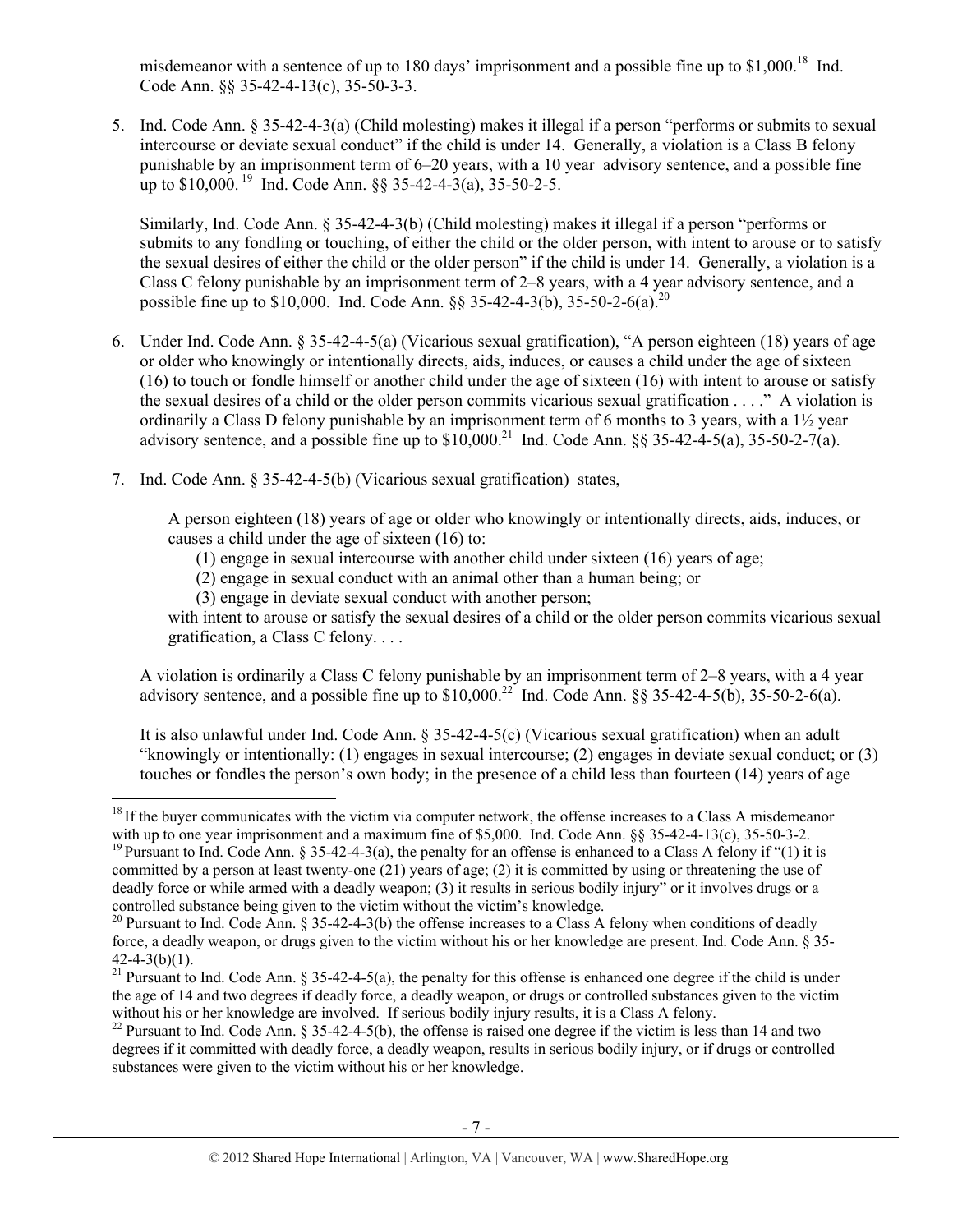misdemeanor with a sentence of up to 180 days' imprisonment and a possible fine up to $1,000.[18] Ind. Code Ann. §§ 35-42-4-13(c), 35-50-3-3.

5. Ind. Code Ann. § 35-42-4-3(a) (Child molesting) makes it illegal if a person "performs or submits to sexual intercourse or deviate sexual conduct" if the child is under 14. Generally, a violation is a Class B felony punishable by an imprisonment term of 6–20 years, with a 10 year advisory sentence, and a possible fine up to $10,000.[19] Ind. Code Ann. §§ 35-42-4-3(a), 35-50-2-5.

   Similarly, Ind. Code Ann. § 35-42-4-3(b) (Child molesting) makes it illegal if a person "performs or submits to any fondling or touching, of either the child or the older person, with intent to arouse or to satisfy the sexual desires of either the child or the older person" if the child is under 14. Generally, a violation is a Class C felony punishable by an imprisonment term of 2–8 years, with a 4 year advisory sentence, and a possible fine up to $10,000. Ind. Code Ann. §§ 35-42-4-3(b), 35-50-2-6(a).[20]

6. Under Ind. Code Ann. § 35-42-4-5(a) (Vicarious sexual gratification), "A person eighteen (18) years of age or older who knowingly or intentionally directs, aids, induces, or causes a child under the age of sixteen (16) to touch or fondle himself or another child under the age of sixteen (16) with intent to arouse or satisfy the sexual desires of a child or the older person commits vicarious sexual gratification . . . ." A violation is ordinarily a Class D felony punishable by an imprisonment term of 6 months to 3 years, with a 1½ year advisory sentence, and a possible fine up to $10,000.[21] Ind. Code Ann. §§ 35-42-4-5(a), 35-50-2-7(a).

7. Ind. Code Ann. § 35-42-4-5(b) (Vicarious sexual gratification) states,

   > A person eighteen (18) years of age or older who knowingly or intentionally directs, aids, induces, or causes a child under the age of sixteen (16) to:
   >
   > (1) engage in sexual intercourse with another child under sixteen (16) years of age;
   >
   > (2) engage in sexual conduct with an animal other than a human being; or
   >
   > (3) engage in deviate sexual conduct with another person;
   >
   > with intent to arouse or satisfy the sexual desires of a child or the older person commits vicarious sexual gratification, a Class C felony. . . .

   A violation is ordinarily a Class C felony punishable by an imprisonment term of 2–8 years, with a 4 year advisory sentence, and a possible fine up to $10,000.[22] Ind. Code Ann. §§ 35-42-4-5(b), 35-50-2-6(a).

   It is also unlawful under Ind. Code Ann. § 35-42-4-5(c) (Vicarious sexual gratification) when an adult "knowingly or intentionally: (1) engages in sexual intercourse; (2) engages in deviate sexual conduct; or (3) touches or fondles the person's own body; in the presence of a child less than fourteen (14) years of age

---

[18] If the buyer communicates with the victim via computer network, the offense increases to a Class A misdemeanor with up to one year imprisonment and a maximum fine of $5,000. Ind. Code Ann. §§ 35-42-4-13(c), 35-50-3-2.

[19] Pursuant to Ind. Code Ann. § 35-42-4-3(a), the penalty for an offense is enhanced to a Class A felony if "(1) it is committed by a person at least twenty-one (21) years of age; (2) it is committed by using or threatening the use of deadly force or while armed with a deadly weapon; (3) it results in serious bodily injury" or it involves drugs or a controlled substance being given to the victim without the victim's knowledge.

[20] Pursuant to Ind. Code Ann. § 35-42-4-3(b) the offense increases to a Class A felony when conditions of deadly force, a deadly weapon, or drugs given to the victim without his or her knowledge are present. Ind. Code Ann. § 35-42-4-3(b)(1).

[21] Pursuant to Ind. Code Ann. § 35-42-4-5(a), the penalty for this offense is enhanced one degree if the child is under the age of 14 and two degrees if deadly force, a deadly weapon, or drugs or controlled substances given to the victim without his or her knowledge are involved. If serious bodily injury results, it is a Class A felony.

[22] Pursuant to Ind. Code Ann. § 35-42-4-5(b), the offense is raised one degree if the victim is less than 14 and two degrees if it committed with deadly force, a deadly weapon, results in serious bodily injury, or if drugs or controlled substances were given to the victim without his or her knowledge.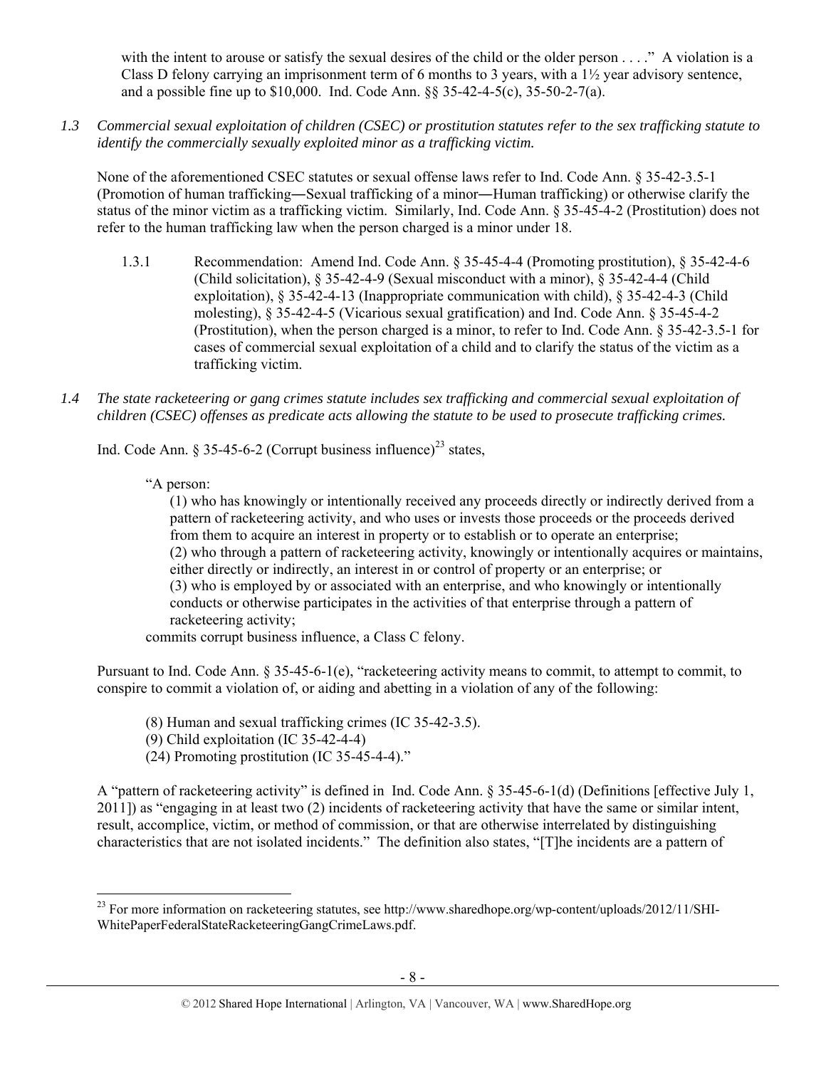with the intent to arouse or satisfy the sexual desires of the child or the older person . . . ." A violation is a Class D felony carrying an imprisonment term of 6 months to 3 years, with a 1½ year advisory sentence, and a possible fine up to $10,000. Ind. Code Ann. §§ 35-42-4-5(c), 35-50-2-7(a).

*1.3 Commercial sexual exploitation of children (CSEC) or prostitution statutes refer to the sex trafficking statute to identify the commercially sexually exploited minor as a trafficking victim.*

None of the aforementioned CSEC statutes or sexual offense laws refer to Ind. Code Ann. § 35-42-3.5-1 (Promotion of human trafficking―Sexual trafficking of a minor―Human trafficking) or otherwise clarify the status of the minor victim as a trafficking victim. Similarly, Ind. Code Ann. § 35-45-4-2 (Prostitution) does not refer to the human trafficking law when the person charged is a minor under 18.

1.3.1 Recommendation: Amend Ind. Code Ann. § 35-45-4-4 (Promoting prostitution), § 35-42-4-6 (Child solicitation), § 35-42-4-9 (Sexual misconduct with a minor), § 35-42-4-4 (Child exploitation), § 35-42-4-13 (Inappropriate communication with child), § 35-42-4-3 (Child molesting), § 35-42-4-5 (Vicarious sexual gratification) and Ind. Code Ann. § 35-45-4-2 (Prostitution), when the person charged is a minor, to refer to Ind. Code Ann. § 35-42-3.5-1 for cases of commercial sexual exploitation of a child and to clarify the status of the victim as a trafficking victim.

*1.4 The state racketeering or gang crimes statute includes sex trafficking and commercial sexual exploitation of children (CSEC) offenses as predicate acts allowing the statute to be used to prosecute trafficking crimes.*

Ind. Code Ann. § 35-45-6-2 (Corrupt business influence)[23] states,

> "A person:
>
> (1) who has knowingly or intentionally received any proceeds directly or indirectly derived from a pattern of racketeering activity, and who uses or invests those proceeds or the proceeds derived from them to acquire an interest in property or to establish or to operate an enterprise;
> (2) who through a pattern of racketeering activity, knowingly or intentionally acquires or maintains, either directly or indirectly, an interest in or control of property or an enterprise; or
> (3) who is employed by or associated with an enterprise, and who knowingly or intentionally conducts or otherwise participates in the activities of that enterprise through a pattern of racketeering activity;
>
> commits corrupt business influence, a Class C felony.

Pursuant to Ind. Code Ann. § 35-45-6-1(e), "racketeering activity means to commit, to attempt to commit, to conspire to commit a violation of, or aiding and abetting in a violation of any of the following:

> (8) Human and sexual trafficking crimes (IC 35-42-3.5).
> (9) Child exploitation (IC 35-42-4-4)
> (24) Promoting prostitution (IC 35-45-4-4)."

A "pattern of racketeering activity" is defined in Ind. Code Ann. § 35-45-6-1(d) (Definitions [effective July 1, 2011]) as "engaging in at least two (2) incidents of racketeering activity that have the same or similar intent, result, accomplice, victim, or method of commission, or that are otherwise interrelated by distinguishing characteristics that are not isolated incidents." The definition also states, "[T]he incidents are a pattern of

---

[23] For more information on racketeering statutes, see http://www.sharedhope.org/wp-content/uploads/2012/11/SHI-WhitePaperFederalStateRacketeeringGangCrimeLaws.pdf.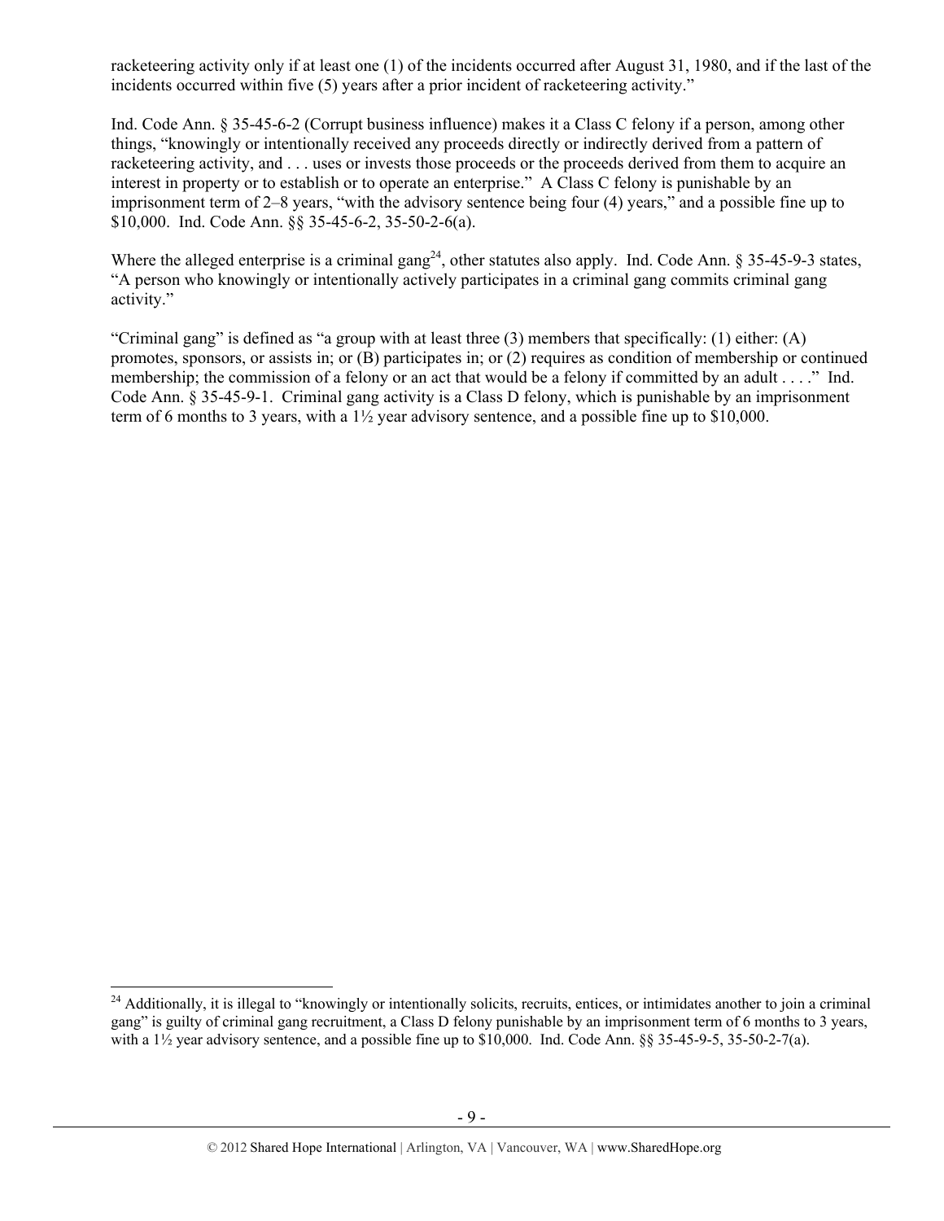racketeering activity only if at least one (1) of the incidents occurred after August 31, 1980, and if the last of the incidents occurred within five (5) years after a prior incident of racketeering activity."

Ind. Code Ann. § 35-45-6-2 (Corrupt business influence) makes it a Class C felony if a person, among other things, "knowingly or intentionally received any proceeds directly or indirectly derived from a pattern of racketeering activity, and . . . uses or invests those proceeds or the proceeds derived from them to acquire an interest in property or to establish or to operate an enterprise." A Class C felony is punishable by an imprisonment term of 2–8 years, "with the advisory sentence being four (4) years," and a possible fine up to $10,000. Ind. Code Ann. §§ 35-45-6-2, 35-50-2-6(a).

Where the alleged enterprise is a criminal gang[24], other statutes also apply. Ind. Code Ann. § 35-45-9-3 states, "A person who knowingly or intentionally actively participates in a criminal gang commits criminal gang activity."

"Criminal gang" is defined as "a group with at least three (3) members that specifically: (1) either: (A) promotes, sponsors, or assists in; or (B) participates in; or (2) requires as condition of membership or continued membership; the commission of a felony or an act that would be a felony if committed by an adult . . . ." Ind. Code Ann. § 35-45-9-1. Criminal gang activity is a Class D felony, which is punishable by an imprisonment term of 6 months to 3 years, with a 1½ year advisory sentence, and a possible fine up to $10,000.

---

[24] Additionally, it is illegal to "knowingly or intentionally solicits, recruits, entices, or intimidates another to join a criminal gang" is guilty of criminal gang recruitment, a Class D felony punishable by an imprisonment term of 6 months to 3 years, with a 1½ year advisory sentence, and a possible fine up to $10,000. Ind. Code Ann. §§ 35-45-9-5, 35-50-2-7(a).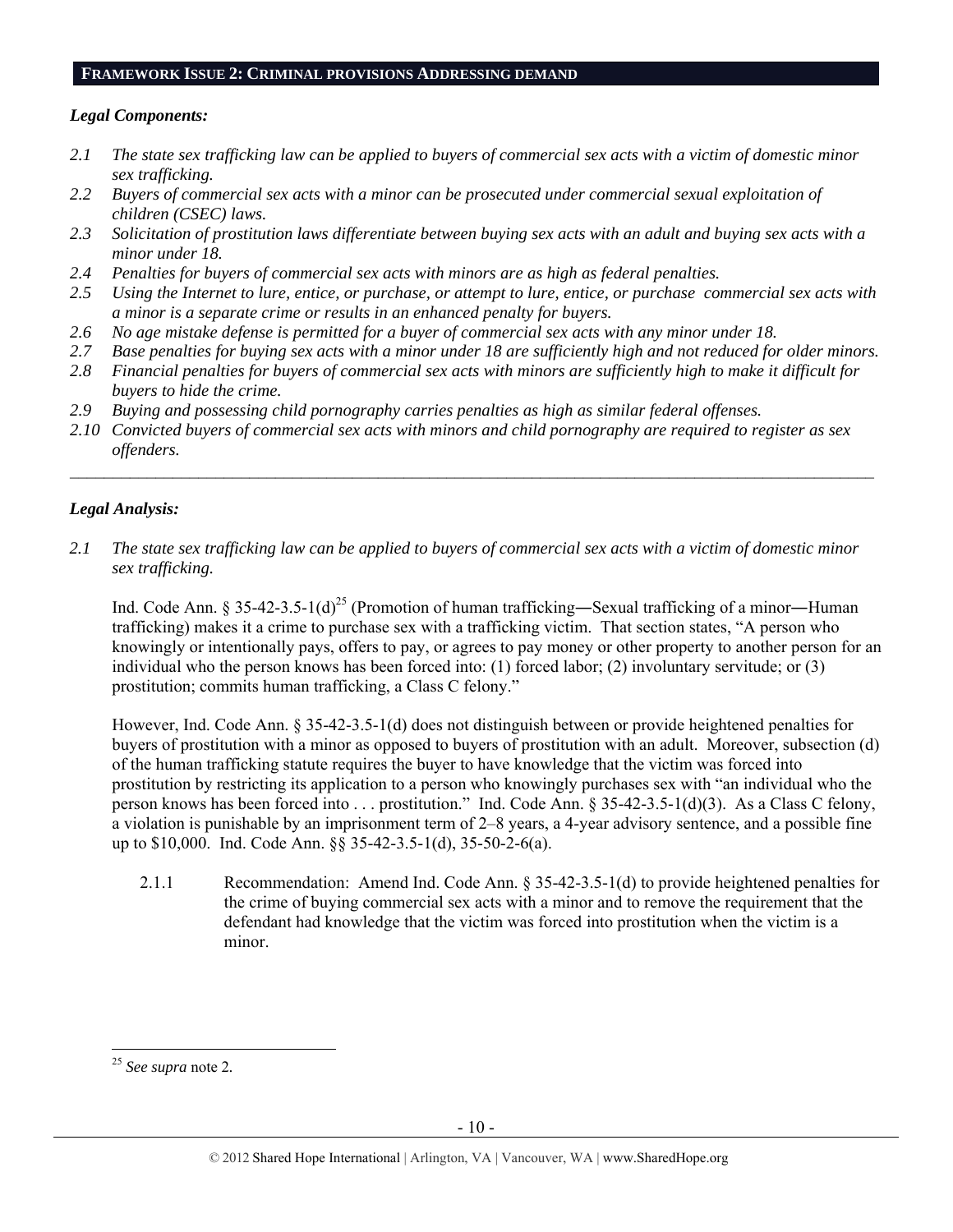## Framework Issue 2: Criminal provisions Addressing demand

### *Legal Components:*

*2.1 The state sex trafficking law can be applied to buyers of commercial sex acts with a victim of domestic minor sex trafficking.*

*2.2 Buyers of commercial sex acts with a minor can be prosecuted under commercial sexual exploitation of children (CSEC) laws.*

*2.3 Solicitation of prostitution laws differentiate between buying sex acts with an adult and buying sex acts with a minor under 18.*

*2.4 Penalties for buyers of commercial sex acts with minors are as high as federal penalties.*

*2.5 Using the Internet to lure, entice, or purchase, or attempt to lure, entice, or purchase commercial sex acts with a minor is a separate crime or results in an enhanced penalty for buyers.*

*2.6 No age mistake defense is permitted for a buyer of commercial sex acts with any minor under 18.*

*2.7 Base penalties for buying sex acts with a minor under 18 are sufficiently high and not reduced for older minors.*

*2.8 Financial penalties for buyers of commercial sex acts with minors are sufficiently high to make it difficult for buyers to hide the crime.*

*2.9 Buying and possessing child pornography carries penalties as high as similar federal offenses.*

*2.10 Convicted buyers of commercial sex acts with minors and child pornography are required to register as sex offenders.*

---

### *Legal Analysis:*

*2.1 The state sex trafficking law can be applied to buyers of commercial sex acts with a victim of domestic minor sex trafficking.*

Ind. Code Ann. § 35-42-3.5-1(d)[25] (Promotion of human trafficking―Sexual trafficking of a minor―Human trafficking) makes it a crime to purchase sex with a trafficking victim. That section states, "A person who knowingly or intentionally pays, offers to pay, or agrees to pay money or other property to another person for an individual who the person knows has been forced into: (1) forced labor; (2) involuntary servitude; or (3) prostitution; commits human trafficking, a Class C felony."

However, Ind. Code Ann. § 35-42-3.5-1(d) does not distinguish between or provide heightened penalties for buyers of prostitution with a minor as opposed to buyers of prostitution with an adult. Moreover, subsection (d) of the human trafficking statute requires the buyer to have knowledge that the victim was forced into prostitution by restricting its application to a person who knowingly purchases sex with "an individual who the person knows has been forced into . . . prostitution." Ind. Code Ann. § 35-42-3.5-1(d)(3). As a Class C felony, a violation is punishable by an imprisonment term of 2–8 years, a 4-year advisory sentence, and a possible fine up to $10,000. Ind. Code Ann. §§ 35-42-3.5-1(d), 35-50-2-6(a).

2.1.1 Recommendation: Amend Ind. Code Ann. § 35-42-3.5-1(d) to provide heightened penalties for the crime of buying commercial sex acts with a minor and to remove the requirement that the defendant had knowledge that the victim was forced into prostitution when the victim is a minor.

---

[25] *See supra* note 2.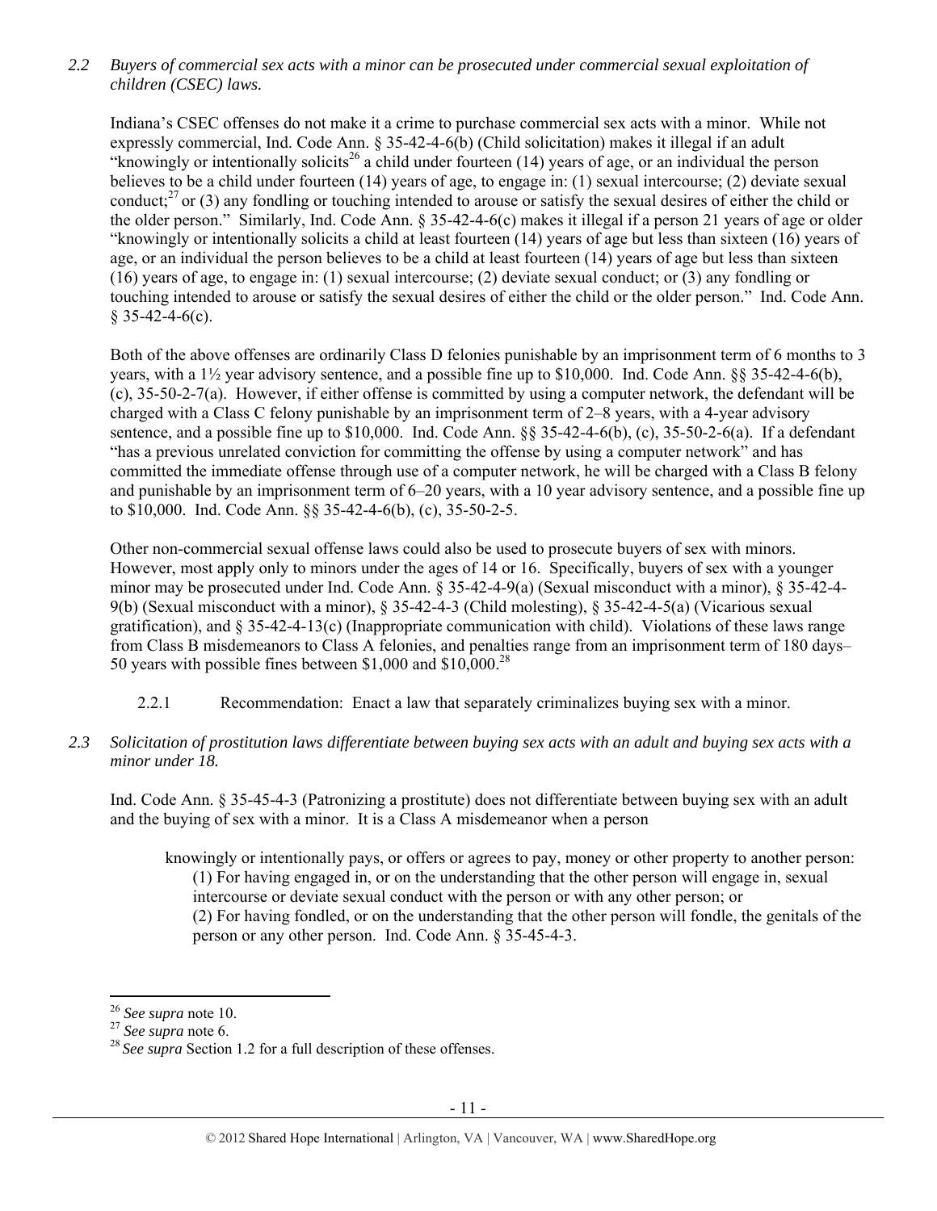*2.2 Buyers of commercial sex acts with a minor can be prosecuted under commercial sexual exploitation of children (CSEC) laws.*

Indiana's CSEC offenses do not make it a crime to purchase commercial sex acts with a minor. While not expressly commercial, Ind. Code Ann. § 35-42-4-6(b) (Child solicitation) makes it illegal if an adult "knowingly or intentionally solicits[26] a child under fourteen (14) years of age, or an individual the person believes to be a child under fourteen (14) years of age, to engage in: (1) sexual intercourse; (2) deviate sexual conduct;[27] or (3) any fondling or touching intended to arouse or satisfy the sexual desires of either the child or the older person." Similarly, Ind. Code Ann. § 35-42-4-6(c) makes it illegal if a person 21 years of age or older "knowingly or intentionally solicits a child at least fourteen (14) years of age but less than sixteen (16) years of age, or an individual the person believes to be a child at least fourteen (14) years of age but less than sixteen (16) years of age, to engage in: (1) sexual intercourse; (2) deviate sexual conduct; or (3) any fondling or touching intended to arouse or satisfy the sexual desires of either the child or the older person." Ind. Code Ann. § 35-42-4-6(c).

Both of the above offenses are ordinarily Class D felonies punishable by an imprisonment term of 6 months to 3 years, with a 1½ year advisory sentence, and a possible fine up to $10,000. Ind. Code Ann. §§ 35-42-4-6(b), (c), 35-50-2-7(a). However, if either offense is committed by using a computer network, the defendant will be charged with a Class C felony punishable by an imprisonment term of 2–8 years, with a 4-year advisory sentence, and a possible fine up to $10,000. Ind. Code Ann. §§ 35-42-4-6(b), (c), 35-50-2-6(a). If a defendant "has a previous unrelated conviction for committing the offense by using a computer network" and has committed the immediate offense through use of a computer network, he will be charged with a Class B felony and punishable by an imprisonment term of 6–20 years, with a 10 year advisory sentence, and a possible fine up to $10,000. Ind. Code Ann. §§ 35-42-4-6(b), (c), 35-50-2-5.

Other non-commercial sexual offense laws could also be used to prosecute buyers of sex with minors. However, most apply only to minors under the ages of 14 or 16. Specifically, buyers of sex with a younger minor may be prosecuted under Ind. Code Ann. § 35-42-4-9(a) (Sexual misconduct with a minor), § 35-42-4-9(b) (Sexual misconduct with a minor), § 35-42-4-3 (Child molesting), § 35-42-4-5(a) (Vicarious sexual gratification), and § 35-42-4-13(c) (Inappropriate communication with child). Violations of these laws range from Class B misdemeanors to Class A felonies, and penalties range from an imprisonment term of 180 days–50 years with possible fines between $1,000 and $10,000.[28]

2.2.1 Recommendation: Enact a law that separately criminalizes buying sex with a minor.

*2.3 Solicitation of prostitution laws differentiate between buying sex acts with an adult and buying sex acts with a minor under 18.*

Ind. Code Ann. § 35-45-4-3 (Patronizing a prostitute) does not differentiate between buying sex with an adult and the buying of sex with a minor. It is a Class A misdemeanor when a person

> knowingly or intentionally pays, or offers or agrees to pay, money or other property to another person:
> (1) For having engaged in, or on the understanding that the other person will engage in, sexual intercourse or deviate sexual conduct with the person or with any other person; or
> (2) For having fondled, or on the understanding that the other person will fondle, the genitals of the person or any other person. Ind. Code Ann. § 35-45-4-3.

---

[26] *See supra* note 10.
[27] *See supra* note 6.
[28] *See supra* Section 1.2 for a full description of these offenses.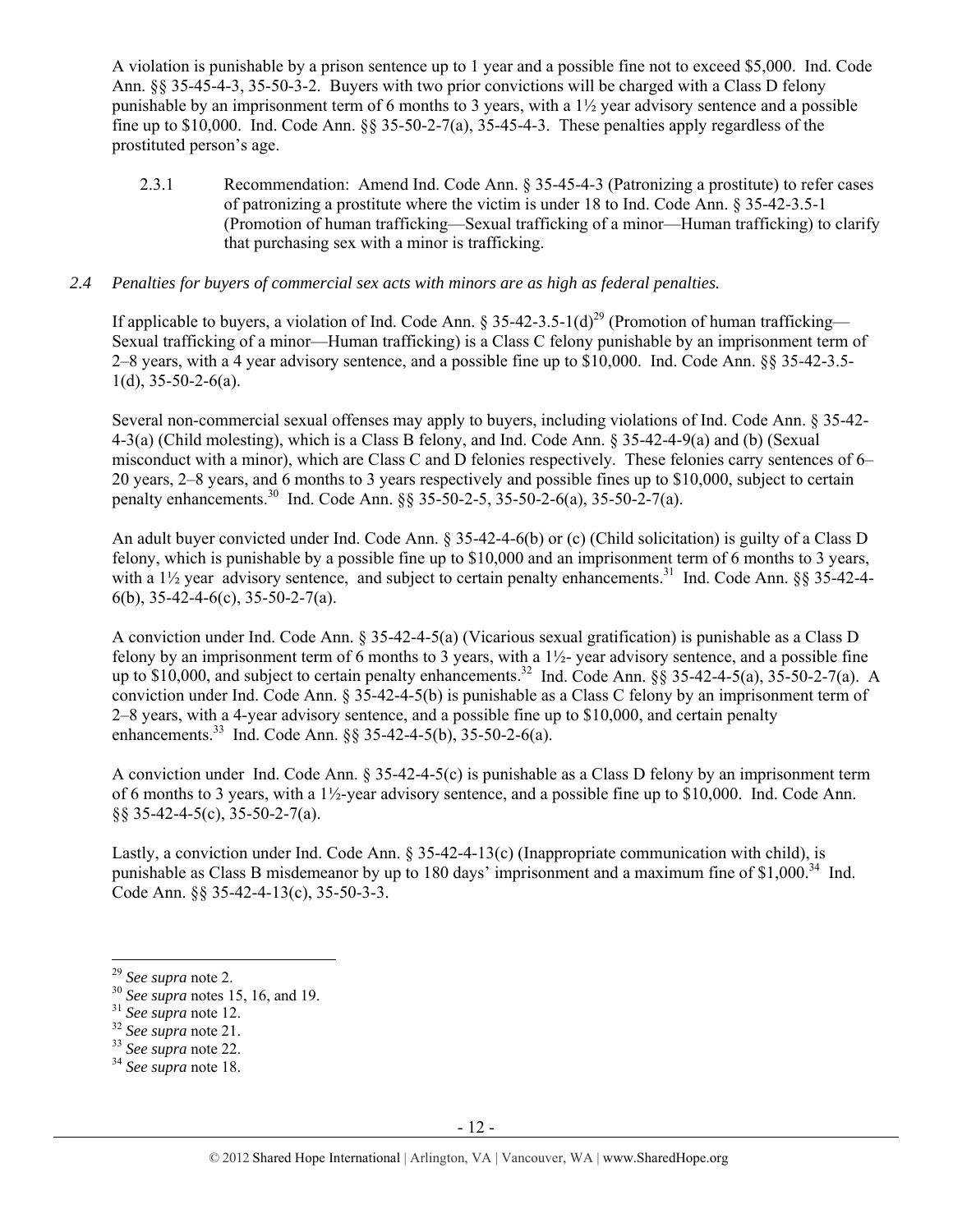A violation is punishable by a prison sentence up to 1 year and a possible fine not to exceed $5,000. Ind. Code Ann. §§ 35-45-4-3, 35-50-3-2. Buyers with two prior convictions will be charged with a Class D felony punishable by an imprisonment term of 6 months to 3 years, with a 1½ year advisory sentence and a possible fine up to $10,000. Ind. Code Ann. §§ 35-50-2-7(a), 35-45-4-3. These penalties apply regardless of the prostituted person's age.

2.3.1 Recommendation: Amend Ind. Code Ann. § 35-45-4-3 (Patronizing a prostitute) to refer cases of patronizing a prostitute where the victim is under 18 to Ind. Code Ann. § 35-42-3.5-1 (Promotion of human trafficking—Sexual trafficking of a minor—Human trafficking) to clarify that purchasing sex with a minor is trafficking.

*2.4 Penalties for buyers of commercial sex acts with minors are as high as federal penalties.*

If applicable to buyers, a violation of Ind. Code Ann. § 35-42-3.5-1(d)[29] (Promotion of human trafficking—Sexual trafficking of a minor—Human trafficking) is a Class C felony punishable by an imprisonment term of 2–8 years, with a 4 year advisory sentence, and a possible fine up to $10,000. Ind. Code Ann. §§ 35-42-3.5-1(d), 35-50-2-6(a).

Several non-commercial sexual offenses may apply to buyers, including violations of Ind. Code Ann. § 35-42-4-3(a) (Child molesting), which is a Class B felony, and Ind. Code Ann. § 35-42-4-9(a) and (b) (Sexual misconduct with a minor), which are Class C and D felonies respectively. These felonies carry sentences of 6–20 years, 2–8 years, and 6 months to 3 years respectively and possible fines up to $10,000, subject to certain penalty enhancements.[30] Ind. Code Ann. §§ 35-50-2-5, 35-50-2-6(a), 35-50-2-7(a).

An adult buyer convicted under Ind. Code Ann. § 35-42-4-6(b) or (c) (Child solicitation) is guilty of a Class D felony, which is punishable by a possible fine up to $10,000 and an imprisonment term of 6 months to 3 years, with a 1½ year advisory sentence, and subject to certain penalty enhancements.[31] Ind. Code Ann. §§ 35-42-4-6(b), 35-42-4-6(c), 35-50-2-7(a).

A conviction under Ind. Code Ann. § 35-42-4-5(a) (Vicarious sexual gratification) is punishable as a Class D felony by an imprisonment term of 6 months to 3 years, with a 1½- year advisory sentence, and a possible fine up to $10,000, and subject to certain penalty enhancements.[32] Ind. Code Ann. §§ 35-42-4-5(a), 35-50-2-7(a). A conviction under Ind. Code Ann. § 35-42-4-5(b) is punishable as a Class C felony by an imprisonment term of 2–8 years, with a 4-year advisory sentence, and a possible fine up to $10,000, and certain penalty enhancements.[33] Ind. Code Ann. §§ 35-42-4-5(b), 35-50-2-6(a).

A conviction under Ind. Code Ann. § 35-42-4-5(c) is punishable as a Class D felony by an imprisonment term of 6 months to 3 years, with a 1½-year advisory sentence, and a possible fine up to $10,000. Ind. Code Ann. §§ 35-42-4-5(c), 35-50-2-7(a).

Lastly, a conviction under Ind. Code Ann. § 35-42-4-13(c) (Inappropriate communication with child), is punishable as Class B misdemeanor by up to 180 days' imprisonment and a maximum fine of $1,000.[34] Ind. Code Ann. §§ 35-42-4-13(c), 35-50-3-3.

---

[29] *See supra* note 2.
[30] *See supra* notes 15, 16, and 19.
[31] *See supra* note 12.
[32] *See supra* note 21.
[33] *See supra* note 22.
[34] *See supra* note 18.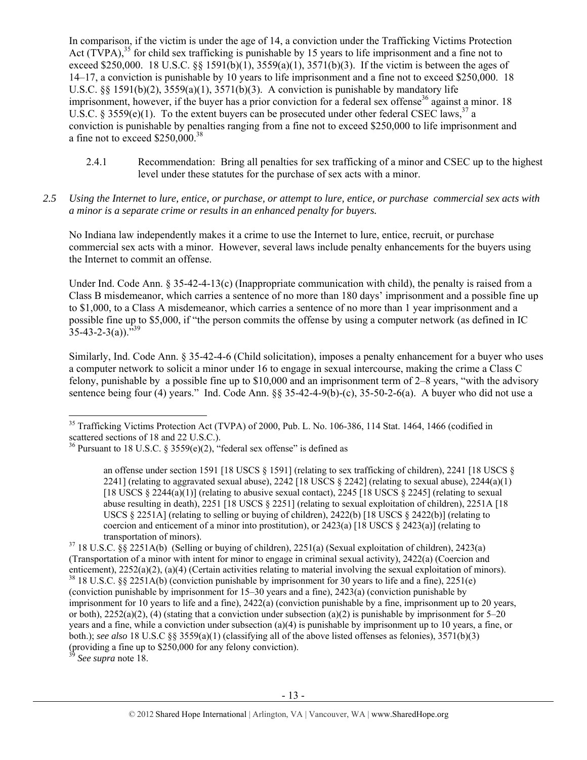In comparison, if the victim is under the age of 14, a conviction under the Trafficking Victims Protection Act (TVPA),[35] for child sex trafficking is punishable by 15 years to life imprisonment and a fine not to exceed $250,000. 18 U.S.C. §§ 1591(b)(1), 3559(a)(1), 3571(b)(3). If the victim is between the ages of 14–17, a conviction is punishable by 10 years to life imprisonment and a fine not to exceed $250,000. 18 U.S.C. §§ 1591(b)(2), 3559(a)(1), 3571(b)(3). A conviction is punishable by mandatory life imprisonment, however, if the buyer has a prior conviction for a federal sex offense[36] against a minor. 18 U.S.C. § 3559(e)(1). To the extent buyers can be prosecuted under other federal CSEC laws,[37] a conviction is punishable by penalties ranging from a fine not to exceed $250,000 to life imprisonment and a fine not to exceed $250,000.[38]

2.4.1 Recommendation: Bring all penalties for sex trafficking of a minor and CSEC up to the highest level under these statutes for the purchase of sex acts with a minor.

*2.5 Using the Internet to lure, entice, or purchase, or attempt to lure, entice, or purchase commercial sex acts with a minor is a separate crime or results in an enhanced penalty for buyers.*

No Indiana law independently makes it a crime to use the Internet to lure, entice, recruit, or purchase commercial sex acts with a minor. However, several laws include penalty enhancements for the buyers using the Internet to commit an offense.

Under Ind. Code Ann. § 35-42-4-13(c) (Inappropriate communication with child), the penalty is raised from a Class B misdemeanor, which carries a sentence of no more than 180 days' imprisonment and a possible fine up to $1,000, to a Class A misdemeanor, which carries a sentence of no more than 1 year imprisonment and a possible fine up to $5,000, if "the person commits the offense by using a computer network (as defined in IC 35-43-2-3(a))."[39]

Similarly, Ind. Code Ann. § 35-42-4-6 (Child solicitation), imposes a penalty enhancement for a buyer who uses a computer network to solicit a minor under 16 to engage in sexual intercourse, making the crime a Class C felony, punishable by a possible fine up to $10,000 and an imprisonment term of 2–8 years, "with the advisory sentence being four (4) years." Ind. Code Ann. §§ 35-42-4-9(b)-(c), 35-50-2-6(a). A buyer who did not use a

---

[35] Trafficking Victims Protection Act (TVPA) of 2000, Pub. L. No. 106-386, 114 Stat. 1464, 1466 (codified in scattered sections of 18 and 22 U.S.C.).

[36] Pursuant to 18 U.S.C. § 3559(e)(2), "federal sex offense" is defined as

> an offense under section 1591 [18 USCS § 1591] (relating to sex trafficking of children), 2241 [18 USCS § 2241] (relating to aggravated sexual abuse), 2242 [18 USCS § 2242] (relating to sexual abuse), 2244(a)(1) [18 USCS § 2244(a)(1)] (relating to abusive sexual contact), 2245 [18 USCS § 2245] (relating to sexual abuse resulting in death), 2251 [18 USCS § 2251] (relating to sexual exploitation of children), 2251A [18 USCS § 2251A] (relating to selling or buying of children), 2422(b) [18 USCS § 2422(b)] (relating to coercion and enticement of a minor into prostitution), or 2423(a) [18 USCS § 2423(a)] (relating to transportation of minors).

[37] 18 U.S.C. §§ 2251A(b) (Selling or buying of children), 2251(a) (Sexual exploitation of children), 2423(a) (Transportation of a minor with intent for minor to engage in criminal sexual activity), 2422(a) (Coercion and enticement), 2252(a)(2), (a)(4) (Certain activities relating to material involving the sexual exploitation of minors).

[38] 18 U.S.C. §§ 2251A(b) (conviction punishable by imprisonment for 30 years to life and a fine), 2251(e) (conviction punishable by imprisonment for 15–30 years and a fine), 2423(a) (conviction punishable by imprisonment for 10 years to life and a fine), 2422(a) (conviction punishable by a fine, imprisonment up to 20 years, or both), 2252(a)(2), (4) (stating that a conviction under subsection (a)(2) is punishable by imprisonment for 5–20 years and a fine, while a conviction under subsection (a)(4) is punishable by imprisonment up to 10 years, a fine, or both.); *see also* 18 U.S.C §§ 3559(a)(1) (classifying all of the above listed offenses as felonies), 3571(b)(3) (providing a fine up to $250,000 for any felony conviction).

[39] *See supra* note 18.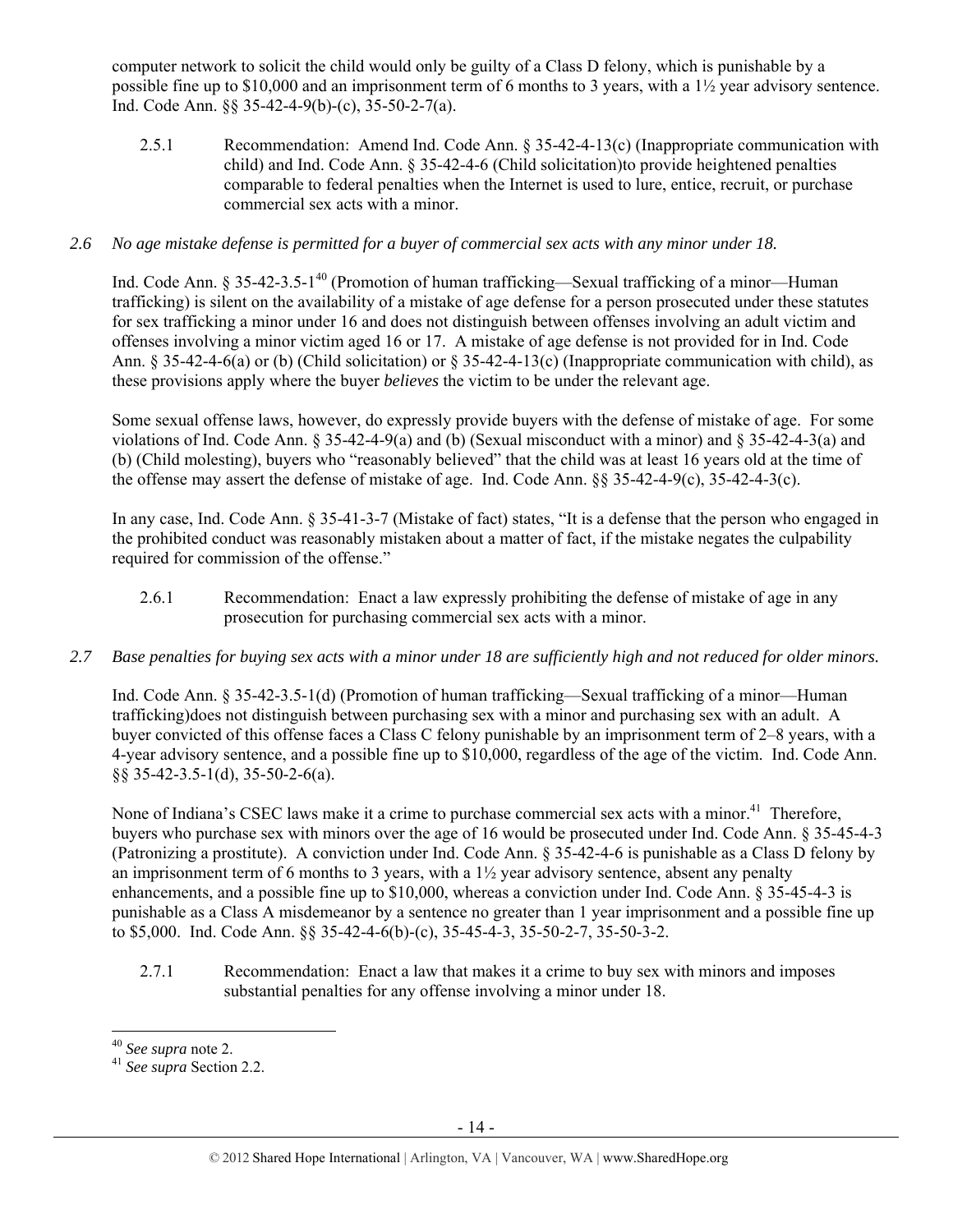computer network to solicit the child would only be guilty of a Class D felony, which is punishable by a possible fine up to $10,000 and an imprisonment term of 6 months to 3 years, with a 1½ year advisory sentence. Ind. Code Ann. §§ 35-42-4-9(b)-(c), 35-50-2-7(a).

2.5.1 Recommendation: Amend Ind. Code Ann. § 35-42-4-13(c) (Inappropriate communication with child) and Ind. Code Ann. § 35-42-4-6 (Child solicitation)to provide heightened penalties comparable to federal penalties when the Internet is used to lure, entice, recruit, or purchase commercial sex acts with a minor.

*2.6 No age mistake defense is permitted for a buyer of commercial sex acts with any minor under 18.*

Ind. Code Ann. § 35-42-3.5-1[40] (Promotion of human trafficking—Sexual trafficking of a minor—Human trafficking) is silent on the availability of a mistake of age defense for a person prosecuted under these statutes for sex trafficking a minor under 16 and does not distinguish between offenses involving an adult victim and offenses involving a minor victim aged 16 or 17. A mistake of age defense is not provided for in Ind. Code Ann. § 35-42-4-6(a) or (b) (Child solicitation) or § 35-42-4-13(c) (Inappropriate communication with child), as these provisions apply where the buyer *believes* the victim to be under the relevant age.

Some sexual offense laws, however, do expressly provide buyers with the defense of mistake of age. For some violations of Ind. Code Ann. § 35-42-4-9(a) and (b) (Sexual misconduct with a minor) and § 35-42-4-3(a) and (b) (Child molesting), buyers who "reasonably believed" that the child was at least 16 years old at the time of the offense may assert the defense of mistake of age. Ind. Code Ann. §§ 35-42-4-9(c), 35-42-4-3(c).

In any case, Ind. Code Ann. § 35-41-3-7 (Mistake of fact) states, "It is a defense that the person who engaged in the prohibited conduct was reasonably mistaken about a matter of fact, if the mistake negates the culpability required for commission of the offense."

2.6.1 Recommendation: Enact a law expressly prohibiting the defense of mistake of age in any prosecution for purchasing commercial sex acts with a minor.

*2.7 Base penalties for buying sex acts with a minor under 18 are sufficiently high and not reduced for older minors.*

Ind. Code Ann. § 35-42-3.5-1(d) (Promotion of human trafficking—Sexual trafficking of a minor—Human trafficking)does not distinguish between purchasing sex with a minor and purchasing sex with an adult. A buyer convicted of this offense faces a Class C felony punishable by an imprisonment term of 2–8 years, with a 4-year advisory sentence, and a possible fine up to $10,000, regardless of the age of the victim. Ind. Code Ann. §§ 35-42-3.5-1(d), 35-50-2-6(a).

None of Indiana's CSEC laws make it a crime to purchase commercial sex acts with a minor.[41] Therefore, buyers who purchase sex with minors over the age of 16 would be prosecuted under Ind. Code Ann. § 35-45-4-3 (Patronizing a prostitute). A conviction under Ind. Code Ann. § 35-42-4-6 is punishable as a Class D felony by an imprisonment term of 6 months to 3 years, with a 1½ year advisory sentence, absent any penalty enhancements, and a possible fine up to $10,000, whereas a conviction under Ind. Code Ann. § 35-45-4-3 is punishable as a Class A misdemeanor by a sentence no greater than 1 year imprisonment and a possible fine up to $5,000. Ind. Code Ann. §§ 35-42-4-6(b)-(c), 35-45-4-3, 35-50-2-7, 35-50-3-2.

2.7.1 Recommendation: Enact a law that makes it a crime to buy sex with minors and imposes substantial penalties for any offense involving a minor under 18.

---

[40] *See supra* note 2.

[41] *See supra* Section 2.2.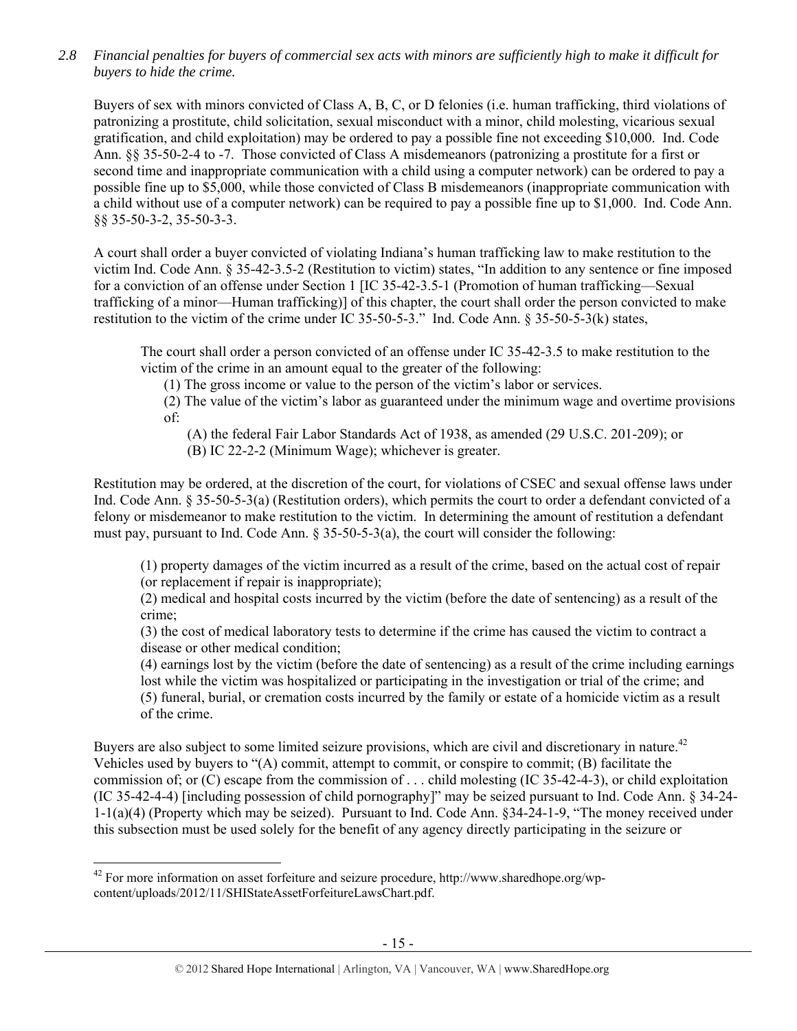*2.8 Financial penalties for buyers of commercial sex acts with minors are sufficiently high to make it difficult for buyers to hide the crime.*

Buyers of sex with minors convicted of Class A, B, C, or D felonies (i.e. human trafficking, third violations of patronizing a prostitute, child solicitation, sexual misconduct with a minor, child molesting, vicarious sexual gratification, and child exploitation) may be ordered to pay a possible fine not exceeding $10,000. Ind. Code Ann. §§ 35-50-2-4 to -7. Those convicted of Class A misdemeanors (patronizing a prostitute for a first or second time and inappropriate communication with a child using a computer network) can be ordered to pay a possible fine up to $5,000, while those convicted of Class B misdemeanors (inappropriate communication with a child without use of a computer network) can be required to pay a possible fine up to $1,000. Ind. Code Ann. §§ 35-50-3-2, 35-50-3-3.

A court shall order a buyer convicted of violating Indiana's human trafficking law to make restitution to the victim Ind. Code Ann. § 35-42-3.5-2 (Restitution to victim) states, "In addition to any sentence or fine imposed for a conviction of an offense under Section 1 [IC 35-42-3.5-1 (Promotion of human trafficking—Sexual trafficking of a minor—Human trafficking)] of this chapter, the court shall order the person convicted to make restitution to the victim of the crime under IC 35-50-5-3." Ind. Code Ann. § 35-50-5-3(k) states,

> The court shall order a person convicted of an offense under IC 35-42-3.5 to make restitution to the victim of the crime in an amount equal to the greater of the following:
>
> (1) The gross income or value to the person of the victim's labor or services.
>
> (2) The value of the victim's labor as guaranteed under the minimum wage and overtime provisions of:
>
> (A) the federal Fair Labor Standards Act of 1938, as amended (29 U.S.C. 201-209); or
>
> (B) IC 22-2-2 (Minimum Wage); whichever is greater.

Restitution may be ordered, at the discretion of the court, for violations of CSEC and sexual offense laws under Ind. Code Ann. § 35-50-5-3(a) (Restitution orders), which permits the court to order a defendant convicted of a felony or misdemeanor to make restitution to the victim. In determining the amount of restitution a defendant must pay, pursuant to Ind. Code Ann. § 35-50-5-3(a), the court will consider the following:

> (1) property damages of the victim incurred as a result of the crime, based on the actual cost of repair (or replacement if repair is inappropriate);
>
> (2) medical and hospital costs incurred by the victim (before the date of sentencing) as a result of the crime;
>
> (3) the cost of medical laboratory tests to determine if the crime has caused the victim to contract a disease or other medical condition;
>
> (4) earnings lost by the victim (before the date of sentencing) as a result of the crime including earnings lost while the victim was hospitalized or participating in the investigation or trial of the crime; and
>
> (5) funeral, burial, or cremation costs incurred by the family or estate of a homicide victim as a result of the crime.

Buyers are also subject to some limited seizure provisions, which are civil and discretionary in nature.[42] Vehicles used by buyers to "(A) commit, attempt to commit, or conspire to commit; (B) facilitate the commission of; or (C) escape from the commission of . . . child molesting (IC 35-42-4-3), or child exploitation (IC 35-42-4-4) [including possession of child pornography]" may be seized pursuant to Ind. Code Ann. § 34-24-1-1(a)(4) (Property which may be seized). Pursuant to Ind. Code Ann. §34-24-1-9, "The money received under this subsection must be used solely for the benefit of any agency directly participating in the seizure or

---

[42] For more information on asset forfeiture and seizure procedure, http://www.sharedhope.org/wp-content/uploads/2012/11/SHIStateAssetForfeitureLawsChart.pdf.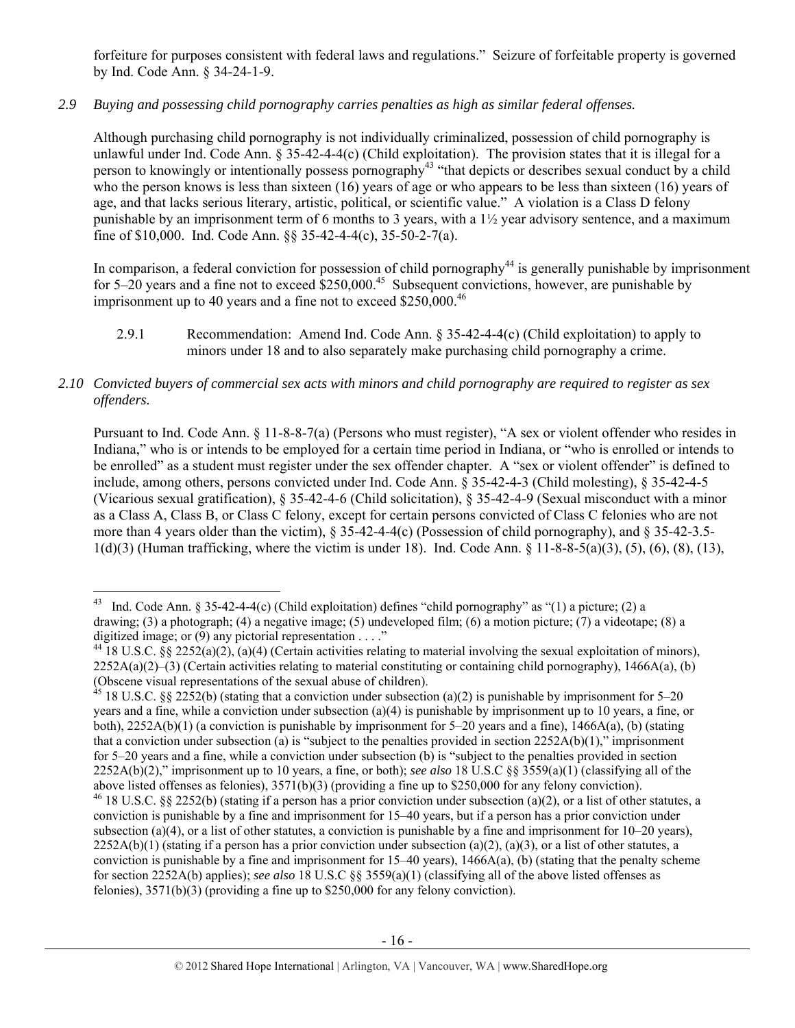forfeiture for purposes consistent with federal laws and regulations." Seizure of forfeitable property is governed by Ind. Code Ann. § 34-24-1-9.

*2.9 Buying and possessing child pornography carries penalties as high as similar federal offenses.*

Although purchasing child pornography is not individually criminalized, possession of child pornography is unlawful under Ind. Code Ann. § 35-42-4-4(c) (Child exploitation). The provision states that it is illegal for a person to knowingly or intentionally possess pornography[43] "that depicts or describes sexual conduct by a child who the person knows is less than sixteen (16) years of age or who appears to be less than sixteen (16) years of age, and that lacks serious literary, artistic, political, or scientific value." A violation is a Class D felony punishable by an imprisonment term of 6 months to 3 years, with a 1½ year advisory sentence, and a maximum fine of $10,000. Ind. Code Ann. §§ 35-42-4-4(c), 35-50-2-7(a).

In comparison, a federal conviction for possession of child pornography[44] is generally punishable by imprisonment for 5–20 years and a fine not to exceed $250,000.[45] Subsequent convictions, however, are punishable by imprisonment up to 40 years and a fine not to exceed $250,000.[46]

2.9.1 Recommendation: Amend Ind. Code Ann. § 35-42-4-4(c) (Child exploitation) to apply to minors under 18 and to also separately make purchasing child pornography a crime.

*2.10 Convicted buyers of commercial sex acts with minors and child pornography are required to register as sex offenders.*

Pursuant to Ind. Code Ann. § 11-8-8-7(a) (Persons who must register), "A sex or violent offender who resides in Indiana," who is or intends to be employed for a certain time period in Indiana, or "who is enrolled or intends to be enrolled" as a student must register under the sex offender chapter. A "sex or violent offender" is defined to include, among others, persons convicted under Ind. Code Ann. § 35-42-4-3 (Child molesting), § 35-42-4-5 (Vicarious sexual gratification), § 35-42-4-6 (Child solicitation), § 35-42-4-9 (Sexual misconduct with a minor as a Class A, Class B, or Class C felony, except for certain persons convicted of Class C felonies who are not more than 4 years older than the victim), § 35-42-4-4(c) (Possession of child pornography), and § 35-42-3.5-1(d)(3) (Human trafficking, where the victim is under 18). Ind. Code Ann. § 11-8-8-5(a)(3), (5), (6), (8), (13),

---

[43] Ind. Code Ann. § 35-42-4-4(c) (Child exploitation) defines "child pornography" as "(1) a picture; (2) a drawing; (3) a photograph; (4) a negative image; (5) undeveloped film; (6) a motion picture; (7) a videotape; (8) a digitized image; or (9) any pictorial representation . . . ."

[44] 18 U.S.C. §§ 2252(a)(2), (a)(4) (Certain activities relating to material involving the sexual exploitation of minors), 2252A(a)(2)–(3) (Certain activities relating to material constituting or containing child pornography), 1466A(a), (b) (Obscene visual representations of the sexual abuse of children).

[45] 18 U.S.C. §§ 2252(b) (stating that a conviction under subsection (a)(2) is punishable by imprisonment for 5–20 years and a fine, while a conviction under subsection (a)(4) is punishable by imprisonment up to 10 years, a fine, or both), 2252A(b)(1) (a conviction is punishable by imprisonment for 5–20 years and a fine), 1466A(a), (b) (stating that a conviction under subsection (a) is "subject to the penalties provided in section 2252A(b)(1)," imprisonment for 5–20 years and a fine, while a conviction under subsection (b) is "subject to the penalties provided in section 2252A(b)(2)," imprisonment up to 10 years, a fine, or both); *see also* 18 U.S.C §§ 3559(a)(1) (classifying all of the above listed offenses as felonies), 3571(b)(3) (providing a fine up to $250,000 for any felony conviction).

[46] 18 U.S.C. §§ 2252(b) (stating if a person has a prior conviction under subsection (a)(2), or a list of other statutes, a conviction is punishable by a fine and imprisonment for 15–40 years, but if a person has a prior conviction under subsection (a)(4), or a list of other statutes, a conviction is punishable by a fine and imprisonment for 10–20 years), 2252A(b)(1) (stating if a person has a prior conviction under subsection (a)(2), (a)(3), or a list of other statutes, a conviction is punishable by a fine and imprisonment for 15–40 years), 1466A(a), (b) (stating that the penalty scheme for section 2252A(b) applies); *see also* 18 U.S.C §§ 3559(a)(1) (classifying all of the above listed offenses as felonies), 3571(b)(3) (providing a fine up to $250,000 for any felony conviction).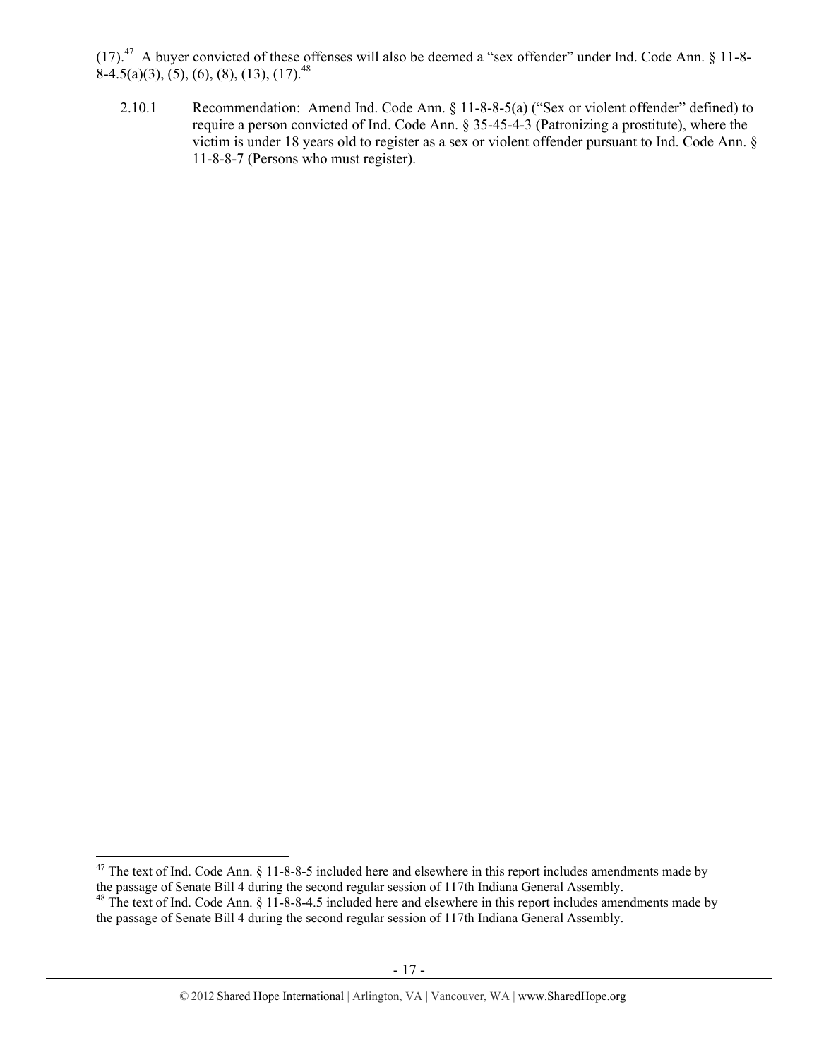(17).[47] A buyer convicted of these offenses will also be deemed a "sex offender" under Ind. Code Ann. § 11-8-8-4.5(a)(3), (5), (6), (8), (13), (17).[48]

2.10.1 Recommendation: Amend Ind. Code Ann. § 11-8-8-5(a) ("Sex or violent offender" defined) to require a person convicted of Ind. Code Ann. § 35-45-4-3 (Patronizing a prostitute), where the victim is under 18 years old to register as a sex or violent offender pursuant to Ind. Code Ann. § 11-8-8-7 (Persons who must register).

---

[47] The text of Ind. Code Ann. § 11-8-8-5 included here and elsewhere in this report includes amendments made by the passage of Senate Bill 4 during the second regular session of 117th Indiana General Assembly.

[48] The text of Ind. Code Ann. § 11-8-8-4.5 included here and elsewhere in this report includes amendments made by the passage of Senate Bill 4 during the second regular session of 117th Indiana General Assembly.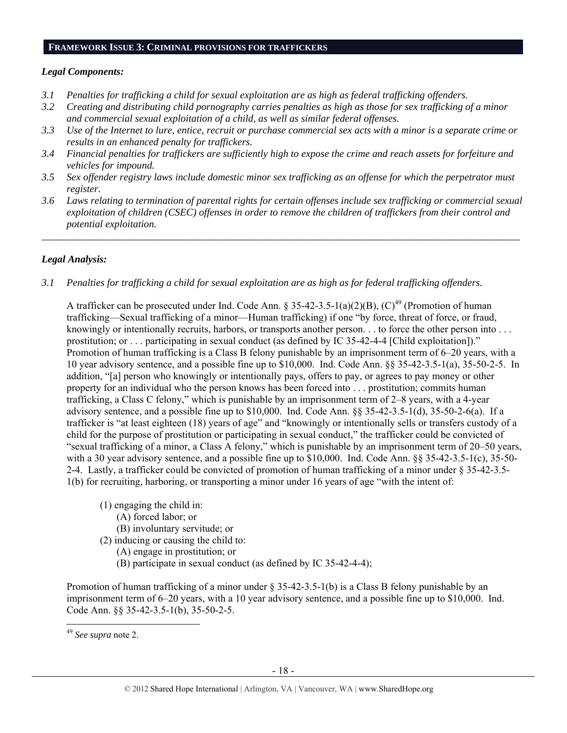## FRAMEWORK ISSUE 3: CRIMINAL PROVISIONS FOR TRAFFICKERS

### *Legal Components:*

*3.1 Penalties for trafficking a child for sexual exploitation are as high as federal trafficking offenders.*

*3.2 Creating and distributing child pornography carries penalties as high as those for sex trafficking of a minor and commercial sexual exploitation of a child, as well as similar federal offenses.*

*3.3 Use of the Internet to lure, entice, recruit or purchase commercial sex acts with a minor is a separate crime or results in an enhanced penalty for traffickers.*

*3.4 Financial penalties for traffickers are sufficiently high to expose the crime and reach assets for forfeiture and vehicles for impound.*

*3.5 Sex offender registry laws include domestic minor sex trafficking as an offense for which the perpetrator must register.*

*3.6 Laws relating to termination of parental rights for certain offenses include sex trafficking or commercial sexual exploitation of children (CSEC) offenses in order to remove the children of traffickers from their control and potential exploitation.*

---

### *Legal Analysis:*

*3.1 Penalties for trafficking a child for sexual exploitation are as high as for federal trafficking offenders.*

A trafficker can be prosecuted under Ind. Code Ann. § 35-42-3.5-1(a)(2)(B), (C)[49] (Promotion of human trafficking—Sexual trafficking of a minor—Human trafficking) if one "by force, threat of force, or fraud, knowingly or intentionally recruits, harbors, or transports another person. . . to force the other person into . . . prostitution; or . . . participating in sexual conduct (as defined by IC 35-42-4-4 [Child exploitation])." Promotion of human trafficking is a Class B felony punishable by an imprisonment term of 6–20 years, with a 10 year advisory sentence, and a possible fine up to $10,000. Ind. Code Ann. §§ 35-42-3.5-1(a), 35-50-2-5. In addition, "[a] person who knowingly or intentionally pays, offers to pay, or agrees to pay money or other property for an individual who the person knows has been forced into . . . prostitution; commits human trafficking, a Class C felony," which is punishable by an imprisonment term of 2–8 years, with a 4-year advisory sentence, and a possible fine up to $10,000. Ind. Code Ann. §§ 35-42-3.5-1(d), 35-50-2-6(a). If a trafficker is "at least eighteen (18) years of age" and "knowingly or intentionally sells or transfers custody of a child for the purpose of prostitution or participating in sexual conduct," the trafficker could be convicted of "sexual trafficking of a minor, a Class A felony," which is punishable by an imprisonment term of 20–50 years, with a 30 year advisory sentence, and a possible fine up to $10,000. Ind. Code Ann. §§ 35-42-3.5-1(c), 35-50-2-4. Lastly, a trafficker could be convicted of promotion of human trafficking of a minor under § 35-42-3.5-1(b) for recruiting, harboring, or transporting a minor under 16 years of age "with the intent of:

> (1) engaging the child in:
> 
> (A) forced labor; or
> 
> (B) involuntary servitude; or
> 
> (2) inducing or causing the child to:
> 
> (A) engage in prostitution; or
> 
> (B) participate in sexual conduct (as defined by IC 35-42-4-4);

Promotion of human trafficking of a minor under § 35-42-3.5-1(b) is a Class B felony punishable by an imprisonment term of 6–20 years, with a 10 year advisory sentence, and a possible fine up to $10,000. Ind. Code Ann. §§ 35-42-3.5-1(b), 35-50-2-5.

---

[49] *See supra* note 2.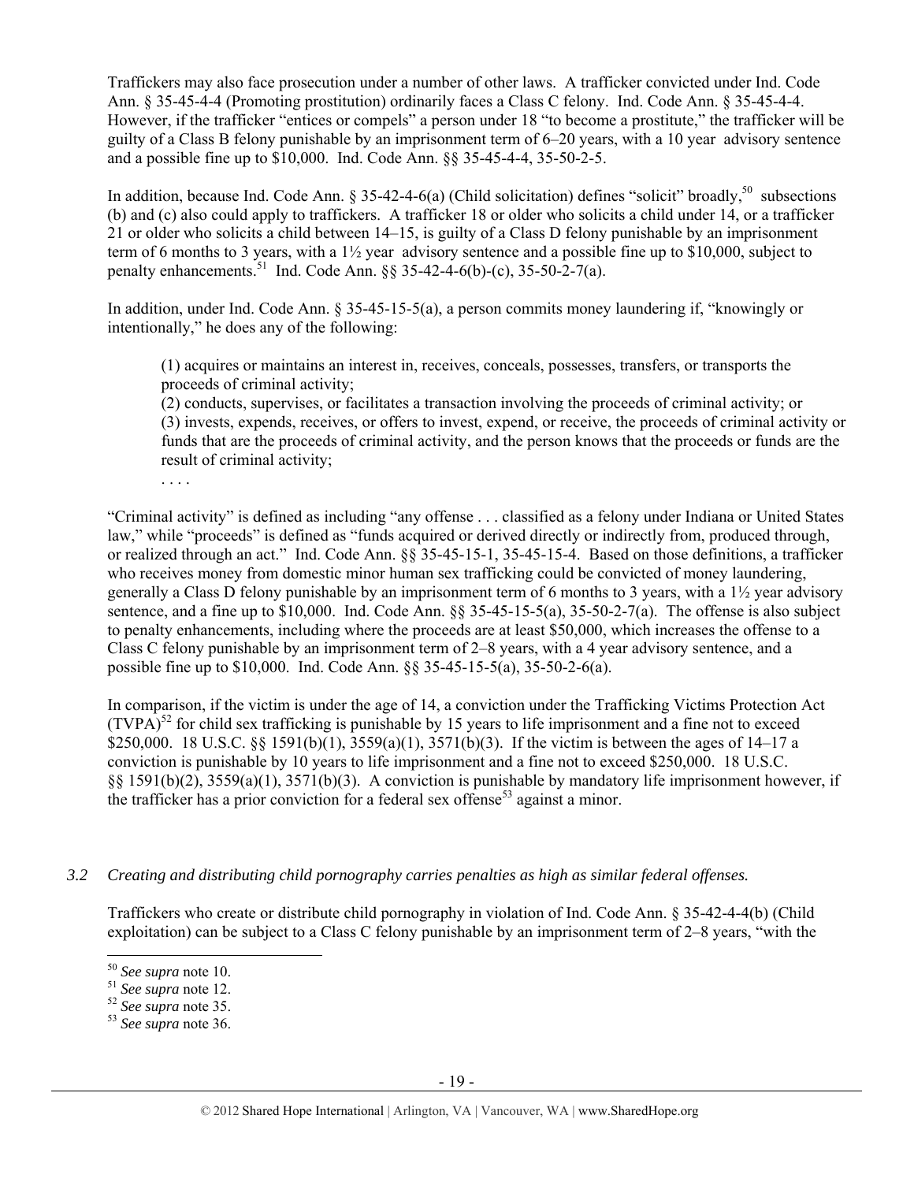Traffickers may also face prosecution under a number of other laws. A trafficker convicted under Ind. Code Ann. § 35-45-4-4 (Promoting prostitution) ordinarily faces a Class C felony. Ind. Code Ann. § 35-45-4-4. However, if the trafficker "entices or compels" a person under 18 "to become a prostitute," the trafficker will be guilty of a Class B felony punishable by an imprisonment term of 6–20 years, with a 10 year advisory sentence and a possible fine up to $10,000. Ind. Code Ann. §§ 35-45-4-4, 35-50-2-5.

In addition, because Ind. Code Ann. § 35-42-4-6(a) (Child solicitation) defines "solicit" broadly,[50] subsections (b) and (c) also could apply to traffickers. A trafficker 18 or older who solicits a child under 14, or a trafficker 21 or older who solicits a child between 14–15, is guilty of a Class D felony punishable by an imprisonment term of 6 months to 3 years, with a 1½ year advisory sentence and a possible fine up to $10,000, subject to penalty enhancements.[51] Ind. Code Ann. §§ 35-42-4-6(b)-(c), 35-50-2-7(a).

In addition, under Ind. Code Ann. § 35-45-15-5(a), a person commits money laundering if, "knowingly or intentionally," he does any of the following:

> (1) acquires or maintains an interest in, receives, conceals, possesses, transfers, or transports the proceeds of criminal activity;
> (2) conducts, supervises, or facilitates a transaction involving the proceeds of criminal activity; or
> (3) invests, expends, receives, or offers to invest, expend, or receive, the proceeds of criminal activity or funds that are the proceeds of criminal activity, and the person knows that the proceeds or funds are the result of criminal activity;
> . . . .

"Criminal activity" is defined as including "any offense . . . classified as a felony under Indiana or United States law," while "proceeds" is defined as "funds acquired or derived directly or indirectly from, produced through, or realized through an act." Ind. Code Ann. §§ 35-45-15-1, 35-45-15-4. Based on those definitions, a trafficker who receives money from domestic minor human sex trafficking could be convicted of money laundering, generally a Class D felony punishable by an imprisonment term of 6 months to 3 years, with a 1½ year advisory sentence, and a fine up to $10,000. Ind. Code Ann. §§ 35-45-15-5(a), 35-50-2-7(a). The offense is also subject to penalty enhancements, including where the proceeds are at least $50,000, which increases the offense to a Class C felony punishable by an imprisonment term of 2–8 years, with a 4 year advisory sentence, and a possible fine up to $10,000. Ind. Code Ann. §§ 35-45-15-5(a), 35-50-2-6(a).

In comparison, if the victim is under the age of 14, a conviction under the Trafficking Victims Protection Act (TVPA)[52] for child sex trafficking is punishable by 15 years to life imprisonment and a fine not to exceed $250,000. 18 U.S.C. §§ 1591(b)(1), 3559(a)(1), 3571(b)(3). If the victim is between the ages of 14–17 a conviction is punishable by 10 years to life imprisonment and a fine not to exceed $250,000. 18 U.S.C. §§ 1591(b)(2), 3559(a)(1), 3571(b)(3). A conviction is punishable by mandatory life imprisonment however, if the trafficker has a prior conviction for a federal sex offense[53] against a minor.

*3.2 Creating and distributing child pornography carries penalties as high as similar federal offenses.*

Traffickers who create or distribute child pornography in violation of Ind. Code Ann. § 35-42-4-4(b) (Child exploitation) can be subject to a Class C felony punishable by an imprisonment term of 2–8 years, "with the

---

[50] *See supra* note 10.
[51] *See supra* note 12.
[52] *See supra* note 35.
[53] *See supra* note 36.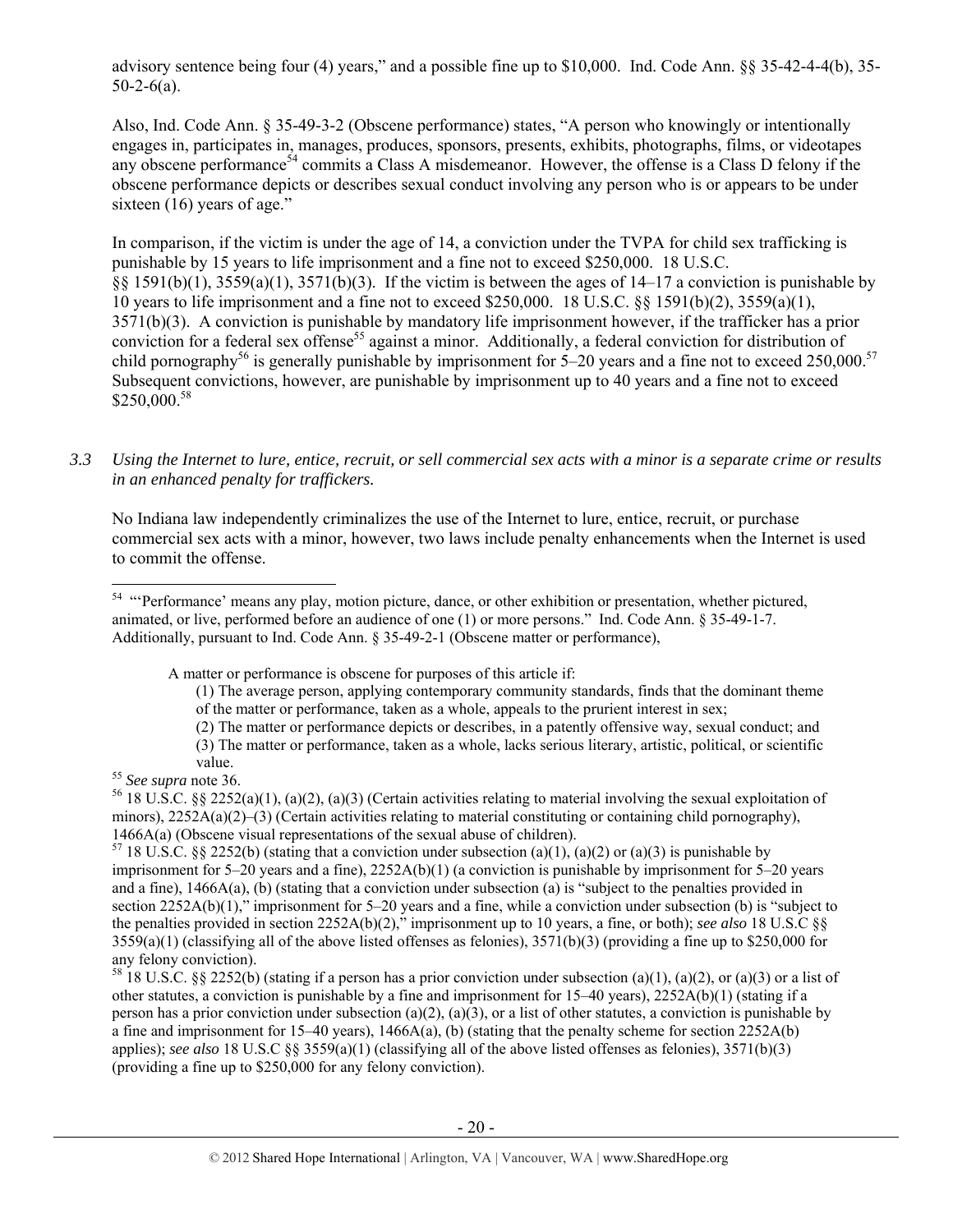advisory sentence being four (4) years," and a possible fine up to $10,000. Ind. Code Ann. §§ 35-42-4-4(b), 35-50-2-6(a).

Also, Ind. Code Ann. § 35-49-3-2 (Obscene performance) states, "A person who knowingly or intentionally engages in, participates in, manages, produces, sponsors, presents, exhibits, photographs, films, or videotapes any obscene performance[54] commits a Class A misdemeanor. However, the offense is a Class D felony if the obscene performance depicts or describes sexual conduct involving any person who is or appears to be under sixteen (16) years of age."

In comparison, if the victim is under the age of 14, a conviction under the TVPA for child sex trafficking is punishable by 15 years to life imprisonment and a fine not to exceed $250,000. 18 U.S.C. §§ 1591(b)(1), 3559(a)(1), 3571(b)(3). If the victim is between the ages of 14–17 a conviction is punishable by 10 years to life imprisonment and a fine not to exceed $250,000. 18 U.S.C. §§ 1591(b)(2), 3559(a)(1), 3571(b)(3). A conviction is punishable by mandatory life imprisonment however, if the trafficker has a prior conviction for a federal sex offense[55] against a minor. Additionally, a federal conviction for distribution of child pornography[56] is generally punishable by imprisonment for 5–20 years and a fine not to exceed 250,000.[57] Subsequent convictions, however, are punishable by imprisonment up to 40 years and a fine not to exceed $250,000.[58]

*3.3 Using the Internet to lure, entice, recruit, or sell commercial sex acts with a minor is a separate crime or results in an enhanced penalty for traffickers.*

No Indiana law independently criminalizes the use of the Internet to lure, entice, recruit, or purchase commercial sex acts with a minor, however, two laws include penalty enhancements when the Internet is used to commit the offense.

---

[54] "'Performance' means any play, motion picture, dance, or other exhibition or presentation, whether pictured, animated, or live, performed before an audience of one (1) or more persons." Ind. Code Ann. § 35-49-1-7. Additionally, pursuant to Ind. Code Ann. § 35-49-2-1 (Obscene matter or performance),

> A matter or performance is obscene for purposes of this article if:
> (1) The average person, applying contemporary community standards, finds that the dominant theme of the matter or performance, taken as a whole, appeals to the prurient interest in sex;
> (2) The matter or performance depicts or describes, in a patently offensive way, sexual conduct; and
> (3) The matter or performance, taken as a whole, lacks serious literary, artistic, political, or scientific value.

[55] *See supra* note 36.

[56] 18 U.S.C. §§ 2252(a)(1), (a)(2), (a)(3) (Certain activities relating to material involving the sexual exploitation of minors), 2252A(a)(2)–(3) (Certain activities relating to material constituting or containing child pornography), 1466A(a) (Obscene visual representations of the sexual abuse of children).

[57] 18 U.S.C. §§ 2252(b) (stating that a conviction under subsection (a)(1), (a)(2) or (a)(3) is punishable by imprisonment for 5–20 years and a fine), 2252A(b)(1) (a conviction is punishable by imprisonment for 5–20 years and a fine), 1466A(a), (b) (stating that a conviction under subsection (a) is "subject to the penalties provided in section 2252A(b)(1)," imprisonment for 5–20 years and a fine, while a conviction under subsection (b) is "subject to the penalties provided in section 2252A(b)(2)," imprisonment up to 10 years, a fine, or both); *see also* 18 U.S.C §§ 3559(a)(1) (classifying all of the above listed offenses as felonies), 3571(b)(3) (providing a fine up to $250,000 for any felony conviction).

[58] 18 U.S.C. §§ 2252(b) (stating if a person has a prior conviction under subsection (a)(1), (a)(2), or (a)(3) or a list of other statutes, a conviction is punishable by a fine and imprisonment for 15–40 years), 2252A(b)(1) (stating if a person has a prior conviction under subsection (a)(2), (a)(3), or a list of other statutes, a conviction is punishable by a fine and imprisonment for 15–40 years), 1466A(a), (b) (stating that the penalty scheme for section 2252A(b) applies); *see also* 18 U.S.C §§ 3559(a)(1) (classifying all of the above listed offenses as felonies), 3571(b)(3) (providing a fine up to $250,000 for any felony conviction).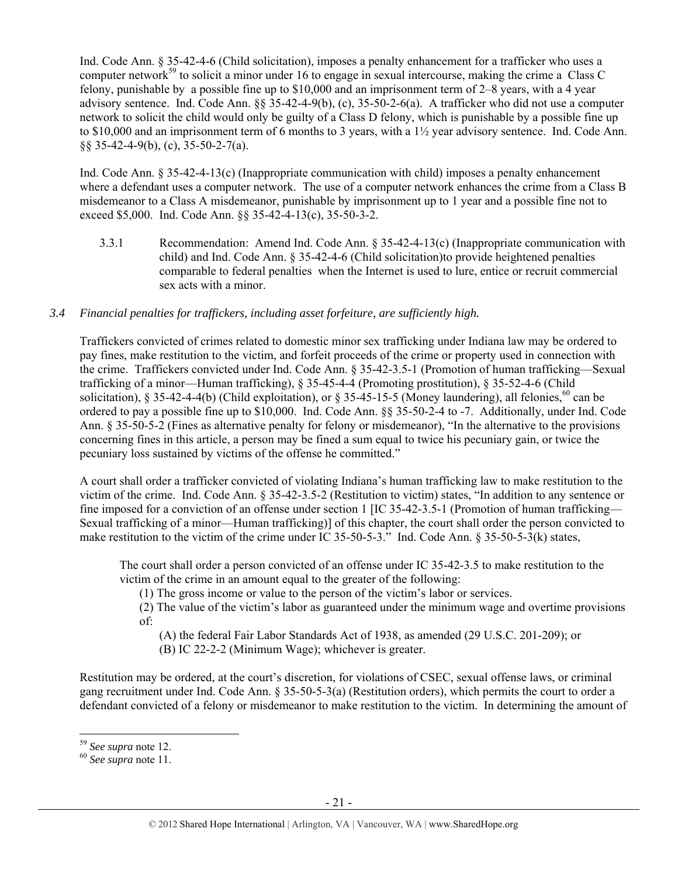Ind. Code Ann. § 35-42-4-6 (Child solicitation), imposes a penalty enhancement for a trafficker who uses a computer network[59] to solicit a minor under 16 to engage in sexual intercourse, making the crime a Class C felony, punishable by a possible fine up to $10,000 and an imprisonment term of 2–8 years, with a 4 year advisory sentence. Ind. Code Ann. §§ 35-42-4-9(b), (c), 35-50-2-6(a). A trafficker who did not use a computer network to solicit the child would only be guilty of a Class D felony, which is punishable by a possible fine up to $10,000 and an imprisonment term of 6 months to 3 years, with a 1½ year advisory sentence. Ind. Code Ann. §§ 35-42-4-9(b), (c), 35-50-2-7(a).

Ind. Code Ann. § 35-42-4-13(c) (Inappropriate communication with child) imposes a penalty enhancement where a defendant uses a computer network. The use of a computer network enhances the crime from a Class B misdemeanor to a Class A misdemeanor, punishable by imprisonment up to 1 year and a possible fine not to exceed $5,000. Ind. Code Ann. §§ 35-42-4-13(c), 35-50-3-2.

3.3.1 Recommendation: Amend Ind. Code Ann. § 35-42-4-13(c) (Inappropriate communication with child) and Ind. Code Ann. § 35-42-4-6 (Child solicitation)to provide heightened penalties comparable to federal penalties when the Internet is used to lure, entice or recruit commercial sex acts with a minor.

### *3.4 Financial penalties for traffickers, including asset forfeiture, are sufficiently high.*

Traffickers convicted of crimes related to domestic minor sex trafficking under Indiana law may be ordered to pay fines, make restitution to the victim, and forfeit proceeds of the crime or property used in connection with the crime. Traffickers convicted under Ind. Code Ann. § 35-42-3.5-1 (Promotion of human trafficking—Sexual trafficking of a minor—Human trafficking), § 35-45-4-4 (Promoting prostitution), § 35-52-4-6 (Child solicitation), § 35-42-4-4(b) (Child exploitation), or § 35-45-15-5 (Money laundering), all felonies,[60] can be ordered to pay a possible fine up to $10,000. Ind. Code Ann. §§ 35-50-2-4 to -7. Additionally, under Ind. Code Ann. § 35-50-5-2 (Fines as alternative penalty for felony or misdemeanor), "In the alternative to the provisions concerning fines in this article, a person may be fined a sum equal to twice his pecuniary gain, or twice the pecuniary loss sustained by victims of the offense he committed."

A court shall order a trafficker convicted of violating Indiana's human trafficking law to make restitution to the victim of the crime. Ind. Code Ann. § 35-42-3.5-2 (Restitution to victim) states, "In addition to any sentence or fine imposed for a conviction of an offense under section 1 [IC 35-42-3.5-1 (Promotion of human trafficking—Sexual trafficking of a minor—Human trafficking)] of this chapter, the court shall order the person convicted to make restitution to the victim of the crime under IC 35-50-5-3." Ind. Code Ann. § 35-50-5-3(k) states,

> The court shall order a person convicted of an offense under IC 35-42-3.5 to make restitution to the victim of the crime in an amount equal to the greater of the following:
> (1) The gross income or value to the person of the victim's labor or services.
> (2) The value of the victim's labor as guaranteed under the minimum wage and overtime provisions of:
> (A) the federal Fair Labor Standards Act of 1938, as amended (29 U.S.C. 201-209); or
> (B) IC 22-2-2 (Minimum Wage); whichever is greater.

Restitution may be ordered, at the court's discretion, for violations of CSEC, sexual offense laws, or criminal gang recruitment under Ind. Code Ann. § 35-50-5-3(a) (Restitution orders), which permits the court to order a defendant convicted of a felony or misdemeanor to make restitution to the victim. In determining the amount of

---

[59] *See supra* note 12.

[60] *See supra* note 11.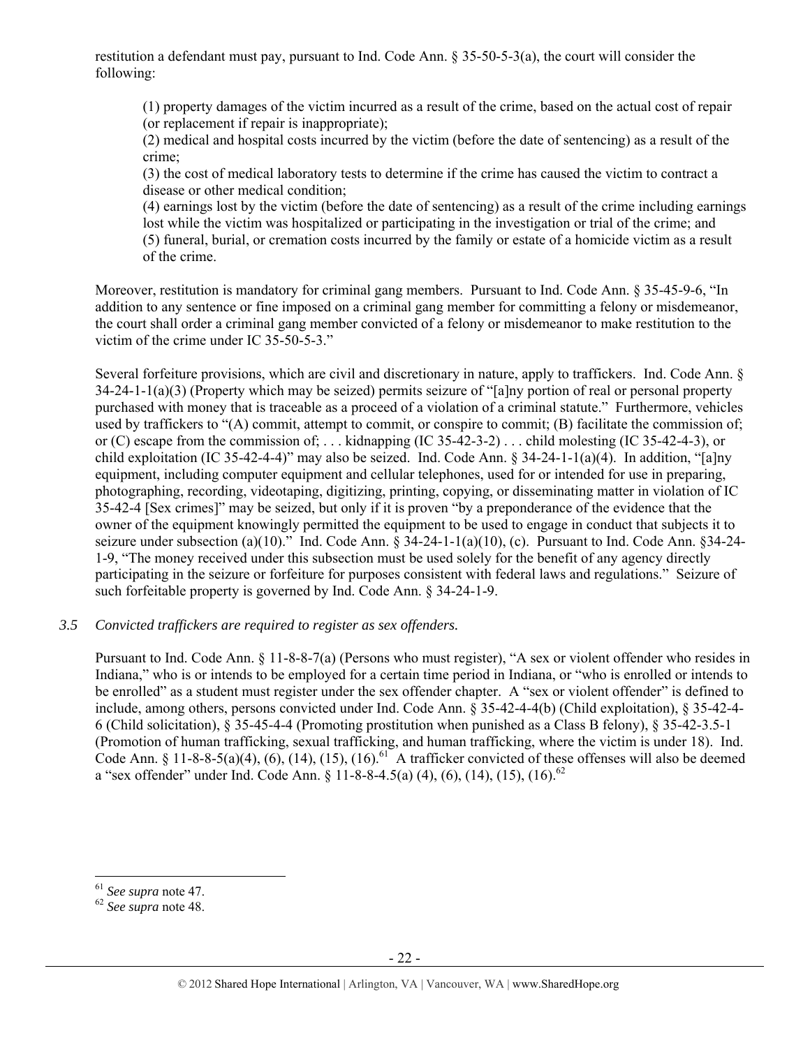restitution a defendant must pay, pursuant to Ind. Code Ann. § 35-50-5-3(a), the court will consider the following:

> (1) property damages of the victim incurred as a result of the crime, based on the actual cost of repair (or replacement if repair is inappropriate);
> (2) medical and hospital costs incurred by the victim (before the date of sentencing) as a result of the crime;
> (3) the cost of medical laboratory tests to determine if the crime has caused the victim to contract a disease or other medical condition;
> (4) earnings lost by the victim (before the date of sentencing) as a result of the crime including earnings lost while the victim was hospitalized or participating in the investigation or trial of the crime; and
> (5) funeral, burial, or cremation costs incurred by the family or estate of a homicide victim as a result of the crime.

Moreover, restitution is mandatory for criminal gang members. Pursuant to Ind. Code Ann. § 35-45-9-6, "In addition to any sentence or fine imposed on a criminal gang member for committing a felony or misdemeanor, the court shall order a criminal gang member convicted of a felony or misdemeanor to make restitution to the victim of the crime under IC 35-50-5-3."

Several forfeiture provisions, which are civil and discretionary in nature, apply to traffickers. Ind. Code Ann. § 34-24-1-1(a)(3) (Property which may be seized) permits seizure of "[a]ny portion of real or personal property purchased with money that is traceable as a proceed of a violation of a criminal statute." Furthermore, vehicles used by traffickers to "(A) commit, attempt to commit, or conspire to commit; (B) facilitate the commission of; or (C) escape from the commission of; . . . kidnapping (IC 35-42-3-2) . . . child molesting (IC 35-42-4-3), or child exploitation (IC 35-42-4-4)" may also be seized. Ind. Code Ann. § 34-24-1-1(a)(4). In addition, "[a]ny equipment, including computer equipment and cellular telephones, used for or intended for use in preparing, photographing, recording, videotaping, digitizing, printing, copying, or disseminating matter in violation of IC 35-42-4 [Sex crimes]" may be seized, but only if it is proven "by a preponderance of the evidence that the owner of the equipment knowingly permitted the equipment to be used to engage in conduct that subjects it to seizure under subsection (a)(10)." Ind. Code Ann. § 34-24-1-1(a)(10), (c). Pursuant to Ind. Code Ann. §34-24-1-9, "The money received under this subsection must be used solely for the benefit of any agency directly participating in the seizure or forfeiture for purposes consistent with federal laws and regulations." Seizure of such forfeitable property is governed by Ind. Code Ann. § 34-24-1-9.

*3.5 Convicted traffickers are required to register as sex offenders.*

Pursuant to Ind. Code Ann. § 11-8-8-7(a) (Persons who must register), "A sex or violent offender who resides in Indiana," who is or intends to be employed for a certain time period in Indiana, or "who is enrolled or intends to be enrolled" as a student must register under the sex offender chapter. A "sex or violent offender" is defined to include, among others, persons convicted under Ind. Code Ann. § 35-42-4-4(b) (Child exploitation), § 35-42-4-6 (Child solicitation), § 35-45-4-4 (Promoting prostitution when punished as a Class B felony), § 35-42-3.5-1 (Promotion of human trafficking, sexual trafficking, and human trafficking, where the victim is under 18). Ind. Code Ann. § 11-8-8-5(a)(4), (6), (14), (15), (16).[61] A trafficker convicted of these offenses will also be deemed a "sex offender" under Ind. Code Ann. § 11-8-8-4.5(a) (4), (6), (14), (15), (16).[62]

---

[61] *See supra* note 47.
[62] *See supra* note 48.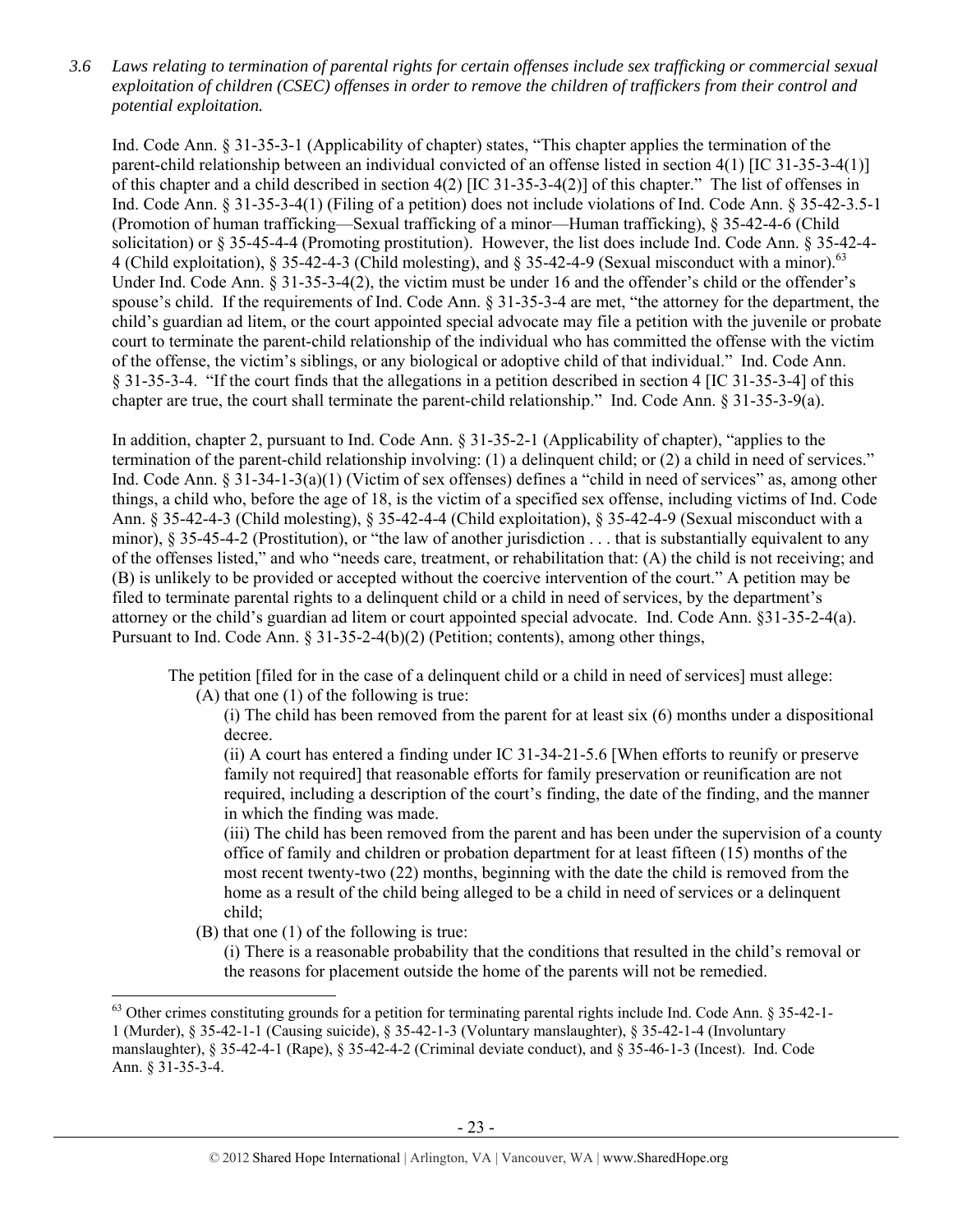*3.6 Laws relating to termination of parental rights for certain offenses include sex trafficking or commercial sexual exploitation of children (CSEC) offenses in order to remove the children of traffickers from their control and potential exploitation.*

Ind. Code Ann. § 31-35-3-1 (Applicability of chapter) states, "This chapter applies the termination of the parent-child relationship between an individual convicted of an offense listed in section 4(1) [IC 31-35-3-4(1)] of this chapter and a child described in section 4(2) [IC 31-35-3-4(2)] of this chapter." The list of offenses in Ind. Code Ann. § 31-35-3-4(1) (Filing of a petition) does not include violations of Ind. Code Ann. § 35-42-3.5-1 (Promotion of human trafficking—Sexual trafficking of a minor—Human trafficking), § 35-42-4-6 (Child solicitation) or § 35-45-4-4 (Promoting prostitution). However, the list does include Ind. Code Ann. § 35-42-4-4 (Child exploitation), § 35-42-4-3 (Child molesting), and § 35-42-4-9 (Sexual misconduct with a minor).[63] Under Ind. Code Ann. § 31-35-3-4(2), the victim must be under 16 and the offender's child or the offender's spouse's child. If the requirements of Ind. Code Ann. § 31-35-3-4 are met, "the attorney for the department, the child's guardian ad litem, or the court appointed special advocate may file a petition with the juvenile or probate court to terminate the parent-child relationship of the individual who has committed the offense with the victim of the offense, the victim's siblings, or any biological or adoptive child of that individual." Ind. Code Ann. § 31-35-3-4. "If the court finds that the allegations in a petition described in section 4 [IC 31-35-3-4] of this chapter are true, the court shall terminate the parent-child relationship." Ind. Code Ann. § 31-35-3-9(a).

In addition, chapter 2, pursuant to Ind. Code Ann. § 31-35-2-1 (Applicability of chapter), "applies to the termination of the parent-child relationship involving: (1) a delinquent child; or (2) a child in need of services." Ind. Code Ann. § 31-34-1-3(a)(1) (Victim of sex offenses) defines a "child in need of services" as, among other things, a child who, before the age of 18, is the victim of a specified sex offense, including victims of Ind. Code Ann. § 35-42-4-3 (Child molesting), § 35-42-4-4 (Child exploitation), § 35-42-4-9 (Sexual misconduct with a minor), § 35-45-4-2 (Prostitution), or "the law of another jurisdiction . . . that is substantially equivalent to any of the offenses listed," and who "needs care, treatment, or rehabilitation that: (A) the child is not receiving; and (B) is unlikely to be provided or accepted without the coercive intervention of the court." A petition may be filed to terminate parental rights to a delinquent child or a child in need of services, by the department's attorney or the child's guardian ad litem or court appointed special advocate. Ind. Code Ann. §31-35-2-4(a). Pursuant to Ind. Code Ann. § 31-35-2-4(b)(2) (Petition; contents), among other things,

> The petition [filed for in the case of a delinquent child or a child in need of services] must allege:
> (A) that one (1) of the following is true:
> (i) The child has been removed from the parent for at least six (6) months under a dispositional decree.
> (ii) A court has entered a finding under IC 31-34-21-5.6 [When efforts to reunify or preserve family not required] that reasonable efforts for family preservation or reunification are not required, including a description of the court's finding, the date of the finding, and the manner in which the finding was made.
> (iii) The child has been removed from the parent and has been under the supervision of a county office of family and children or probation department for at least fifteen (15) months of the most recent twenty-two (22) months, beginning with the date the child is removed from the home as a result of the child being alleged to be a child in need of services or a delinquent child;
> (B) that one (1) of the following is true:
> (i) There is a reasonable probability that the conditions that resulted in the child's removal or the reasons for placement outside the home of the parents will not be remedied.

[63] Other crimes constituting grounds for a petition for terminating parental rights include Ind. Code Ann. § 35-42-1-1 (Murder), § 35-42-1-1 (Causing suicide), § 35-42-1-3 (Voluntary manslaughter), § 35-42-1-4 (Involuntary manslaughter), § 35-42-4-1 (Rape), § 35-42-4-2 (Criminal deviate conduct), and § 35-46-1-3 (Incest). Ind. Code Ann. § 31-35-3-4.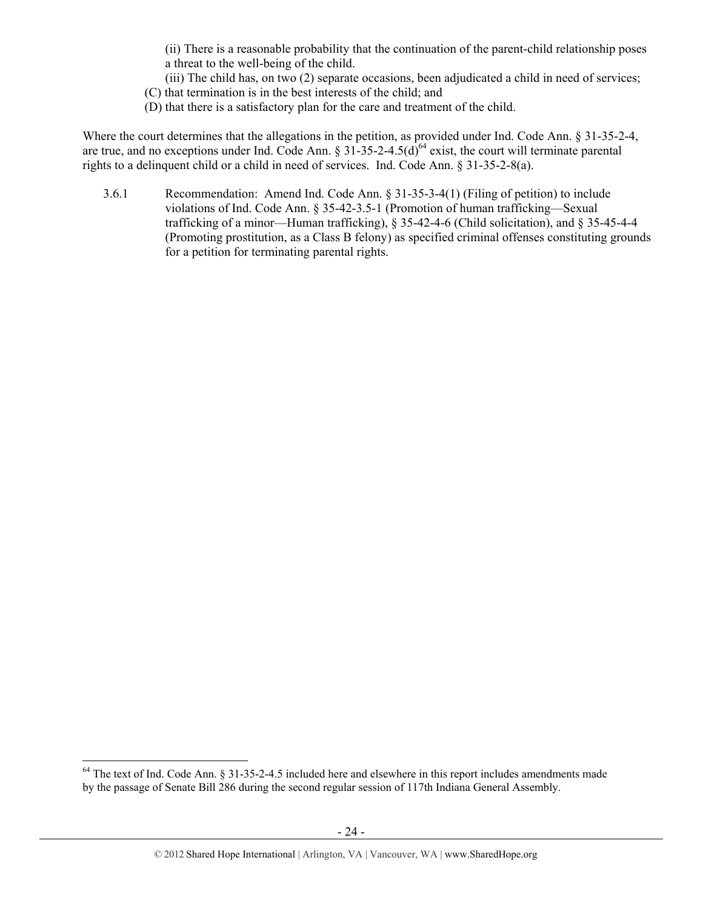(ii) There is a reasonable probability that the continuation of the parent-child relationship poses a threat to the well-being of the child.

(iii) The child has, on two (2) separate occasions, been adjudicated a child in need of services;

(C) that termination is in the best interests of the child; and

(D) that there is a satisfactory plan for the care and treatment of the child.

Where the court determines that the allegations in the petition, as provided under Ind. Code Ann. § 31-35-2-4, are true, and no exceptions under Ind. Code Ann. § 31-35-2-4.5(d)[64] exist, the court will terminate parental rights to a delinquent child or a child in need of services. Ind. Code Ann. § 31-35-2-8(a).

3.6.1 Recommendation: Amend Ind. Code Ann. § 31-35-3-4(1) (Filing of petition) to include violations of Ind. Code Ann. § 35-42-3.5-1 (Promotion of human trafficking—Sexual trafficking of a minor—Human trafficking), § 35-42-4-6 (Child solicitation), and § 35-45-4-4 (Promoting prostitution, as a Class B felony) as specified criminal offenses constituting grounds for a petition for terminating parental rights.

[64] The text of Ind. Code Ann. § 31-35-2-4.5 included here and elsewhere in this report includes amendments made by the passage of Senate Bill 286 during the second regular session of 117th Indiana General Assembly.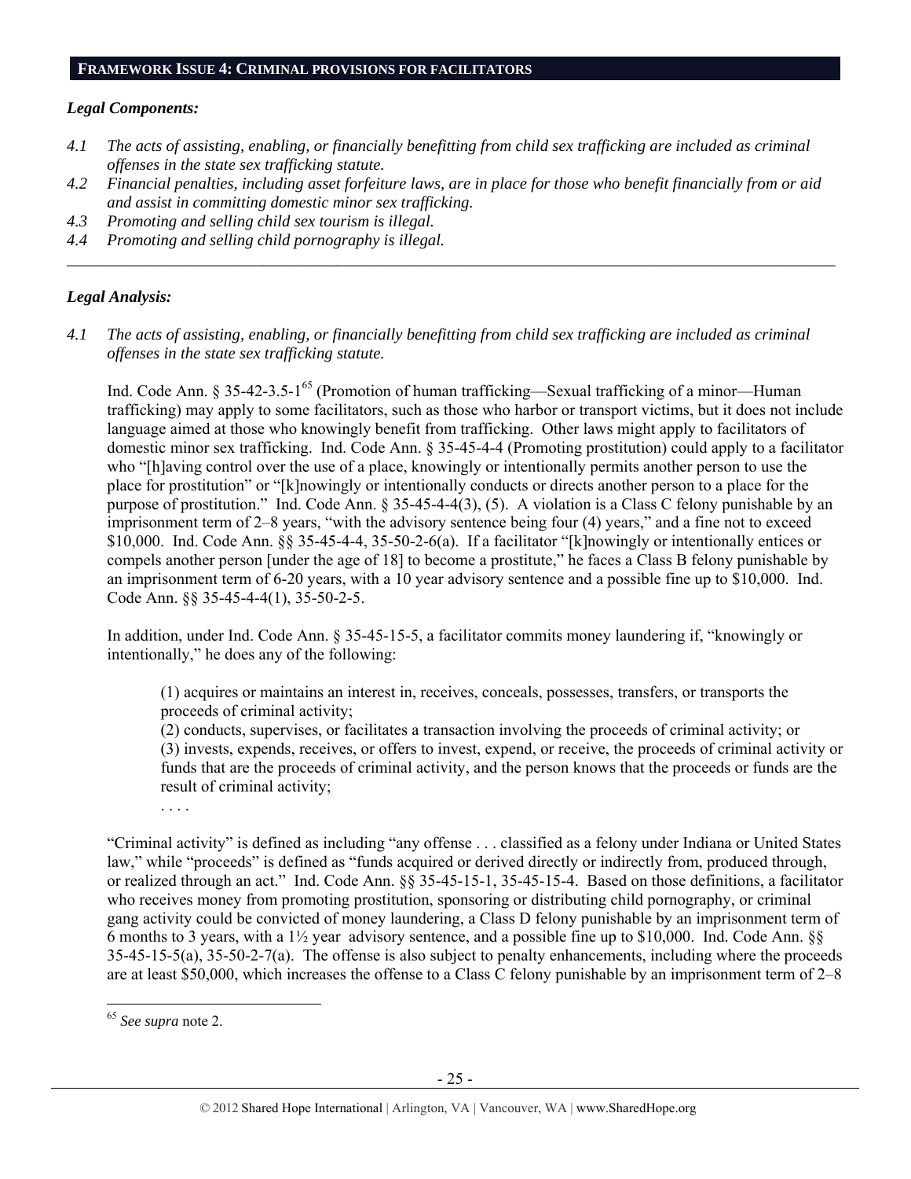## FRAMEWORK ISSUE 4: CRIMINAL PROVISIONS FOR FACILITATORS

### *Legal Components:*

*4.1 The acts of assisting, enabling, or financially benefitting from child sex trafficking are included as criminal offenses in the state sex trafficking statute.*

*4.2 Financial penalties, including asset forfeiture laws, are in place for those who benefit financially from or aid and assist in committing domestic minor sex trafficking.*

*4.3 Promoting and selling child sex tourism is illegal.*

*4.4 Promoting and selling child pornography is illegal.*

---

### *Legal Analysis:*

*4.1 The acts of assisting, enabling, or financially benefitting from child sex trafficking are included as criminal offenses in the state sex trafficking statute.*

Ind. Code Ann. § 35-42-3.5-1[65] (Promotion of human trafficking—Sexual trafficking of a minor—Human trafficking) may apply to some facilitators, such as those who harbor or transport victims, but it does not include language aimed at those who knowingly benefit from trafficking. Other laws might apply to facilitators of domestic minor sex trafficking. Ind. Code Ann. § 35-45-4-4 (Promoting prostitution) could apply to a facilitator who "[h]aving control over the use of a place, knowingly or intentionally permits another person to use the place for prostitution" or "[k]nowingly or intentionally conducts or directs another person to a place for the purpose of prostitution." Ind. Code Ann. § 35-45-4-4(3), (5). A violation is a Class C felony punishable by an imprisonment term of 2–8 years, "with the advisory sentence being four (4) years," and a fine not to exceed $10,000. Ind. Code Ann. §§ 35-45-4-4, 35-50-2-6(a). If a facilitator "[k]nowingly or intentionally entices or compels another person [under the age of 18] to become a prostitute," he faces a Class B felony punishable by an imprisonment term of 6-20 years, with a 10 year advisory sentence and a possible fine up to $10,000. Ind. Code Ann. §§ 35-45-4-4(1), 35-50-2-5.

In addition, under Ind. Code Ann. § 35-45-15-5, a facilitator commits money laundering if, "knowingly or intentionally," he does any of the following:

> (1) acquires or maintains an interest in, receives, conceals, possesses, transfers, or transports the proceeds of criminal activity;
> (2) conducts, supervises, or facilitates a transaction involving the proceeds of criminal activity; or
> (3) invests, expends, receives, or offers to invest, expend, or receive, the proceeds of criminal activity or funds that are the proceeds of criminal activity, and the person knows that the proceeds or funds are the result of criminal activity;
> . . . .

"Criminal activity" is defined as including "any offense . . . classified as a felony under Indiana or United States law," while "proceeds" is defined as "funds acquired or derived directly or indirectly from, produced through, or realized through an act." Ind. Code Ann. §§ 35-45-15-1, 35-45-15-4. Based on those definitions, a facilitator who receives money from promoting prostitution, sponsoring or distributing child pornography, or criminal gang activity could be convicted of money laundering, a Class D felony punishable by an imprisonment term of 6 months to 3 years, with a 1½ year advisory sentence, and a possible fine up to $10,000. Ind. Code Ann. §§ 35-45-15-5(a), 35-50-2-7(a). The offense is also subject to penalty enhancements, including where the proceeds are at least $50,000, which increases the offense to a Class C felony punishable by an imprisonment term of 2–8

---

[65] *See supra* note 2.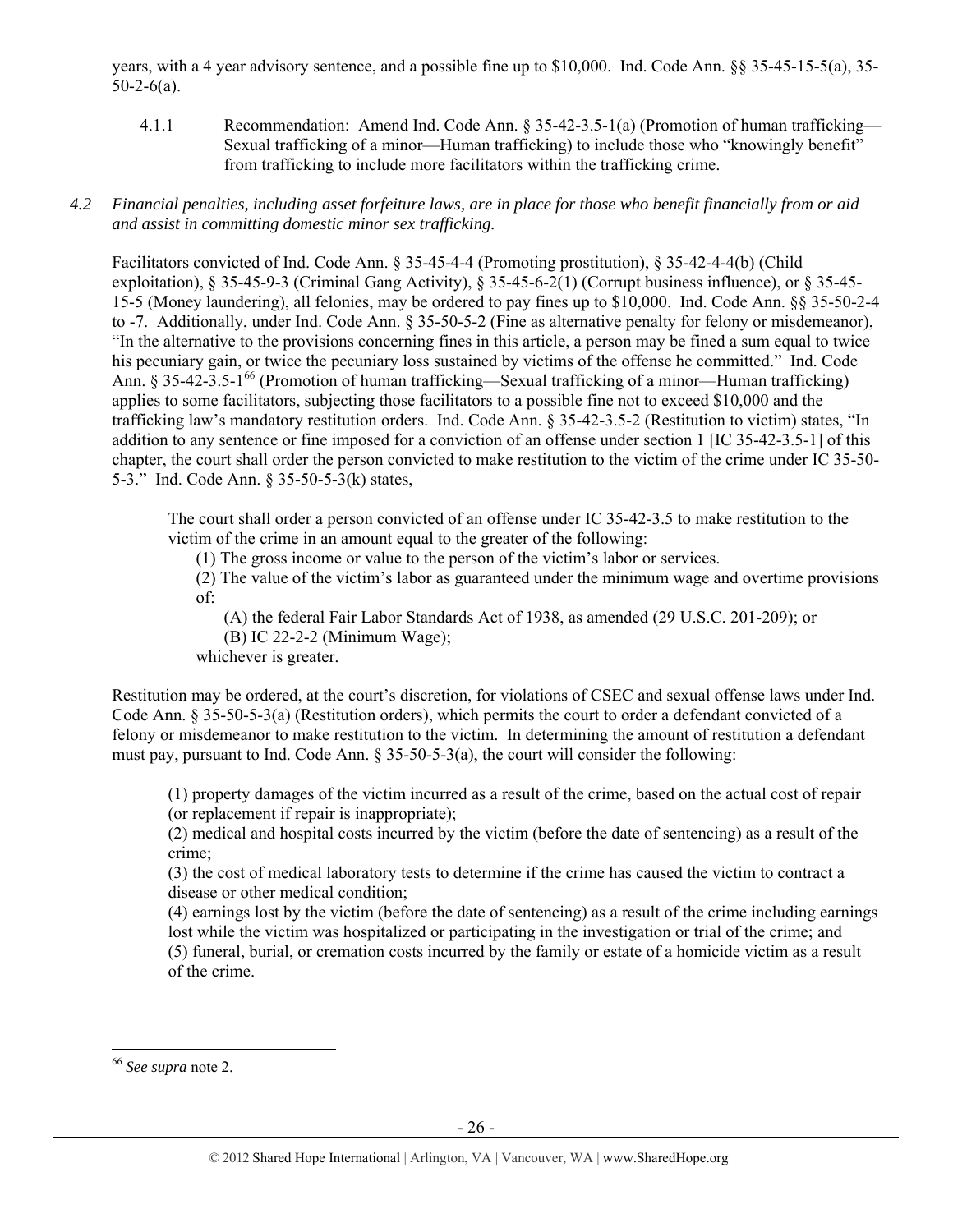years, with a 4 year advisory sentence, and a possible fine up to $10,000. Ind. Code Ann. §§ 35-45-15-5(a), 35-50-2-6(a).

4.1.1 Recommendation: Amend Ind. Code Ann. § 35-42-3.5-1(a) (Promotion of human trafficking—Sexual trafficking of a minor—Human trafficking) to include those who "knowingly benefit" from trafficking to include more facilitators within the trafficking crime.

*4.2 Financial penalties, including asset forfeiture laws, are in place for those who benefit financially from or aid and assist in committing domestic minor sex trafficking.*

Facilitators convicted of Ind. Code Ann. § 35-45-4-4 (Promoting prostitution), § 35-42-4-4(b) (Child exploitation), § 35-45-9-3 (Criminal Gang Activity), § 35-45-6-2(1) (Corrupt business influence), or § 35-45-15-5 (Money laundering), all felonies, may be ordered to pay fines up to $10,000. Ind. Code Ann. §§ 35-50-2-4 to -7. Additionally, under Ind. Code Ann. § 35-50-5-2 (Fine as alternative penalty for felony or misdemeanor), "In the alternative to the provisions concerning fines in this article, a person may be fined a sum equal to twice his pecuniary gain, or twice the pecuniary loss sustained by victims of the offense he committed." Ind. Code Ann. § 35-42-3.5-1[66] (Promotion of human trafficking—Sexual trafficking of a minor—Human trafficking) applies to some facilitators, subjecting those facilitators to a possible fine not to exceed $10,000 and the trafficking law's mandatory restitution orders. Ind. Code Ann. § 35-42-3.5-2 (Restitution to victim) states, "In addition to any sentence or fine imposed for a conviction of an offense under section 1 [IC 35-42-3.5-1] of this chapter, the court shall order the person convicted to make restitution to the victim of the crime under IC 35-50-5-3." Ind. Code Ann. § 35-50-5-3(k) states,

> The court shall order a person convicted of an offense under IC 35-42-3.5 to make restitution to the victim of the crime in an amount equal to the greater of the following:
>
> (1) The gross income or value to the person of the victim's labor or services.
>
> (2) The value of the victim's labor as guaranteed under the minimum wage and overtime provisions of:
>
> (A) the federal Fair Labor Standards Act of 1938, as amended (29 U.S.C. 201-209); or
>
> (B) IC 22-2-2 (Minimum Wage);
>
> whichever is greater.

Restitution may be ordered, at the court's discretion, for violations of CSEC and sexual offense laws under Ind. Code Ann. § 35-50-5-3(a) (Restitution orders), which permits the court to order a defendant convicted of a felony or misdemeanor to make restitution to the victim. In determining the amount of restitution a defendant must pay, pursuant to Ind. Code Ann. § 35-50-5-3(a), the court will consider the following:

> (1) property damages of the victim incurred as a result of the crime, based on the actual cost of repair (or replacement if repair is inappropriate);
>
> (2) medical and hospital costs incurred by the victim (before the date of sentencing) as a result of the crime;
>
> (3) the cost of medical laboratory tests to determine if the crime has caused the victim to contract a disease or other medical condition;
>
> (4) earnings lost by the victim (before the date of sentencing) as a result of the crime including earnings lost while the victim was hospitalized or participating in the investigation or trial of the crime; and
>
> (5) funeral, burial, or cremation costs incurred by the family or estate of a homicide victim as a result of the crime.

[66] *See supra* note 2.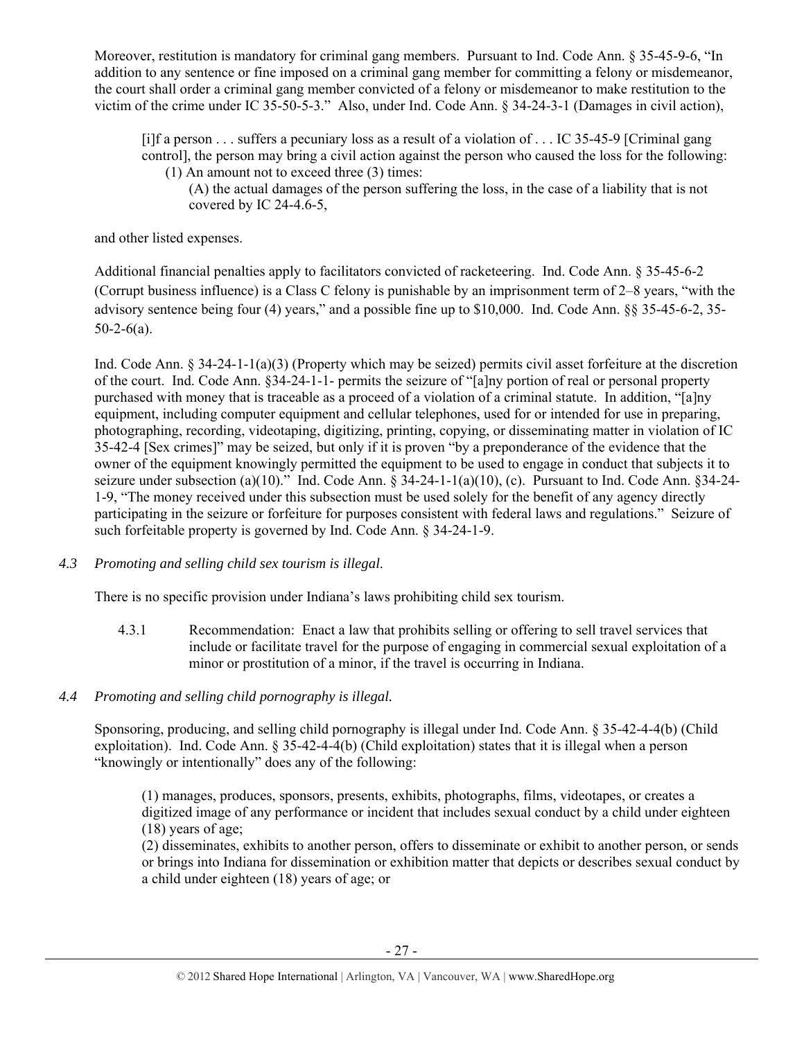Moreover, restitution is mandatory for criminal gang members. Pursuant to Ind. Code Ann. § 35-45-9-6, "In addition to any sentence or fine imposed on a criminal gang member for committing a felony or misdemeanor, the court shall order a criminal gang member convicted of a felony or misdemeanor to make restitution to the victim of the crime under IC 35-50-5-3." Also, under Ind. Code Ann. § 34-24-3-1 (Damages in civil action),

> [i]f a person . . . suffers a pecuniary loss as a result of a violation of . . . IC 35-45-9 [Criminal gang control], the person may bring a civil action against the person who caused the loss for the following:
>
> (1) An amount not to exceed three (3) times:
>
> (A) the actual damages of the person suffering the loss, in the case of a liability that is not covered by IC 24-4.6-5,

and other listed expenses.

Additional financial penalties apply to facilitators convicted of racketeering. Ind. Code Ann. § 35-45-6-2 (Corrupt business influence) is a Class C felony is punishable by an imprisonment term of 2–8 years, "with the advisory sentence being four (4) years," and a possible fine up to $10,000. Ind. Code Ann. §§ 35-45-6-2, 35-50-2-6(a).

Ind. Code Ann. § 34-24-1-1(a)(3) (Property which may be seized) permits civil asset forfeiture at the discretion of the court. Ind. Code Ann. §34-24-1-1- permits the seizure of "[a]ny portion of real or personal property purchased with money that is traceable as a proceed of a violation of a criminal statute. In addition, "[a]ny equipment, including computer equipment and cellular telephones, used for or intended for use in preparing, photographing, recording, videotaping, digitizing, printing, copying, or disseminating matter in violation of IC 35-42-4 [Sex crimes]" may be seized, but only if it is proven "by a preponderance of the evidence that the owner of the equipment knowingly permitted the equipment to be used to engage in conduct that subjects it to seizure under subsection (a)(10)." Ind. Code Ann. § 34-24-1-1(a)(10), (c). Pursuant to Ind. Code Ann. §34-24-1-9, "The money received under this subsection must be used solely for the benefit of any agency directly participating in the seizure or forfeiture for purposes consistent with federal laws and regulations." Seizure of such forfeitable property is governed by Ind. Code Ann. § 34-24-1-9.

*4.3 Promoting and selling child sex tourism is illegal.*

There is no specific provision under Indiana's laws prohibiting child sex tourism.

4.3.1 Recommendation: Enact a law that prohibits selling or offering to sell travel services that include or facilitate travel for the purpose of engaging in commercial sexual exploitation of a minor or prostitution of a minor, if the travel is occurring in Indiana.

*4.4 Promoting and selling child pornography is illegal.*

Sponsoring, producing, and selling child pornography is illegal under Ind. Code Ann. § 35-42-4-4(b) (Child exploitation). Ind. Code Ann. § 35-42-4-4(b) (Child exploitation) states that it is illegal when a person "knowingly or intentionally" does any of the following:

> (1) manages, produces, sponsors, presents, exhibits, photographs, films, videotapes, or creates a digitized image of any performance or incident that includes sexual conduct by a child under eighteen (18) years of age;
>
> (2) disseminates, exhibits to another person, offers to disseminate or exhibit to another person, or sends or brings into Indiana for dissemination or exhibition matter that depicts or describes sexual conduct by a child under eighteen (18) years of age; or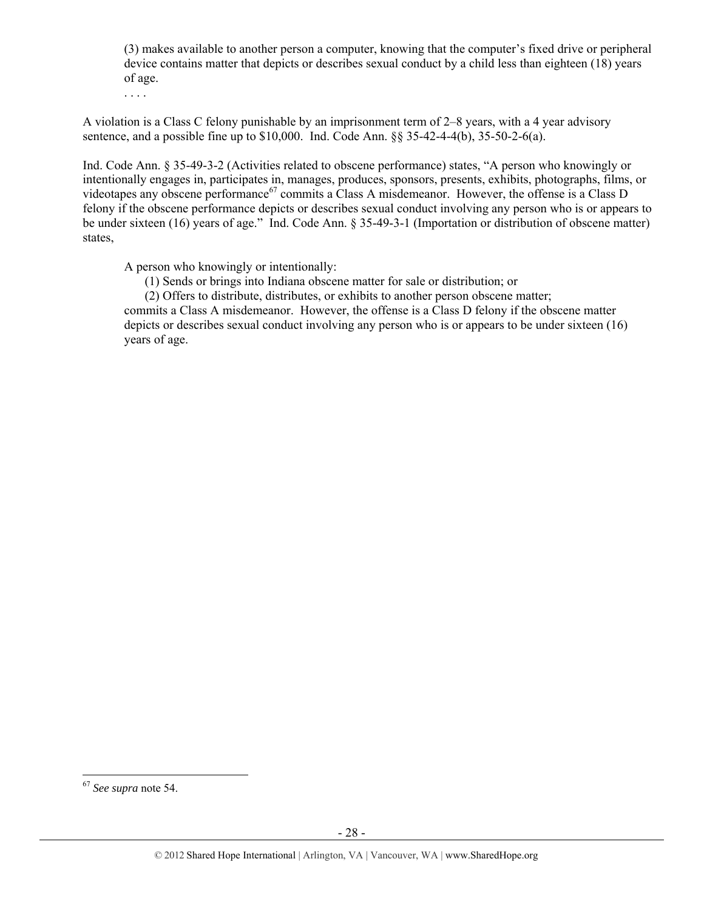> (3) makes available to another person a computer, knowing that the computer's fixed drive or peripheral device contains matter that depicts or describes sexual conduct by a child less than eighteen (18) years of age.
>
> . . . .

A violation is a Class C felony punishable by an imprisonment term of 2–8 years, with a 4 year advisory sentence, and a possible fine up to $10,000. Ind. Code Ann. §§ 35-42-4-4(b), 35-50-2-6(a).

Ind. Code Ann. § 35-49-3-2 (Activities related to obscene performance) states, "A person who knowingly or intentionally engages in, participates in, manages, produces, sponsors, presents, exhibits, photographs, films, or videotapes any obscene performance[67] commits a Class A misdemeanor. However, the offense is a Class D felony if the obscene performance depicts or describes sexual conduct involving any person who is or appears to be under sixteen (16) years of age." Ind. Code Ann. § 35-49-3-1 (Importation or distribution of obscene matter) states,

> A person who knowingly or intentionally:
>
> (1) Sends or brings into Indiana obscene matter for sale or distribution; or
>
> (2) Offers to distribute, distributes, or exhibits to another person obscene matter;
>
> commits a Class A misdemeanor. However, the offense is a Class D felony if the obscene matter depicts or describes sexual conduct involving any person who is or appears to be under sixteen (16) years of age.

---

[67] *See supra* note 54.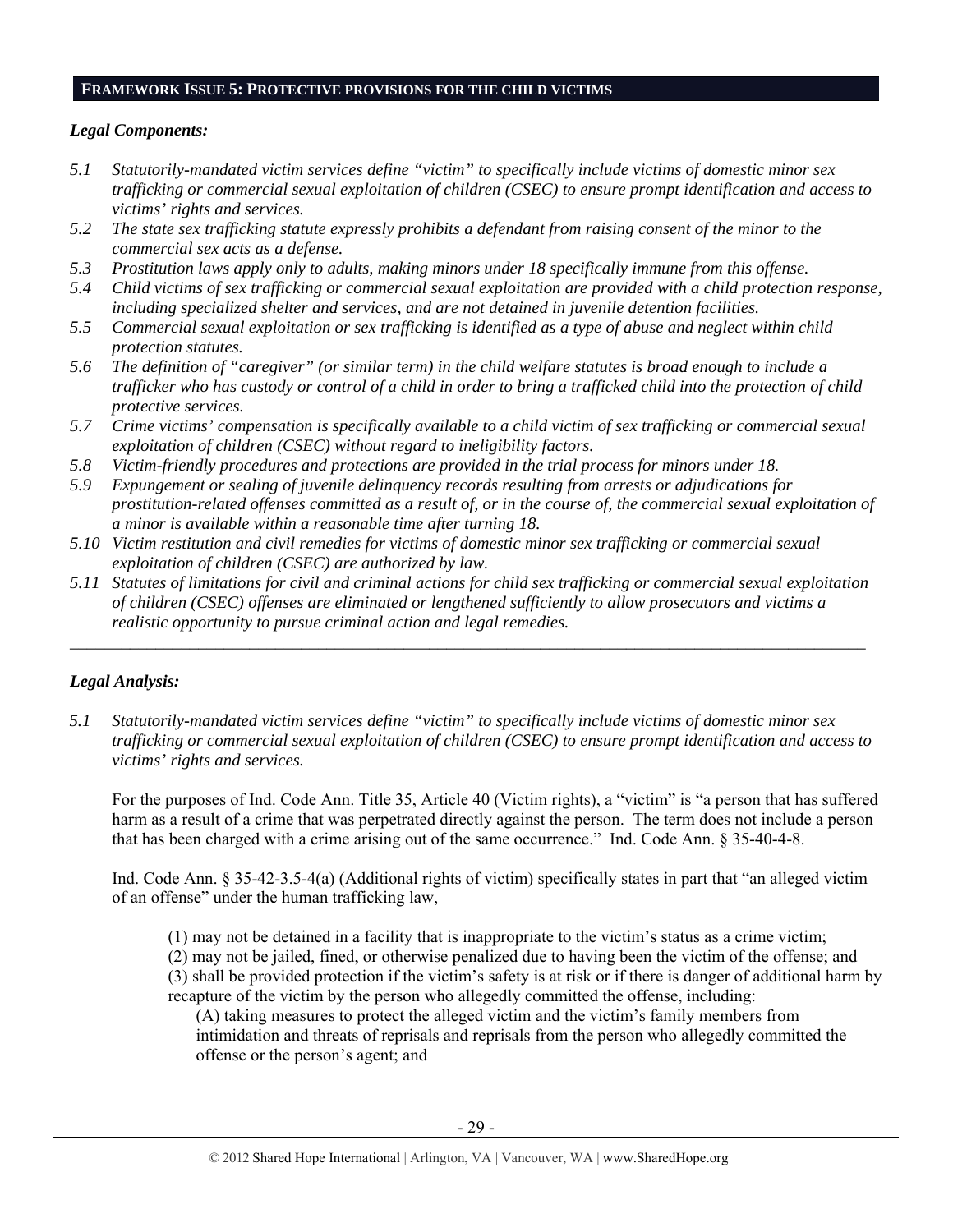## **FRAMEWORK ISSUE 5: PROTECTIVE PROVISIONS FOR THE CHILD VICTIMS**

***Legal Components:***

*5.1 Statutorily-mandated victim services define "victim" to specifically include victims of domestic minor sex trafficking or commercial sexual exploitation of children (CSEC) to ensure prompt identification and access to victims' rights and services.*

*5.2 The state sex trafficking statute expressly prohibits a defendant from raising consent of the minor to the commercial sex acts as a defense.*

*5.3 Prostitution laws apply only to adults, making minors under 18 specifically immune from this offense.*

*5.4 Child victims of sex trafficking or commercial sexual exploitation are provided with a child protection response, including specialized shelter and services, and are not detained in juvenile detention facilities.*

*5.5 Commercial sexual exploitation or sex trafficking is identified as a type of abuse and neglect within child protection statutes.*

*5.6 The definition of "caregiver" (or similar term) in the child welfare statutes is broad enough to include a trafficker who has custody or control of a child in order to bring a trafficked child into the protection of child protective services.*

*5.7 Crime victims' compensation is specifically available to a child victim of sex trafficking or commercial sexual exploitation of children (CSEC) without regard to ineligibility factors.*

*5.8 Victim-friendly procedures and protections are provided in the trial process for minors under 18.*

*5.9 Expungement or sealing of juvenile delinquency records resulting from arrests or adjudications for prostitution-related offenses committed as a result of, or in the course of, the commercial sexual exploitation of a minor is available within a reasonable time after turning 18.*

*5.10 Victim restitution and civil remedies for victims of domestic minor sex trafficking or commercial sexual exploitation of children (CSEC) are authorized by law.*

*5.11 Statutes of limitations for civil and criminal actions for child sex trafficking or commercial sexual exploitation of children (CSEC) offenses are eliminated or lengthened sufficiently to allow prosecutors and victims a realistic opportunity to pursue criminal action and legal remedies.*

---

***Legal Analysis:***

*5.1 Statutorily-mandated victim services define "victim" to specifically include victims of domestic minor sex trafficking or commercial sexual exploitation of children (CSEC) to ensure prompt identification and access to victims' rights and services.*

For the purposes of Ind. Code Ann. Title 35, Article 40 (Victim rights), a "victim" is "a person that has suffered harm as a result of a crime that was perpetrated directly against the person. The term does not include a person that has been charged with a crime arising out of the same occurrence." Ind. Code Ann. § 35-40-4-8.

Ind. Code Ann. § 35-42-3.5-4(a) (Additional rights of victim) specifically states in part that "an alleged victim of an offense" under the human trafficking law,

> (1) may not be detained in a facility that is inappropriate to the victim's status as a crime victim;
> (2) may not be jailed, fined, or otherwise penalized due to having been the victim of the offense; and
> (3) shall be provided protection if the victim's safety is at risk or if there is danger of additional harm by recapture of the victim by the person who allegedly committed the offense, including:
>
> > (A) taking measures to protect the alleged victim and the victim's family members from intimidation and threats of reprisals and reprisals from the person who allegedly committed the offense or the person's agent; and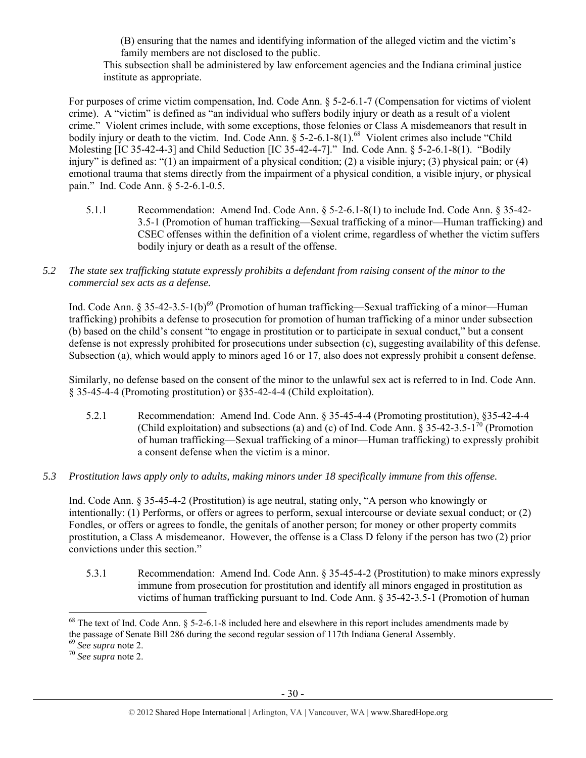(B) ensuring that the names and identifying information of the alleged victim and the victim's family members are not disclosed to the public.

This subsection shall be administered by law enforcement agencies and the Indiana criminal justice institute as appropriate.

For purposes of crime victim compensation, Ind. Code Ann. § 5-2-6.1-7 (Compensation for victims of violent crime). A "victim" is defined as "an individual who suffers bodily injury or death as a result of a violent crime." Violent crimes include, with some exceptions, those felonies or Class A misdemeanors that result in bodily injury or death to the victim. Ind. Code Ann. § 5-2-6.1-8(1).[68] Violent crimes also include "Child Molesting [IC 35-42-4-3] and Child Seduction [IC 35-42-4-7]." Ind. Code Ann. § 5-2-6.1-8(1). "Bodily injury" is defined as: "(1) an impairment of a physical condition; (2) a visible injury; (3) physical pain; or (4) emotional trauma that stems directly from the impairment of a physical condition, a visible injury, or physical pain." Ind. Code Ann. § 5-2-6.1-0.5.

5.1.1 Recommendation: Amend Ind. Code Ann. § 5-2-6.1-8(1) to include Ind. Code Ann. § 35-42-3.5-1 (Promotion of human trafficking—Sexual trafficking of a minor—Human trafficking) and CSEC offenses within the definition of a violent crime, regardless of whether the victim suffers bodily injury or death as a result of the offense.

*5.2 The state sex trafficking statute expressly prohibits a defendant from raising consent of the minor to the commercial sex acts as a defense.*

Ind. Code Ann. § 35-42-3.5-1(b)[69] (Promotion of human trafficking—Sexual trafficking of a minor—Human trafficking) prohibits a defense to prosecution for promotion of human trafficking of a minor under subsection (b) based on the child's consent "to engage in prostitution or to participate in sexual conduct," but a consent defense is not expressly prohibited for prosecutions under subsection (c), suggesting availability of this defense. Subsection (a), which would apply to minors aged 16 or 17, also does not expressly prohibit a consent defense.

Similarly, no defense based on the consent of the minor to the unlawful sex act is referred to in Ind. Code Ann. § 35-45-4-4 (Promoting prostitution) or §35-42-4-4 (Child exploitation).

5.2.1 Recommendation: Amend Ind. Code Ann. § 35-45-4-4 (Promoting prostitution), §35-42-4-4 (Child exploitation) and subsections (a) and (c) of Ind. Code Ann. § 35-42-3.5-1[70] (Promotion of human trafficking—Sexual trafficking of a minor—Human trafficking) to expressly prohibit a consent defense when the victim is a minor.

*5.3 Prostitution laws apply only to adults, making minors under 18 specifically immune from this offense.*

Ind. Code Ann. § 35-45-4-2 (Prostitution) is age neutral, stating only, "A person who knowingly or intentionally: (1) Performs, or offers or agrees to perform, sexual intercourse or deviate sexual conduct; or (2) Fondles, or offers or agrees to fondle, the genitals of another person; for money or other property commits prostitution, a Class A misdemeanor. However, the offense is a Class D felony if the person has two (2) prior convictions under this section."

5.3.1 Recommendation: Amend Ind. Code Ann. § 35-45-4-2 (Prostitution) to make minors expressly immune from prosecution for prostitution and identify all minors engaged in prostitution as victims of human trafficking pursuant to Ind. Code Ann. § 35-42-3.5-1 (Promotion of human

---

[68] The text of Ind. Code Ann. § 5-2-6.1-8 included here and elsewhere in this report includes amendments made by the passage of Senate Bill 286 during the second regular session of 117th Indiana General Assembly.

[69] *See supra* note 2.

[70] *See supra* note 2.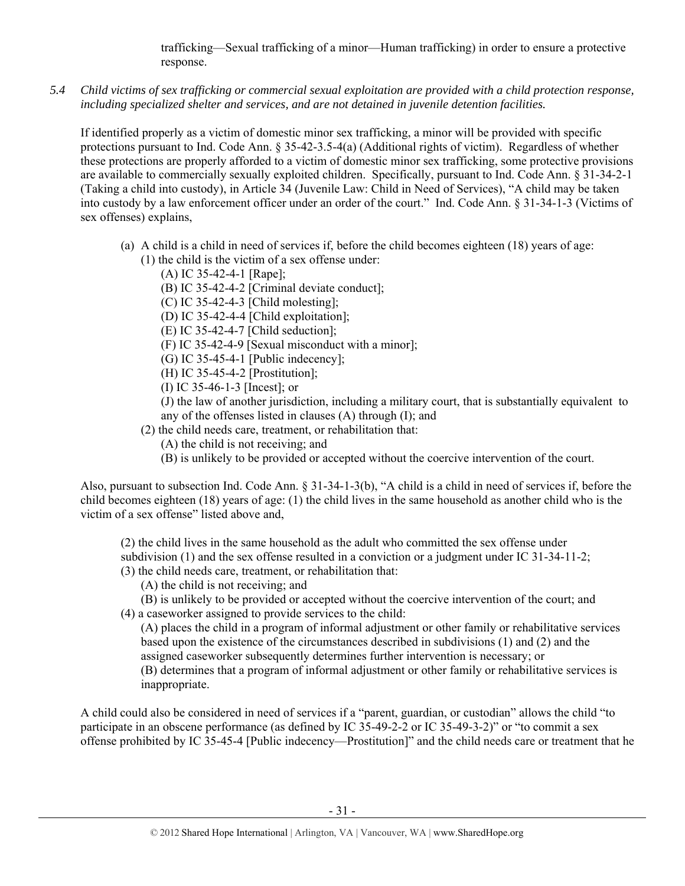trafficking—Sexual trafficking of a minor—Human trafficking) in order to ensure a protective response.

*5.4 Child victims of sex trafficking or commercial sexual exploitation are provided with a child protection response, including specialized shelter and services, and are not detained in juvenile detention facilities.*

If identified properly as a victim of domestic minor sex trafficking, a minor will be provided with specific protections pursuant to Ind. Code Ann. § 35-42-3.5-4(a) (Additional rights of victim). Regardless of whether these protections are properly afforded to a victim of domestic minor sex trafficking, some protective provisions are available to commercially sexually exploited children. Specifically, pursuant to Ind. Code Ann. § 31-34-2-1 (Taking a child into custody), in Article 34 (Juvenile Law: Child in Need of Services), "A child may be taken into custody by a law enforcement officer under an order of the court." Ind. Code Ann. § 31-34-1-3 (Victims of sex offenses) explains,

> (a) A child is a child in need of services if, before the child becomes eighteen (18) years of age:
> (1) the child is the victim of a sex offense under:
> (A) IC 35-42-4-1 [Rape];
> (B) IC 35-42-4-2 [Criminal deviate conduct];
> (C) IC 35-42-4-3 [Child molesting];
> (D) IC 35-42-4-4 [Child exploitation];
> (E) IC 35-42-4-7 [Child seduction];
> (F) IC 35-42-4-9 [Sexual misconduct with a minor];
> (G) IC 35-45-4-1 [Public indecency];
> (H) IC 35-45-4-2 [Prostitution];
> (I) IC 35-46-1-3 [Incest]; or
> (J) the law of another jurisdiction, including a military court, that is substantially equivalent to any of the offenses listed in clauses (A) through (I); and
> (2) the child needs care, treatment, or rehabilitation that:
> (A) the child is not receiving; and
> (B) is unlikely to be provided or accepted without the coercive intervention of the court.

Also, pursuant to subsection Ind. Code Ann. § 31-34-1-3(b), "A child is a child in need of services if, before the child becomes eighteen (18) years of age: (1) the child lives in the same household as another child who is the victim of a sex offense" listed above and,

> (2) the child lives in the same household as the adult who committed the sex offense under subdivision (1) and the sex offense resulted in a conviction or a judgment under IC 31-34-11-2;
> (3) the child needs care, treatment, or rehabilitation that:
> (A) the child is not receiving; and
> (B) is unlikely to be provided or accepted without the coercive intervention of the court; and
> (4) a caseworker assigned to provide services to the child:
> (A) places the child in a program of informal adjustment or other family or rehabilitative services based upon the existence of the circumstances described in subdivisions (1) and (2) and the assigned caseworker subsequently determines further intervention is necessary; or
> (B) determines that a program of informal adjustment or other family or rehabilitative services is inappropriate.

A child could also be considered in need of services if a "parent, guardian, or custodian" allows the child "to participate in an obscene performance (as defined by IC 35-49-2-2 or IC 35-49-3-2)" or "to commit a sex offense prohibited by IC 35-45-4 [Public indecency—Prostitution]" and the child needs care or treatment that he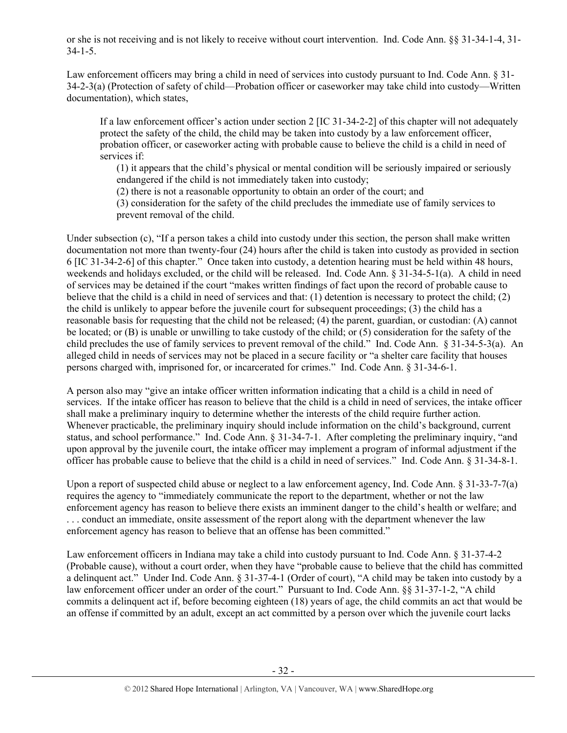or she is not receiving and is not likely to receive without court intervention. Ind. Code Ann. §§ 31-34-1-4, 31-34-1-5.

Law enforcement officers may bring a child in need of services into custody pursuant to Ind. Code Ann. § 31-34-2-3(a) (Protection of safety of child—Probation officer or caseworker may take child into custody—Written documentation), which states,

> If a law enforcement officer's action under section 2 [IC 31-34-2-2] of this chapter will not adequately protect the safety of the child, the child may be taken into custody by a law enforcement officer, probation officer, or caseworker acting with probable cause to believe the child is a child in need of services if:
>
> (1) it appears that the child's physical or mental condition will be seriously impaired or seriously endangered if the child is not immediately taken into custody;
>
> (2) there is not a reasonable opportunity to obtain an order of the court; and
>
> (3) consideration for the safety of the child precludes the immediate use of family services to prevent removal of the child.

Under subsection (c), "If a person takes a child into custody under this section, the person shall make written documentation not more than twenty-four (24) hours after the child is taken into custody as provided in section 6 [IC 31-34-2-6] of this chapter." Once taken into custody, a detention hearing must be held within 48 hours, weekends and holidays excluded, or the child will be released. Ind. Code Ann. § 31-34-5-1(a). A child in need of services may be detained if the court "makes written findings of fact upon the record of probable cause to believe that the child is a child in need of services and that: (1) detention is necessary to protect the child; (2) the child is unlikely to appear before the juvenile court for subsequent proceedings; (3) the child has a reasonable basis for requesting that the child not be released; (4) the parent, guardian, or custodian: (A) cannot be located; or (B) is unable or unwilling to take custody of the child; or (5) consideration for the safety of the child precludes the use of family services to prevent removal of the child." Ind. Code Ann. § 31-34-5-3(a). An alleged child in needs of services may not be placed in a secure facility or "a shelter care facility that houses persons charged with, imprisoned for, or incarcerated for crimes." Ind. Code Ann. § 31-34-6-1.

A person also may "give an intake officer written information indicating that a child is a child in need of services. If the intake officer has reason to believe that the child is a child in need of services, the intake officer shall make a preliminary inquiry to determine whether the interests of the child require further action. Whenever practicable, the preliminary inquiry should include information on the child's background, current status, and school performance." Ind. Code Ann. § 31-34-7-1. After completing the preliminary inquiry, "and upon approval by the juvenile court, the intake officer may implement a program of informal adjustment if the officer has probable cause to believe that the child is a child in need of services." Ind. Code Ann. § 31-34-8-1.

Upon a report of suspected child abuse or neglect to a law enforcement agency, Ind. Code Ann. § 31-33-7-7(a) requires the agency to "immediately communicate the report to the department, whether or not the law enforcement agency has reason to believe there exists an imminent danger to the child's health or welfare; and . . . conduct an immediate, onsite assessment of the report along with the department whenever the law enforcement agency has reason to believe that an offense has been committed."

Law enforcement officers in Indiana may take a child into custody pursuant to Ind. Code Ann. § 31-37-4-2 (Probable cause), without a court order, when they have "probable cause to believe that the child has committed a delinquent act." Under Ind. Code Ann. § 31-37-4-1 (Order of court), "A child may be taken into custody by a law enforcement officer under an order of the court." Pursuant to Ind. Code Ann. §§ 31-37-1-2, "A child commits a delinquent act if, before becoming eighteen (18) years of age, the child commits an act that would be an offense if committed by an adult, except an act committed by a person over which the juvenile court lacks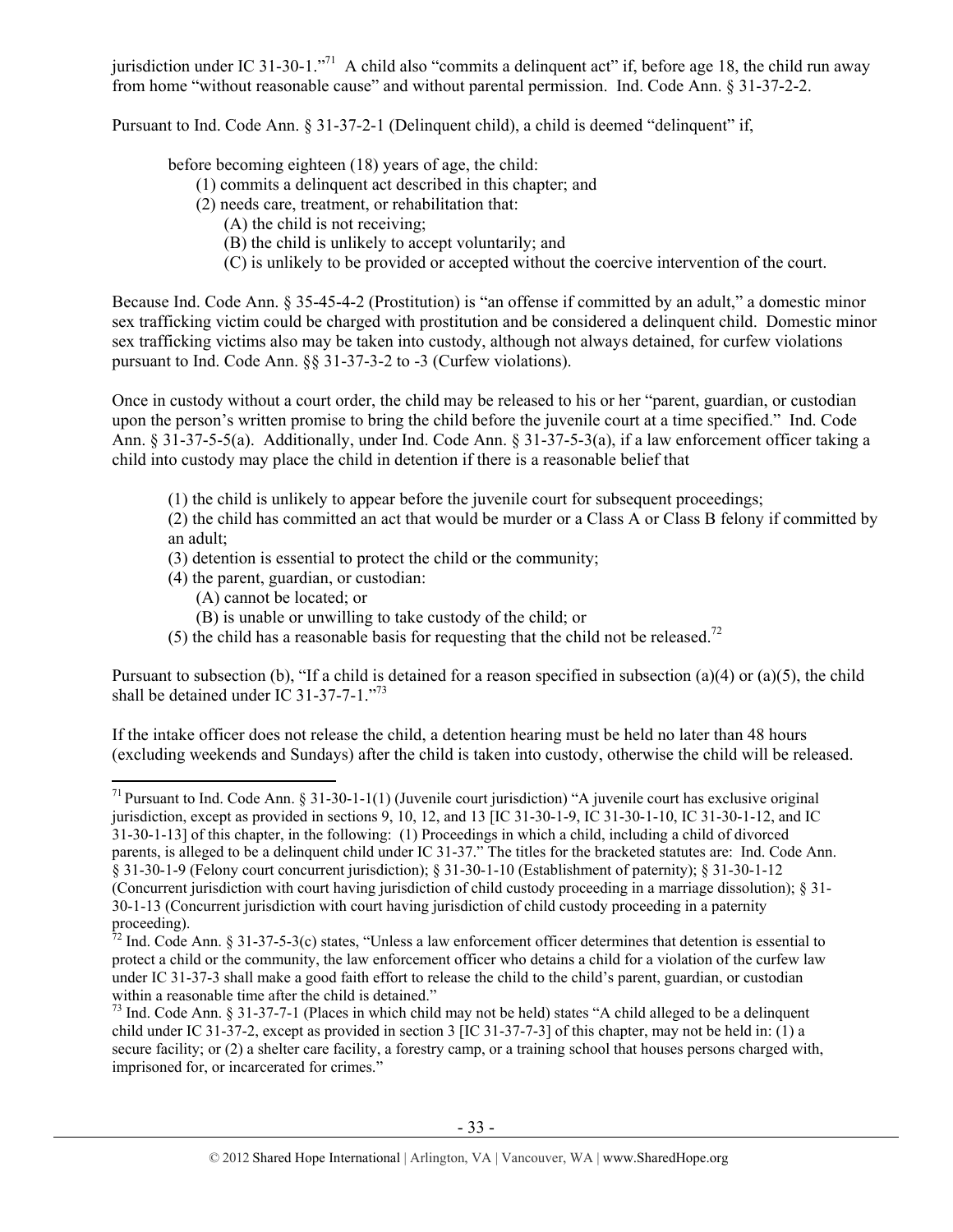jurisdiction under IC 31-30-1."[71] A child also "commits a delinquent act" if, before age 18, the child run away from home "without reasonable cause" and without parental permission. Ind. Code Ann. § 31-37-2-2.

Pursuant to Ind. Code Ann. § 31-37-2-1 (Delinquent child), a child is deemed "delinquent" if,

> before becoming eighteen (18) years of age, the child:
> (1) commits a delinquent act described in this chapter; and
> (2) needs care, treatment, or rehabilitation that:
> (A) the child is not receiving;
> (B) the child is unlikely to accept voluntarily; and
> (C) is unlikely to be provided or accepted without the coercive intervention of the court.

Because Ind. Code Ann. § 35-45-4-2 (Prostitution) is "an offense if committed by an adult," a domestic minor sex trafficking victim could be charged with prostitution and be considered a delinquent child. Domestic minor sex trafficking victims also may be taken into custody, although not always detained, for curfew violations pursuant to Ind. Code Ann. §§ 31-37-3-2 to -3 (Curfew violations).

Once in custody without a court order, the child may be released to his or her "parent, guardian, or custodian upon the person's written promise to bring the child before the juvenile court at a time specified." Ind. Code Ann. § 31-37-5-5(a). Additionally, under Ind. Code Ann. § 31-37-5-3(a), if a law enforcement officer taking a child into custody may place the child in detention if there is a reasonable belief that

> (1) the child is unlikely to appear before the juvenile court for subsequent proceedings;
> (2) the child has committed an act that would be murder or a Class A or Class B felony if committed by an adult;
> (3) detention is essential to protect the child or the community;
> (4) the parent, guardian, or custodian:
> (A) cannot be located; or
> (B) is unable or unwilling to take custody of the child; or
> (5) the child has a reasonable basis for requesting that the child not be released.[72]

Pursuant to subsection (b), "If a child is detained for a reason specified in subsection (a)(4) or (a)(5), the child shall be detained under IC 31-37-7-1."[73]

If the intake officer does not release the child, a detention hearing must be held no later than 48 hours (excluding weekends and Sundays) after the child is taken into custody, otherwise the child will be released.

---

[71] Pursuant to Ind. Code Ann. § 31-30-1-1(1) (Juvenile court jurisdiction) "A juvenile court has exclusive original jurisdiction, except as provided in sections 9, 10, 12, and 13 [IC 31-30-1-9, IC 31-30-1-10, IC 31-30-1-12, and IC 31-30-1-13] of this chapter, in the following: (1) Proceedings in which a child, including a child of divorced parents, is alleged to be a delinquent child under IC 31-37." The titles for the bracketed statutes are: Ind. Code Ann. § 31-30-1-9 (Felony court concurrent jurisdiction); § 31-30-1-10 (Establishment of paternity); § 31-30-1-12 (Concurrent jurisdiction with court having jurisdiction of child custody proceeding in a marriage dissolution); § 31-30-1-13 (Concurrent jurisdiction with court having jurisdiction of child custody proceeding in a paternity proceeding).

[72] Ind. Code Ann. § 31-37-5-3(c) states, "Unless a law enforcement officer determines that detention is essential to protect a child or the community, the law enforcement officer who detains a child for a violation of the curfew law under IC 31-37-3 shall make a good faith effort to release the child to the child's parent, guardian, or custodian within a reasonable time after the child is detained."

[73] Ind. Code Ann. § 31-37-7-1 (Places in which child may not be held) states "A child alleged to be a delinquent child under IC 31-37-2, except as provided in section 3 [IC 31-37-7-3] of this chapter, may not be held in: (1) a secure facility; or (2) a shelter care facility, a forestry camp, or a training school that houses persons charged with, imprisoned for, or incarcerated for crimes."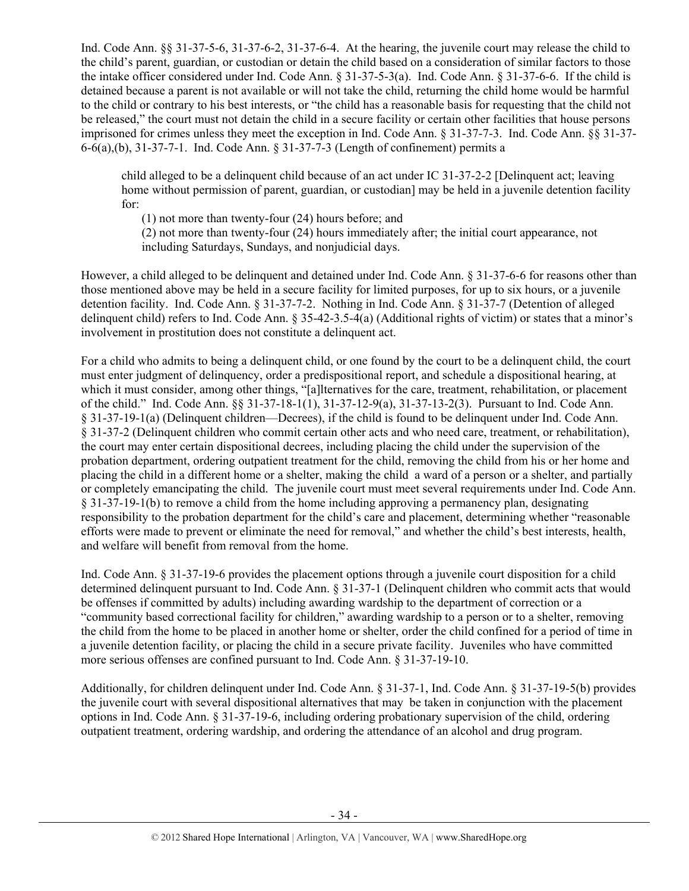Ind. Code Ann. §§ 31-37-5-6, 31-37-6-2, 31-37-6-4. At the hearing, the juvenile court may release the child to the child's parent, guardian, or custodian or detain the child based on a consideration of similar factors to those the intake officer considered under Ind. Code Ann. § 31-37-5-3(a). Ind. Code Ann. § 31-37-6-6. If the child is detained because a parent is not available or will not take the child, returning the child home would be harmful to the child or contrary to his best interests, or "the child has a reasonable basis for requesting that the child not be released," the court must not detain the child in a secure facility or certain other facilities that house persons imprisoned for crimes unless they meet the exception in Ind. Code Ann. § 31-37-7-3. Ind. Code Ann. §§ 31-37-6-6(a),(b), 31-37-7-1. Ind. Code Ann. § 31-37-7-3 (Length of confinement) permits a

> child alleged to be a delinquent child because of an act under IC 31-37-2-2 [Delinquent act; leaving home without permission of parent, guardian, or custodian] may be held in a juvenile detention facility for:
>
> (1) not more than twenty-four (24) hours before; and
>
> (2) not more than twenty-four (24) hours immediately after; the initial court appearance, not including Saturdays, Sundays, and nonjudicial days.

However, a child alleged to be delinquent and detained under Ind. Code Ann. § 31-37-6-6 for reasons other than those mentioned above may be held in a secure facility for limited purposes, for up to six hours, or a juvenile detention facility. Ind. Code Ann. § 31-37-7-2. Nothing in Ind. Code Ann. § 31-37-7 (Detention of alleged delinquent child) refers to Ind. Code Ann. § 35-42-3.5-4(a) (Additional rights of victim) or states that a minor's involvement in prostitution does not constitute a delinquent act.

For a child who admits to being a delinquent child, or one found by the court to be a delinquent child, the court must enter judgment of delinquency, order a predispositional report, and schedule a dispositional hearing, at which it must consider, among other things, "[a]lternatives for the care, treatment, rehabilitation, or placement of the child." Ind. Code Ann. §§ 31-37-18-1(1), 31-37-12-9(a), 31-37-13-2(3). Pursuant to Ind. Code Ann. § 31-37-19-1(a) (Delinquent children—Decrees), if the child is found to be delinquent under Ind. Code Ann. § 31-37-2 (Delinquent children who commit certain other acts and who need care, treatment, or rehabilitation), the court may enter certain dispositional decrees, including placing the child under the supervision of the probation department, ordering outpatient treatment for the child, removing the child from his or her home and placing the child in a different home or a shelter, making the child a ward of a person or a shelter, and partially or completely emancipating the child. The juvenile court must meet several requirements under Ind. Code Ann. § 31-37-19-1(b) to remove a child from the home including approving a permanency plan, designating responsibility to the probation department for the child's care and placement, determining whether "reasonable efforts were made to prevent or eliminate the need for removal," and whether the child's best interests, health, and welfare will benefit from removal from the home.

Ind. Code Ann. § 31-37-19-6 provides the placement options through a juvenile court disposition for a child determined delinquent pursuant to Ind. Code Ann. § 31-37-1 (Delinquent children who commit acts that would be offenses if committed by adults) including awarding wardship to the department of correction or a "community based correctional facility for children," awarding wardship to a person or to a shelter, removing the child from the home to be placed in another home or shelter, order the child confined for a period of time in a juvenile detention facility, or placing the child in a secure private facility. Juveniles who have committed more serious offenses are confined pursuant to Ind. Code Ann. § 31-37-19-10.

Additionally, for children delinquent under Ind. Code Ann. § 31-37-1, Ind. Code Ann. § 31-37-19-5(b) provides the juvenile court with several dispositional alternatives that may be taken in conjunction with the placement options in Ind. Code Ann. § 31-37-19-6, including ordering probationary supervision of the child, ordering outpatient treatment, ordering wardship, and ordering the attendance of an alcohol and drug program.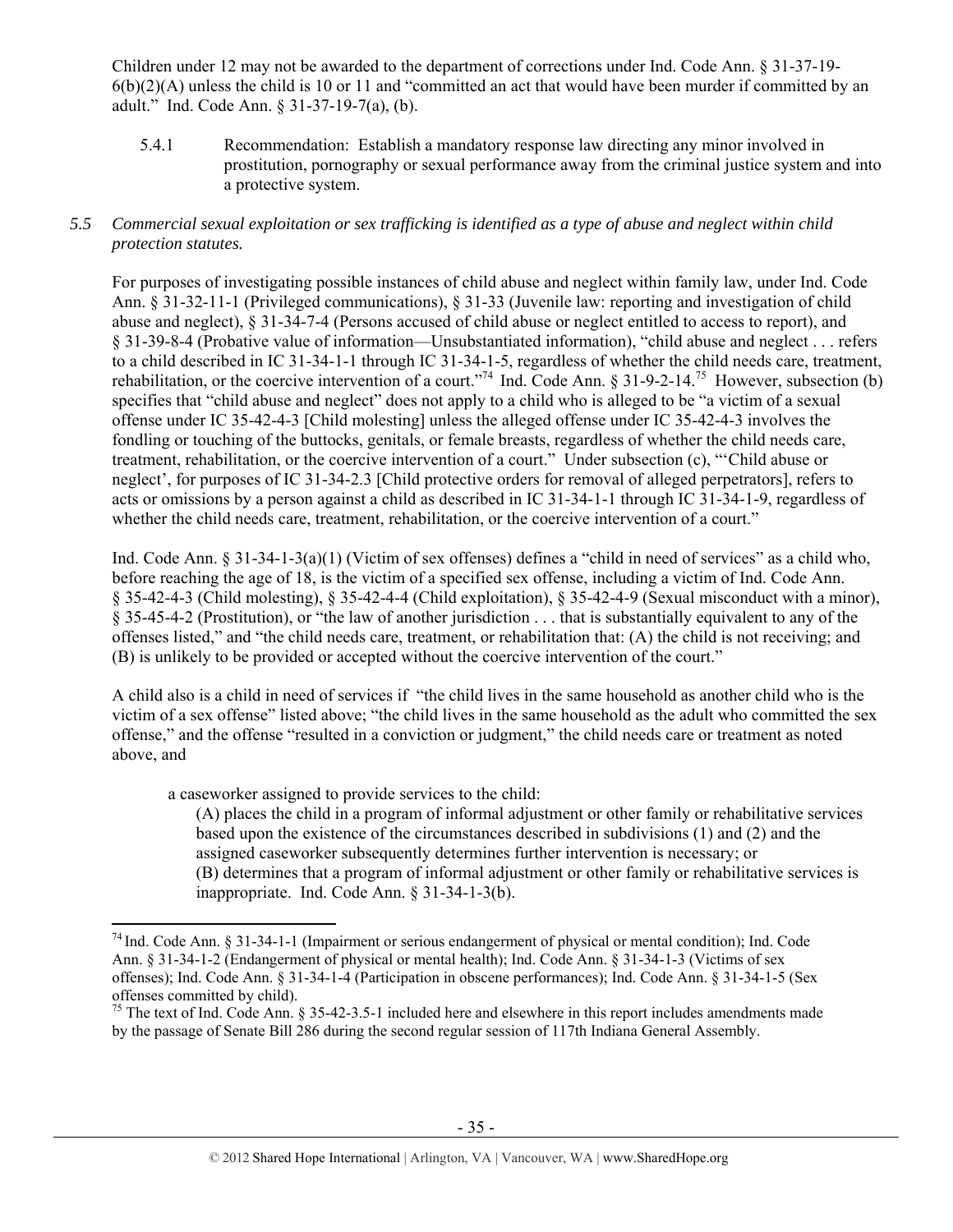Children under 12 may not be awarded to the department of corrections under Ind. Code Ann. § 31-37-19-6(b)(2)(A) unless the child is 10 or 11 and "committed an act that would have been murder if committed by an adult." Ind. Code Ann. § 31-37-19-7(a), (b).

5.4.1 Recommendation: Establish a mandatory response law directing any minor involved in prostitution, pornography or sexual performance away from the criminal justice system and into a protective system.

*5.5 Commercial sexual exploitation or sex trafficking is identified as a type of abuse and neglect within child protection statutes.*

For purposes of investigating possible instances of child abuse and neglect within family law, under Ind. Code Ann. § 31-32-11-1 (Privileged communications), § 31-33 (Juvenile law: reporting and investigation of child abuse and neglect), § 31-34-7-4 (Persons accused of child abuse or neglect entitled to access to report), and § 31-39-8-4 (Probative value of information—Unsubstantiated information), "child abuse and neglect . . . refers to a child described in IC 31-34-1-1 through IC 31-34-1-5, regardless of whether the child needs care, treatment, rehabilitation, or the coercive intervention of a court."[74] Ind. Code Ann. § 31-9-2-14.[75] However, subsection (b) specifies that "child abuse and neglect" does not apply to a child who is alleged to be "a victim of a sexual offense under IC 35-42-4-3 [Child molesting] unless the alleged offense under IC 35-42-4-3 involves the fondling or touching of the buttocks, genitals, or female breasts, regardless of whether the child needs care, treatment, rehabilitation, or the coercive intervention of a court." Under subsection (c), "'Child abuse or neglect', for purposes of IC 31-34-2.3 [Child protective orders for removal of alleged perpetrators], refers to acts or omissions by a person against a child as described in IC 31-34-1-1 through IC 31-34-1-9, regardless of whether the child needs care, treatment, rehabilitation, or the coercive intervention of a court."

Ind. Code Ann. § 31-34-1-3(a)(1) (Victim of sex offenses) defines a "child in need of services" as a child who, before reaching the age of 18, is the victim of a specified sex offense, including a victim of Ind. Code Ann. § 35-42-4-3 (Child molesting), § 35-42-4-4 (Child exploitation), § 35-42-4-9 (Sexual misconduct with a minor), § 35-45-4-2 (Prostitution), or "the law of another jurisdiction . . . that is substantially equivalent to any of the offenses listed," and "the child needs care, treatment, or rehabilitation that: (A) the child is not receiving; and (B) is unlikely to be provided or accepted without the coercive intervention of the court."

A child also is a child in need of services if "the child lives in the same household as another child who is the victim of a sex offense" listed above; "the child lives in the same household as the adult who committed the sex offense," and the offense "resulted in a conviction or judgment," the child needs care or treatment as noted above, and

> a caseworker assigned to provide services to the child:
> (A) places the child in a program of informal adjustment or other family or rehabilitative services based upon the existence of the circumstances described in subdivisions (1) and (2) and the assigned caseworker subsequently determines further intervention is necessary; or
> (B) determines that a program of informal adjustment or other family or rehabilitative services is inappropriate. Ind. Code Ann. § 31-34-1-3(b).

---

[74] Ind. Code Ann. § 31-34-1-1 (Impairment or serious endangerment of physical or mental condition); Ind. Code Ann. § 31-34-1-2 (Endangerment of physical or mental health); Ind. Code Ann. § 31-34-1-3 (Victims of sex offenses); Ind. Code Ann. § 31-34-1-4 (Participation in obscene performances); Ind. Code Ann. § 31-34-1-5 (Sex offenses committed by child).

[75] The text of Ind. Code Ann. § 35-42-3.5-1 included here and elsewhere in this report includes amendments made by the passage of Senate Bill 286 during the second regular session of 117th Indiana General Assembly.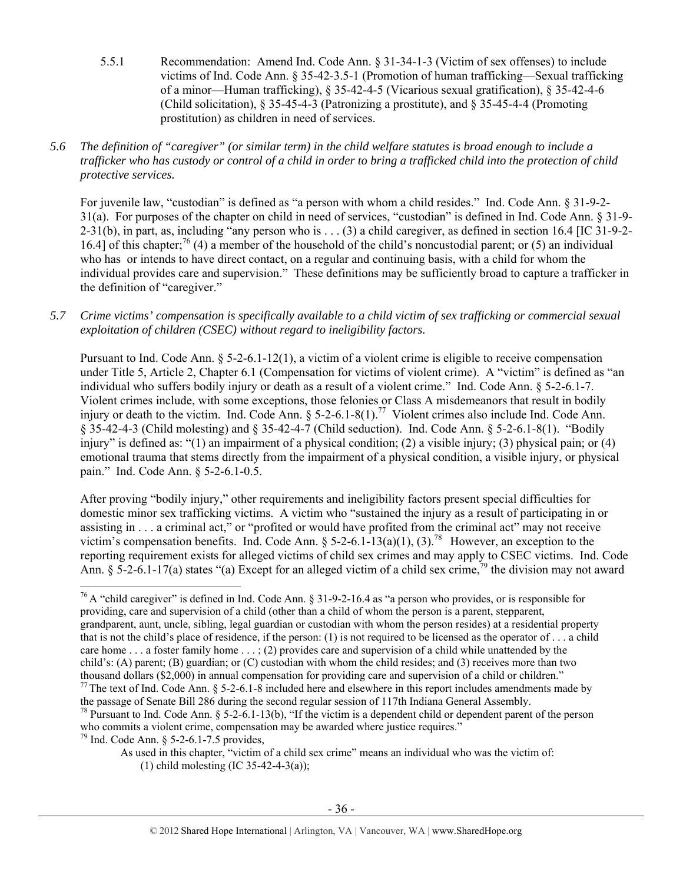5.5.1 Recommendation: Amend Ind. Code Ann. § 31-34-1-3 (Victim of sex offenses) to include victims of Ind. Code Ann. § 35-42-3.5-1 (Promotion of human trafficking—Sexual trafficking of a minor—Human trafficking), § 35-42-4-5 (Vicarious sexual gratification), § 35-42-4-6 (Child solicitation), § 35-45-4-3 (Patronizing a prostitute), and § 35-45-4-4 (Promoting prostitution) as children in need of services.

*5.6 The definition of "caregiver" (or similar term) in the child welfare statutes is broad enough to include a trafficker who has custody or control of a child in order to bring a trafficked child into the protection of child protective services.*

For juvenile law, "custodian" is defined as "a person with whom a child resides." Ind. Code Ann. § 31-9-2-31(a). For purposes of the chapter on child in need of services, "custodian" is defined in Ind. Code Ann. § 31-9-2-31(b), in part, as, including "any person who is . . . (3) a child caregiver, as defined in section 16.4 [IC 31-9-2-16.4] of this chapter;[76] (4) a member of the household of the child's noncustodial parent; or (5) an individual who has or intends to have direct contact, on a regular and continuing basis, with a child for whom the individual provides care and supervision." These definitions may be sufficiently broad to capture a trafficker in the definition of "caregiver."

*5.7 Crime victims' compensation is specifically available to a child victim of sex trafficking or commercial sexual exploitation of children (CSEC) without regard to ineligibility factors.*

Pursuant to Ind. Code Ann. § 5-2-6.1-12(1), a victim of a violent crime is eligible to receive compensation under Title 5, Article 2, Chapter 6.1 (Compensation for victims of violent crime). A "victim" is defined as "an individual who suffers bodily injury or death as a result of a violent crime." Ind. Code Ann. § 5-2-6.1-7. Violent crimes include, with some exceptions, those felonies or Class A misdemeanors that result in bodily injury or death to the victim. Ind. Code Ann. § 5-2-6.1-8(1).[77] Violent crimes also include Ind. Code Ann. § 35-42-4-3 (Child molesting) and § 35-42-4-7 (Child seduction). Ind. Code Ann. § 5-2-6.1-8(1). "Bodily injury" is defined as: "(1) an impairment of a physical condition; (2) a visible injury; (3) physical pain; or (4) emotional trauma that stems directly from the impairment of a physical condition, a visible injury, or physical pain." Ind. Code Ann. § 5-2-6.1-0.5.

After proving "bodily injury," other requirements and ineligibility factors present special difficulties for domestic minor sex trafficking victims. A victim who "sustained the injury as a result of participating in or assisting in . . . a criminal act," or "profited or would have profited from the criminal act" may not receive victim's compensation benefits. Ind. Code Ann. § 5-2-6.1-13(a)(1), (3).[78] However, an exception to the reporting requirement exists for alleged victims of child sex crimes and may apply to CSEC victims. Ind. Code Ann. § 5-2-6.1-17(a) states "(a) Except for an alleged victim of a child sex crime,[79] the division may not award

---

[76] A "child caregiver" is defined in Ind. Code Ann. § 31-9-2-16.4 as "a person who provides, or is responsible for providing, care and supervision of a child (other than a child of whom the person is a parent, stepparent, grandparent, aunt, uncle, sibling, legal guardian or custodian with whom the person resides) at a residential property that is not the child's place of residence, if the person: (1) is not required to be licensed as the operator of . . . a child care home . . . a foster family home . . . ; (2) provides care and supervision of a child while unattended by the child's: (A) parent; (B) guardian; or (C) custodian with whom the child resides; and (3) receives more than two thousand dollars ($2,000) in annual compensation for providing care and supervision of a child or children."

[77] The text of Ind. Code Ann. § 5-2-6.1-8 included here and elsewhere in this report includes amendments made by the passage of Senate Bill 286 during the second regular session of 117th Indiana General Assembly.

[78] Pursuant to Ind. Code Ann. § 5-2-6.1-13(b), "If the victim is a dependent child or dependent parent of the person who commits a violent crime, compensation may be awarded where justice requires."

[79] Ind. Code Ann. § 5-2-6.1-7.5 provides,

> As used in this chapter, "victim of a child sex crime" means an individual who was the victim of:
> (1) child molesting (IC 35-42-4-3(a));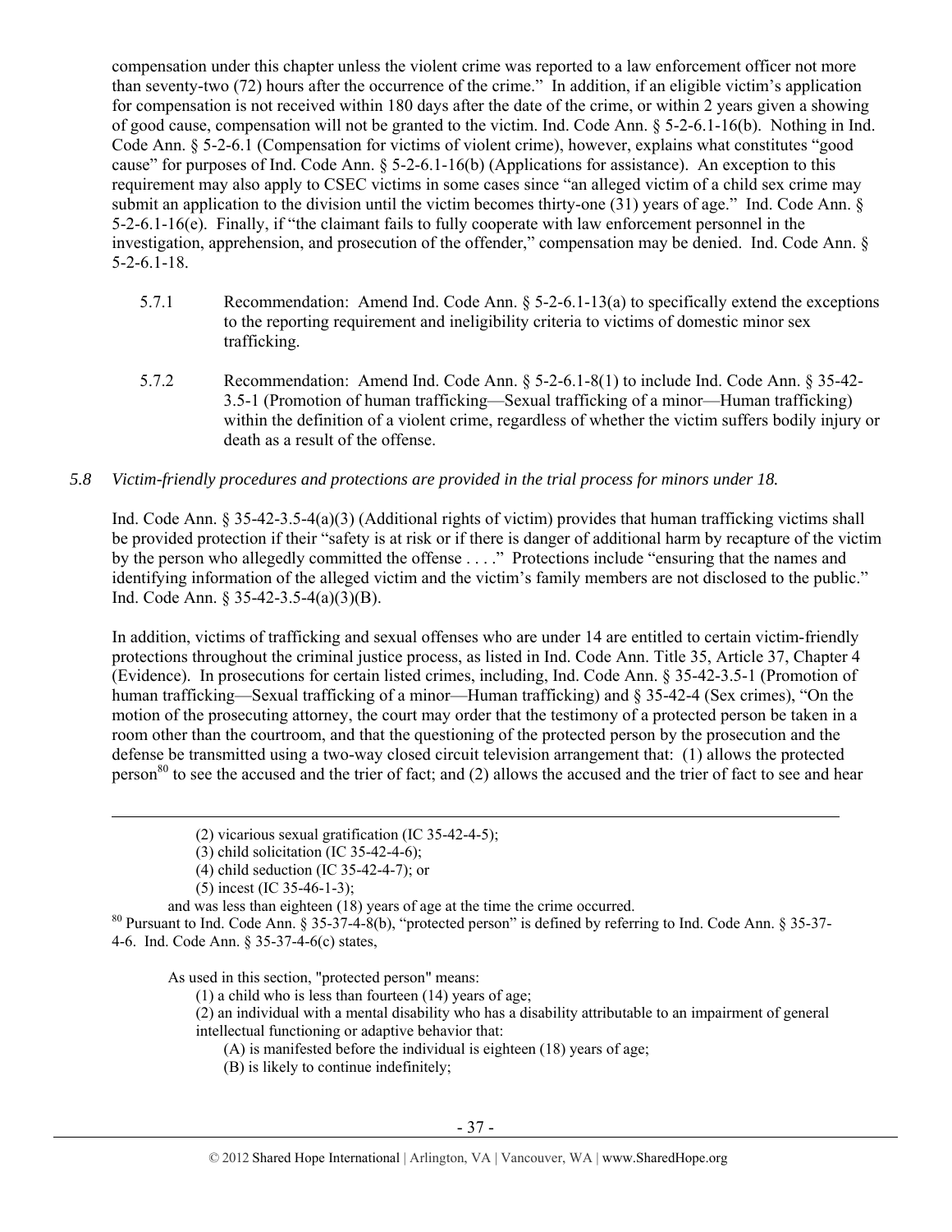compensation under this chapter unless the violent crime was reported to a law enforcement officer not more than seventy-two (72) hours after the occurrence of the crime." In addition, if an eligible victim's application for compensation is not received within 180 days after the date of the crime, or within 2 years given a showing of good cause, compensation will not be granted to the victim. Ind. Code Ann. § 5-2-6.1-16(b). Nothing in Ind. Code Ann. § 5-2-6.1 (Compensation for victims of violent crime), however, explains what constitutes "good cause" for purposes of Ind. Code Ann. § 5-2-6.1-16(b) (Applications for assistance). An exception to this requirement may also apply to CSEC victims in some cases since "an alleged victim of a child sex crime may submit an application to the division until the victim becomes thirty-one (31) years of age." Ind. Code Ann. § 5-2-6.1-16(e). Finally, if "the claimant fails to fully cooperate with law enforcement personnel in the investigation, apprehension, and prosecution of the offender," compensation may be denied. Ind. Code Ann. § 5-2-6.1-18.

5.7.1 Recommendation: Amend Ind. Code Ann. § 5-2-6.1-13(a) to specifically extend the exceptions to the reporting requirement and ineligibility criteria to victims of domestic minor sex trafficking.

5.7.2 Recommendation: Amend Ind. Code Ann. § 5-2-6.1-8(1) to include Ind. Code Ann. § 35-42-3.5-1 (Promotion of human trafficking—Sexual trafficking of a minor—Human trafficking) within the definition of a violent crime, regardless of whether the victim suffers bodily injury or death as a result of the offense.

*5.8 Victim-friendly procedures and protections are provided in the trial process for minors under 18.*

Ind. Code Ann. § 35-42-3.5-4(a)(3) (Additional rights of victim) provides that human trafficking victims shall be provided protection if their "safety is at risk or if there is danger of additional harm by recapture of the victim by the person who allegedly committed the offense . . . ." Protections include "ensuring that the names and identifying information of the alleged victim and the victim's family members are not disclosed to the public." Ind. Code Ann. § 35-42-3.5-4(a)(3)(B).

In addition, victims of trafficking and sexual offenses who are under 14 are entitled to certain victim-friendly protections throughout the criminal justice process, as listed in Ind. Code Ann. Title 35, Article 37, Chapter 4 (Evidence). In prosecutions for certain listed crimes, including, Ind. Code Ann. § 35-42-3.5-1 (Promotion of human trafficking—Sexual trafficking of a minor—Human trafficking) and § 35-42-4 (Sex crimes), "On the motion of the prosecuting attorney, the court may order that the testimony of a protected person be taken in a room other than the courtroom, and that the questioning of the protected person by the prosecution and the defense be transmitted using a two-way closed circuit television arrangement that: (1) allows the protected person[80] to see the accused and the trier of fact; and (2) allows the accused and the trier of fact to see and hear

---

(2) vicarious sexual gratification (IC 35-42-4-5);
(3) child solicitation (IC 35-42-4-6);
(4) child seduction (IC 35-42-4-7); or
(5) incest (IC 35-46-1-3);

and was less than eighteen (18) years of age at the time the crime occurred.

[80] Pursuant to Ind. Code Ann. § 35-37-4-8(b), "protected person" is defined by referring to Ind. Code Ann. § 35-37-4-6. Ind. Code Ann. § 35-37-4-6(c) states,

As used in this section, "protected person" means:
(1) a child who is less than fourteen (14) years of age;
(2) an individual with a mental disability who has a disability attributable to an impairment of general intellectual functioning or adaptive behavior that:
(A) is manifested before the individual is eighteen (18) years of age;
(B) is likely to continue indefinitely;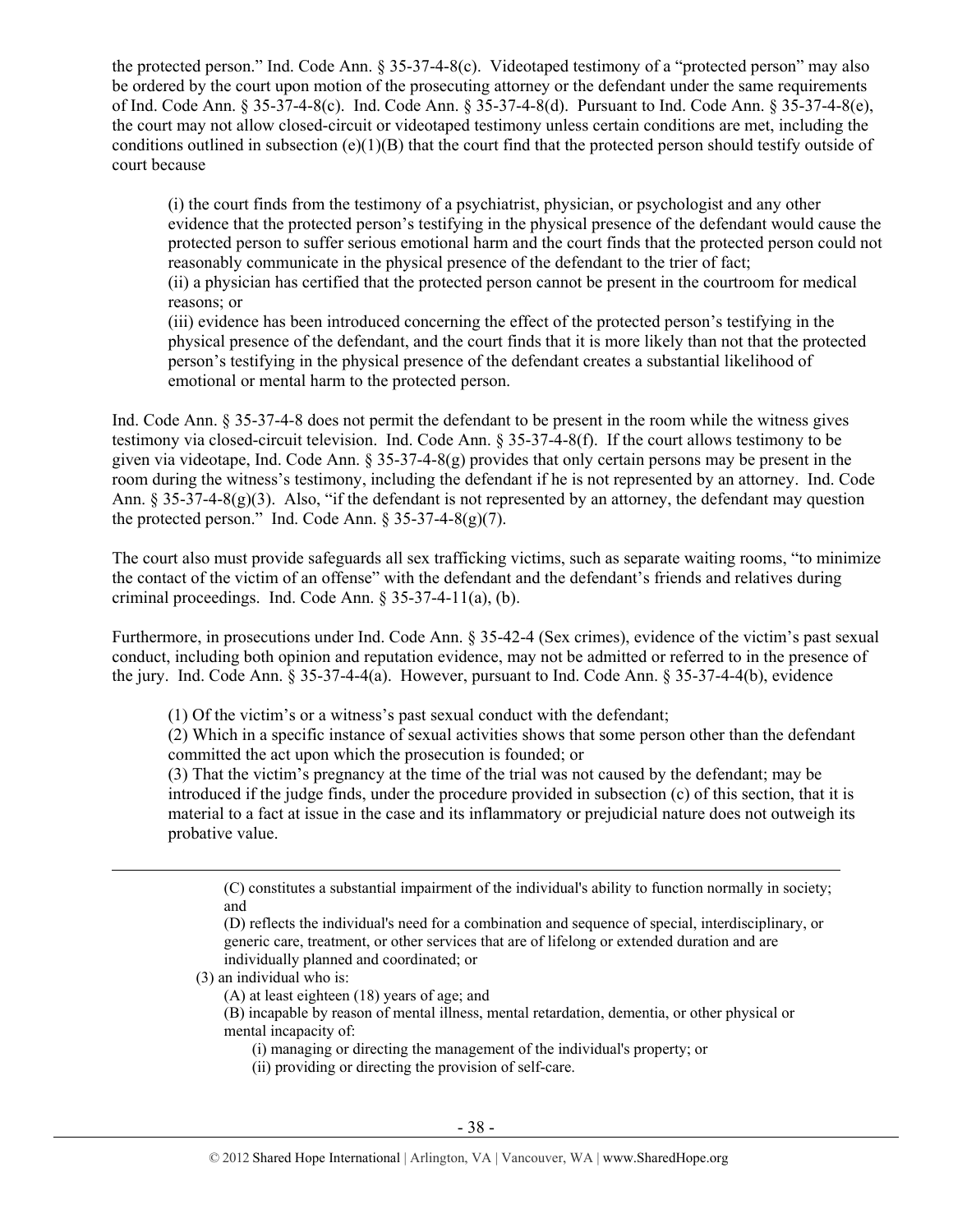the protected person." Ind. Code Ann. § 35-37-4-8(c). Videotaped testimony of a "protected person" may also be ordered by the court upon motion of the prosecuting attorney or the defendant under the same requirements of Ind. Code Ann. § 35-37-4-8(c). Ind. Code Ann. § 35-37-4-8(d). Pursuant to Ind. Code Ann. § 35-37-4-8(e), the court may not allow closed-circuit or videotaped testimony unless certain conditions are met, including the conditions outlined in subsection (e)(1)(B) that the court find that the protected person should testify outside of court because

> (i) the court finds from the testimony of a psychiatrist, physician, or psychologist and any other evidence that the protected person's testifying in the physical presence of the defendant would cause the protected person to suffer serious emotional harm and the court finds that the protected person could not reasonably communicate in the physical presence of the defendant to the trier of fact;
> (ii) a physician has certified that the protected person cannot be present in the courtroom for medical reasons; or
> (iii) evidence has been introduced concerning the effect of the protected person's testifying in the physical presence of the defendant, and the court finds that it is more likely than not that the protected person's testifying in the physical presence of the defendant creates a substantial likelihood of emotional or mental harm to the protected person.

Ind. Code Ann. § 35-37-4-8 does not permit the defendant to be present in the room while the witness gives testimony via closed-circuit television. Ind. Code Ann. § 35-37-4-8(f). If the court allows testimony to be given via videotape, Ind. Code Ann. § 35-37-4-8(g) provides that only certain persons may be present in the room during the witness's testimony, including the defendant if he is not represented by an attorney. Ind. Code Ann. § 35-37-4-8(g)(3). Also, "if the defendant is not represented by an attorney, the defendant may question the protected person." Ind. Code Ann. § 35-37-4-8(g)(7).

The court also must provide safeguards all sex trafficking victims, such as separate waiting rooms, "to minimize the contact of the victim of an offense" with the defendant and the defendant's friends and relatives during criminal proceedings. Ind. Code Ann. § 35-37-4-11(a), (b).

Furthermore, in prosecutions under Ind. Code Ann. § 35-42-4 (Sex crimes), evidence of the victim's past sexual conduct, including both opinion and reputation evidence, may not be admitted or referred to in the presence of the jury. Ind. Code Ann. § 35-37-4-4(a). However, pursuant to Ind. Code Ann. § 35-37-4-4(b), evidence

> (1) Of the victim's or a witness's past sexual conduct with the defendant;
> (2) Which in a specific instance of sexual activities shows that some person other than the defendant committed the act upon which the prosecution is founded; or
> (3) That the victim's pregnancy at the time of the trial was not caused by the defendant; may be introduced if the judge finds, under the procedure provided in subsection (c) of this section, that it is material to a fact at issue in the case and its inflammatory or prejudicial nature does not outweigh its probative value.

---

> (C) constitutes a substantial impairment of the individual's ability to function normally in society; and
> (D) reflects the individual's need for a combination and sequence of special, interdisciplinary, or generic care, treatment, or other services that are of lifelong or extended duration and are individually planned and coordinated; or
>
> (3) an individual who is:
> (A) at least eighteen (18) years of age; and
> (B) incapable by reason of mental illness, mental retardation, dementia, or other physical or mental incapacity of:
> (i) managing or directing the management of the individual's property; or
> (ii) providing or directing the provision of self-care.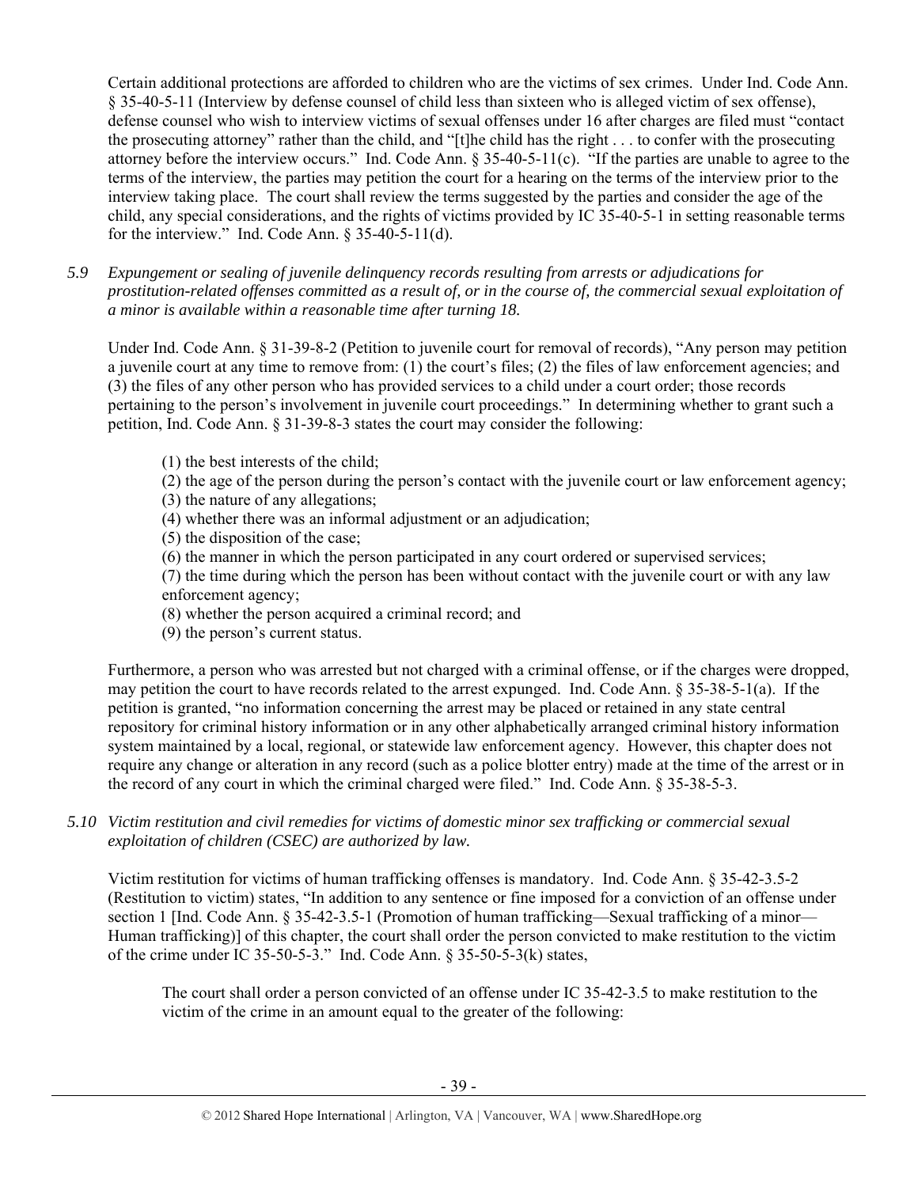Certain additional protections are afforded to children who are the victims of sex crimes. Under Ind. Code Ann. § 35-40-5-11 (Interview by defense counsel of child less than sixteen who is alleged victim of sex offense), defense counsel who wish to interview victims of sexual offenses under 16 after charges are filed must "contact the prosecuting attorney" rather than the child, and "[t]he child has the right . . . to confer with the prosecuting attorney before the interview occurs." Ind. Code Ann. § 35-40-5-11(c). "If the parties are unable to agree to the terms of the interview, the parties may petition the court for a hearing on the terms of the interview prior to the interview taking place. The court shall review the terms suggested by the parties and consider the age of the child, any special considerations, and the rights of victims provided by IC 35-40-5-1 in setting reasonable terms for the interview." Ind. Code Ann. § 35-40-5-11(d).

*5.9 Expungement or sealing of juvenile delinquency records resulting from arrests or adjudications for prostitution-related offenses committed as a result of, or in the course of, the commercial sexual exploitation of a minor is available within a reasonable time after turning 18.*

Under Ind. Code Ann. § 31-39-8-2 (Petition to juvenile court for removal of records), "Any person may petition a juvenile court at any time to remove from: (1) the court's files; (2) the files of law enforcement agencies; and (3) the files of any other person who has provided services to a child under a court order; those records pertaining to the person's involvement in juvenile court proceedings." In determining whether to grant such a petition, Ind. Code Ann. § 31-39-8-3 states the court may consider the following:

> (1) the best interests of the child;
> (2) the age of the person during the person's contact with the juvenile court or law enforcement agency;
> (3) the nature of any allegations;
> (4) whether there was an informal adjustment or an adjudication;
> (5) the disposition of the case;
> (6) the manner in which the person participated in any court ordered or supervised services;
> (7) the time during which the person has been without contact with the juvenile court or with any law enforcement agency;
> (8) whether the person acquired a criminal record; and
> (9) the person's current status.

Furthermore, a person who was arrested but not charged with a criminal offense, or if the charges were dropped, may petition the court to have records related to the arrest expunged. Ind. Code Ann. § 35-38-5-1(a). If the petition is granted, "no information concerning the arrest may be placed or retained in any state central repository for criminal history information or in any other alphabetically arranged criminal history information system maintained by a local, regional, or statewide law enforcement agency. However, this chapter does not require any change or alteration in any record (such as a police blotter entry) made at the time of the arrest or in the record of any court in which the criminal charged were filed." Ind. Code Ann. § 35-38-5-3.

*5.10 Victim restitution and civil remedies for victims of domestic minor sex trafficking or commercial sexual exploitation of children (CSEC) are authorized by law.*

Victim restitution for victims of human trafficking offenses is mandatory. Ind. Code Ann. § 35-42-3.5-2 (Restitution to victim) states, "In addition to any sentence or fine imposed for a conviction of an offense under section 1 [Ind. Code Ann. § 35-42-3.5-1 (Promotion of human trafficking—Sexual trafficking of a minor—Human trafficking)] of this chapter, the court shall order the person convicted to make restitution to the victim of the crime under IC 35-50-5-3." Ind. Code Ann. § 35-50-5-3(k) states,

> The court shall order a person convicted of an offense under IC 35-42-3.5 to make restitution to the victim of the crime in an amount equal to the greater of the following: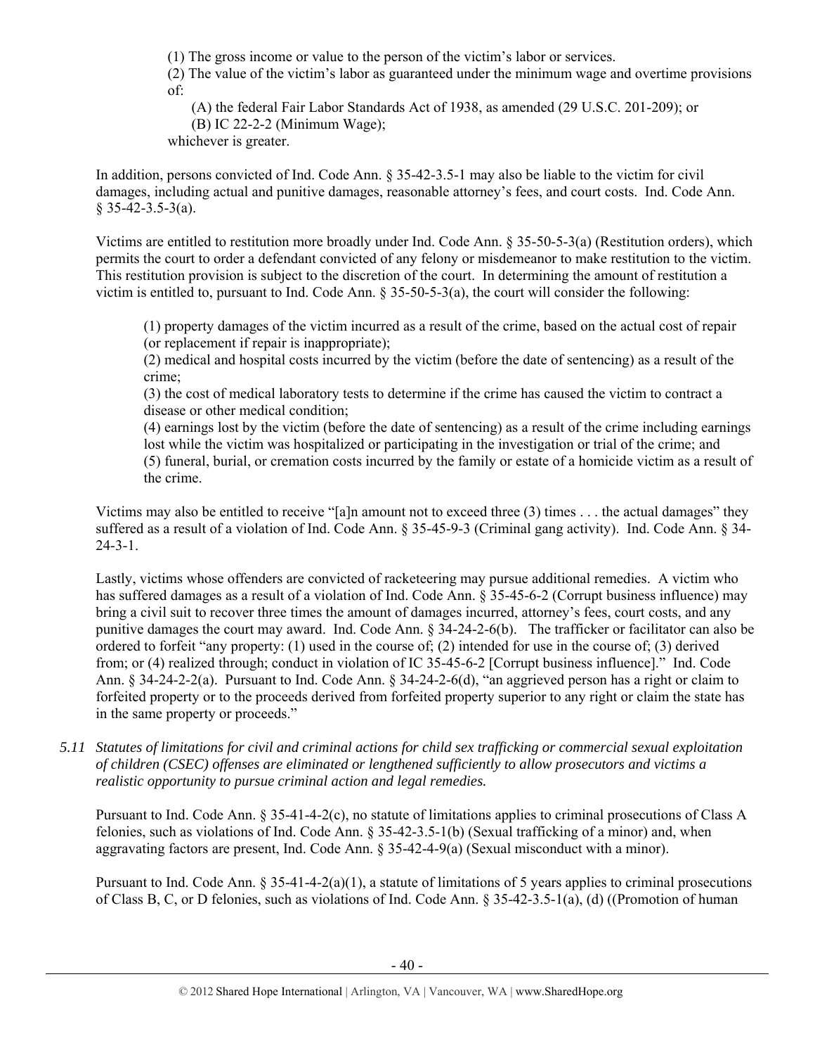(1) The gross income or value to the person of the victim's labor or services.
(2) The value of the victim's labor as guaranteed under the minimum wage and overtime provisions of:
   (A) the federal Fair Labor Standards Act of 1938, as amended (29 U.S.C. 201-209); or
   (B) IC 22-2-2 (Minimum Wage);
whichever is greater.

In addition, persons convicted of Ind. Code Ann. § 35-42-3.5-1 may also be liable to the victim for civil damages, including actual and punitive damages, reasonable attorney's fees, and court costs. Ind. Code Ann. § 35-42-3.5-3(a).

Victims are entitled to restitution more broadly under Ind. Code Ann. § 35-50-5-3(a) (Restitution orders), which permits the court to order a defendant convicted of any felony or misdemeanor to make restitution to the victim. This restitution provision is subject to the discretion of the court. In determining the amount of restitution a victim is entitled to, pursuant to Ind. Code Ann. § 35-50-5-3(a), the court will consider the following:

> (1) property damages of the victim incurred as a result of the crime, based on the actual cost of repair (or replacement if repair is inappropriate);
> (2) medical and hospital costs incurred by the victim (before the date of sentencing) as a result of the crime;
> (3) the cost of medical laboratory tests to determine if the crime has caused the victim to contract a disease or other medical condition;
> (4) earnings lost by the victim (before the date of sentencing) as a result of the crime including earnings lost while the victim was hospitalized or participating in the investigation or trial of the crime; and
> (5) funeral, burial, or cremation costs incurred by the family or estate of a homicide victim as a result of the crime.

Victims may also be entitled to receive "[a]n amount not to exceed three (3) times . . . the actual damages" they suffered as a result of a violation of Ind. Code Ann. § 35-45-9-3 (Criminal gang activity). Ind. Code Ann. § 34-24-3-1.

Lastly, victims whose offenders are convicted of racketeering may pursue additional remedies. A victim who has suffered damages as a result of a violation of Ind. Code Ann. § 35-45-6-2 (Corrupt business influence) may bring a civil suit to recover three times the amount of damages incurred, attorney's fees, court costs, and any punitive damages the court may award. Ind. Code Ann. § 34-24-2-6(b). The trafficker or facilitator can also be ordered to forfeit "any property: (1) used in the course of; (2) intended for use in the course of; (3) derived from; or (4) realized through; conduct in violation of IC 35-45-6-2 [Corrupt business influence]." Ind. Code Ann. § 34-24-2-2(a). Pursuant to Ind. Code Ann. § 34-24-2-6(d), "an aggrieved person has a right or claim to forfeited property or to the proceeds derived from forfeited property superior to any right or claim the state has in the same property or proceeds."

*5.11 Statutes of limitations for civil and criminal actions for child sex trafficking or commercial sexual exploitation of children (CSEC) offenses are eliminated or lengthened sufficiently to allow prosecutors and victims a realistic opportunity to pursue criminal action and legal remedies.*

Pursuant to Ind. Code Ann. § 35-41-4-2(c), no statute of limitations applies to criminal prosecutions of Class A felonies, such as violations of Ind. Code Ann. § 35-42-3.5-1(b) (Sexual trafficking of a minor) and, when aggravating factors are present, Ind. Code Ann. § 35-42-4-9(a) (Sexual misconduct with a minor).

Pursuant to Ind. Code Ann. § 35-41-4-2(a)(1), a statute of limitations of 5 years applies to criminal prosecutions of Class B, C, or D felonies, such as violations of Ind. Code Ann. § 35-42-3.5-1(a), (d) ((Promotion of human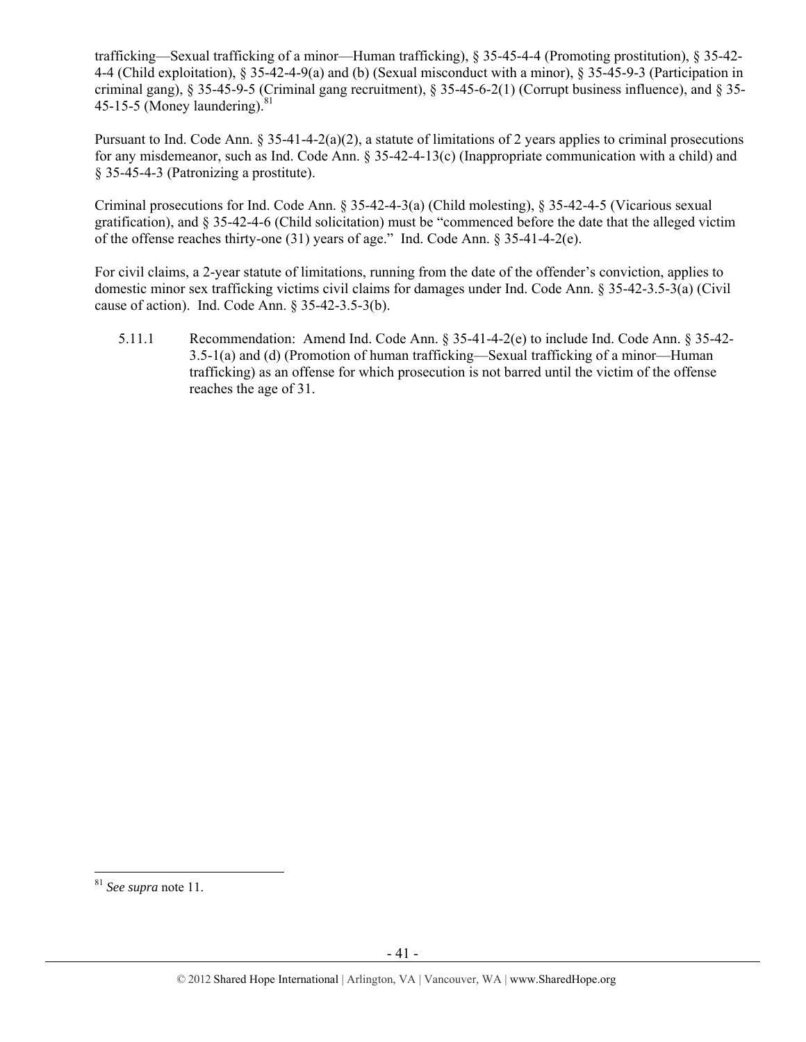trafficking—Sexual trafficking of a minor—Human trafficking), § 35-45-4-4 (Promoting prostitution), § 35-42-4-4 (Child exploitation), § 35-42-4-9(a) and (b) (Sexual misconduct with a minor), § 35-45-9-3 (Participation in criminal gang), § 35-45-9-5 (Criminal gang recruitment), § 35-45-6-2(1) (Corrupt business influence), and § 35-45-15-5 (Money laundering).[81]

Pursuant to Ind. Code Ann. § 35-41-4-2(a)(2), a statute of limitations of 2 years applies to criminal prosecutions for any misdemeanor, such as Ind. Code Ann. § 35-42-4-13(c) (Inappropriate communication with a child) and § 35-45-4-3 (Patronizing a prostitute).

Criminal prosecutions for Ind. Code Ann. § 35-42-4-3(a) (Child molesting), § 35-42-4-5 (Vicarious sexual gratification), and § 35-42-4-6 (Child solicitation) must be "commenced before the date that the alleged victim of the offense reaches thirty-one (31) years of age." Ind. Code Ann. § 35-41-4-2(e).

For civil claims, a 2-year statute of limitations, running from the date of the offender's conviction, applies to domestic minor sex trafficking victims civil claims for damages under Ind. Code Ann. § 35-42-3.5-3(a) (Civil cause of action). Ind. Code Ann. § 35-42-3.5-3(b).

5.11.1 Recommendation: Amend Ind. Code Ann. § 35-41-4-2(e) to include Ind. Code Ann. § 35-42-3.5-1(a) and (d) (Promotion of human trafficking—Sexual trafficking of a minor—Human trafficking) as an offense for which prosecution is not barred until the victim of the offense reaches the age of 31.

---

[81] *See supra* note 11.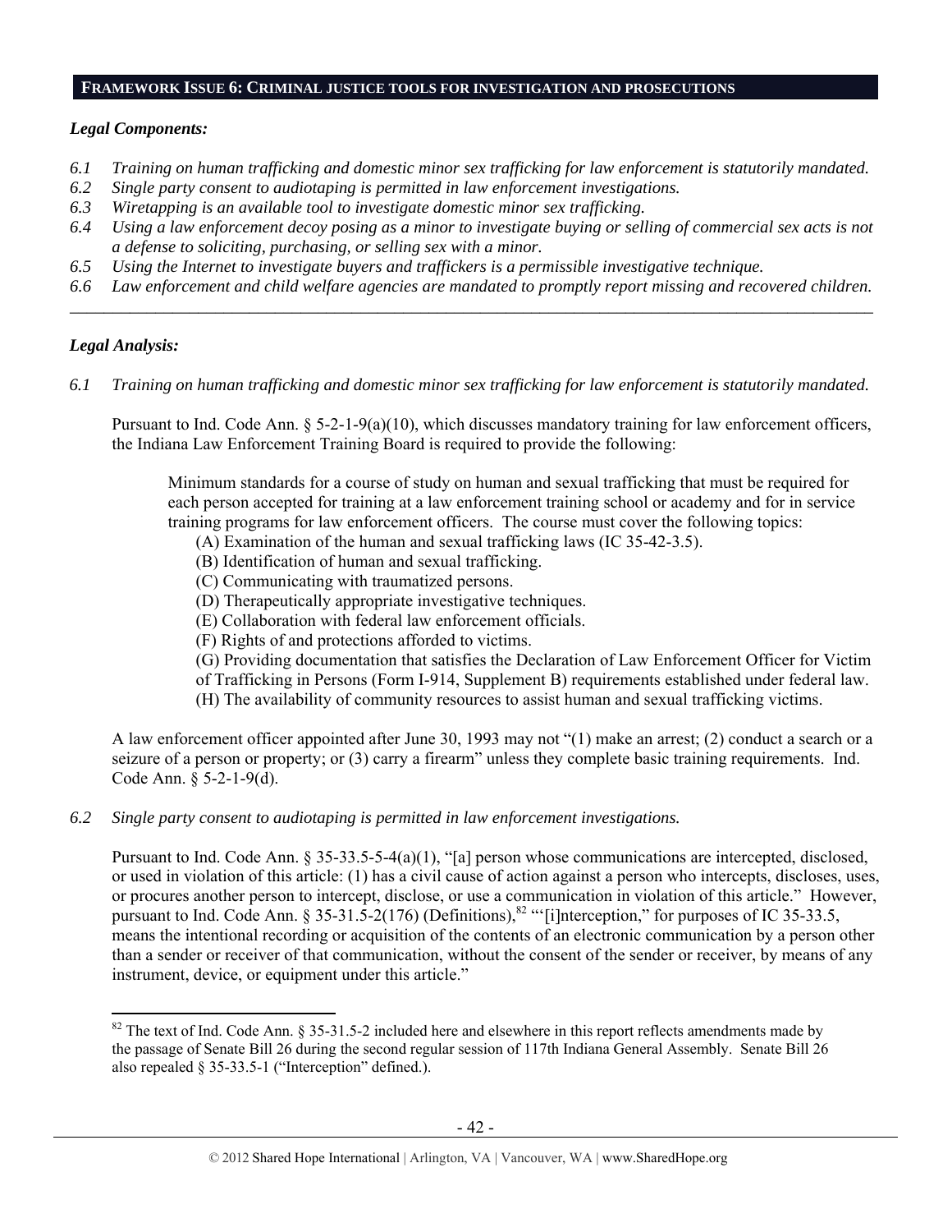## FRAMEWORK ISSUE 6: CRIMINAL JUSTICE TOOLS FOR INVESTIGATION AND PROSECUTIONS

***Legal Components:***

- *6.1 Training on human trafficking and domestic minor sex trafficking for law enforcement is statutorily mandated.*
- *6.2 Single party consent to audiotaping is permitted in law enforcement investigations.*
- *6.3 Wiretapping is an available tool to investigate domestic minor sex trafficking.*
- *6.4 Using a law enforcement decoy posing as a minor to investigate buying or selling of commercial sex acts is not a defense to soliciting, purchasing, or selling sex with a minor.*
- *6.5 Using the Internet to investigate buyers and traffickers is a permissible investigative technique.*
- *6.6 Law enforcement and child welfare agencies are mandated to promptly report missing and recovered children.*

---

***Legal Analysis:***

*6.1 Training on human trafficking and domestic minor sex trafficking for law enforcement is statutorily mandated.*

Pursuant to Ind. Code Ann. § 5-2-1-9(a)(10), which discusses mandatory training for law enforcement officers, the Indiana Law Enforcement Training Board is required to provide the following:

> Minimum standards for a course of study on human and sexual trafficking that must be required for each person accepted for training at a law enforcement training school or academy and for in service training programs for law enforcement officers. The course must cover the following topics:
>
> (A) Examination of the human and sexual trafficking laws (IC 35-42-3.5).
> (B) Identification of human and sexual trafficking.
> (C) Communicating with traumatized persons.
> (D) Therapeutically appropriate investigative techniques.
> (E) Collaboration with federal law enforcement officials.
> (F) Rights of and protections afforded to victims.
> (G) Providing documentation that satisfies the Declaration of Law Enforcement Officer for Victim of Trafficking in Persons (Form I-914, Supplement B) requirements established under federal law.
> (H) The availability of community resources to assist human and sexual trafficking victims.

A law enforcement officer appointed after June 30, 1993 may not "(1) make an arrest; (2) conduct a search or a seizure of a person or property; or (3) carry a firearm" unless they complete basic training requirements. Ind. Code Ann. § 5-2-1-9(d).

*6.2 Single party consent to audiotaping is permitted in law enforcement investigations.*

Pursuant to Ind. Code Ann. § 35-33.5-5-4(a)(1), "[a] person whose communications are intercepted, disclosed, or used in violation of this article: (1) has a civil cause of action against a person who intercepts, discloses, uses, or procures another person to intercept, disclose, or use a communication in violation of this article." However, pursuant to Ind. Code Ann. § 35-31.5-2(176) (Definitions),[82] "'[i]nterception,' for purposes of IC 35-33.5, means the intentional recording or acquisition of the contents of an electronic communication by a person other than a sender or receiver of that communication, without the consent of the sender or receiver, by means of any instrument, device, or equipment under this article."

---

[82] The text of Ind. Code Ann. § 35-31.5-2 included here and elsewhere in this report reflects amendments made by the passage of Senate Bill 26 during the second regular session of 117th Indiana General Assembly. Senate Bill 26 also repealed § 35-33.5-1 ("Interception" defined.).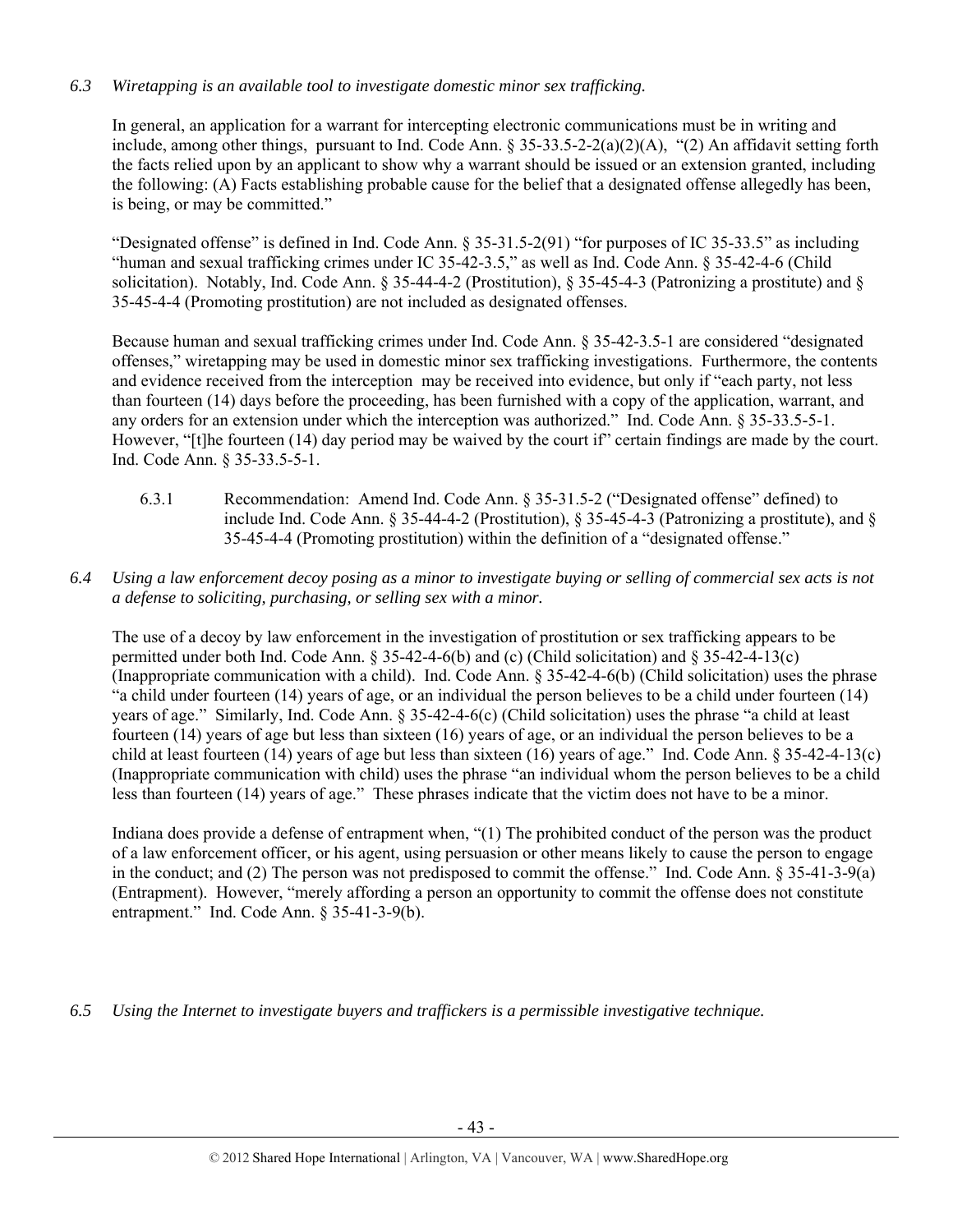*6.3 Wiretapping is an available tool to investigate domestic minor sex trafficking.*

In general, an application for a warrant for intercepting electronic communications must be in writing and include, among other things, pursuant to Ind. Code Ann. § 35-33.5-2-2(a)(2)(A), "(2) An affidavit setting forth the facts relied upon by an applicant to show why a warrant should be issued or an extension granted, including the following: (A) Facts establishing probable cause for the belief that a designated offense allegedly has been, is being, or may be committed."

"Designated offense" is defined in Ind. Code Ann. § 35-31.5-2(91) "for purposes of IC 35-33.5" as including "human and sexual trafficking crimes under IC 35-42-3.5," as well as Ind. Code Ann. § 35-42-4-6 (Child solicitation). Notably, Ind. Code Ann. § 35-44-4-2 (Prostitution), § 35-45-4-3 (Patronizing a prostitute) and § 35-45-4-4 (Promoting prostitution) are not included as designated offenses.

Because human and sexual trafficking crimes under Ind. Code Ann. § 35-42-3.5-1 are considered "designated offenses," wiretapping may be used in domestic minor sex trafficking investigations. Furthermore, the contents and evidence received from the interception may be received into evidence, but only if "each party, not less than fourteen (14) days before the proceeding, has been furnished with a copy of the application, warrant, and any orders for an extension under which the interception was authorized." Ind. Code Ann. § 35-33.5-5-1. However, "[t]he fourteen (14) day period may be waived by the court if" certain findings are made by the court. Ind. Code Ann. § 35-33.5-5-1.

6.3.1 Recommendation: Amend Ind. Code Ann. § 35-31.5-2 ("Designated offense" defined) to include Ind. Code Ann. § 35-44-4-2 (Prostitution), § 35-45-4-3 (Patronizing a prostitute), and § 35-45-4-4 (Promoting prostitution) within the definition of a "designated offense."

*6.4 Using a law enforcement decoy posing as a minor to investigate buying or selling of commercial sex acts is not a defense to soliciting, purchasing, or selling sex with a minor.*

The use of a decoy by law enforcement in the investigation of prostitution or sex trafficking appears to be permitted under both Ind. Code Ann. § 35-42-4-6(b) and (c) (Child solicitation) and § 35-42-4-13(c) (Inappropriate communication with a child). Ind. Code Ann. § 35-42-4-6(b) (Child solicitation) uses the phrase "a child under fourteen (14) years of age, or an individual the person believes to be a child under fourteen (14) years of age." Similarly, Ind. Code Ann. § 35-42-4-6(c) (Child solicitation) uses the phrase "a child at least fourteen (14) years of age but less than sixteen (16) years of age, or an individual the person believes to be a child at least fourteen (14) years of age but less than sixteen (16) years of age." Ind. Code Ann. § 35-42-4-13(c) (Inappropriate communication with child) uses the phrase "an individual whom the person believes to be a child less than fourteen (14) years of age." These phrases indicate that the victim does not have to be a minor.

Indiana does provide a defense of entrapment when, "(1) The prohibited conduct of the person was the product of a law enforcement officer, or his agent, using persuasion or other means likely to cause the person to engage in the conduct; and (2) The person was not predisposed to commit the offense." Ind. Code Ann. § 35-41-3-9(a) (Entrapment). However, "merely affording a person an opportunity to commit the offense does not constitute entrapment." Ind. Code Ann. § 35-41-3-9(b).

*6.5 Using the Internet to investigate buyers and traffickers is a permissible investigative technique.*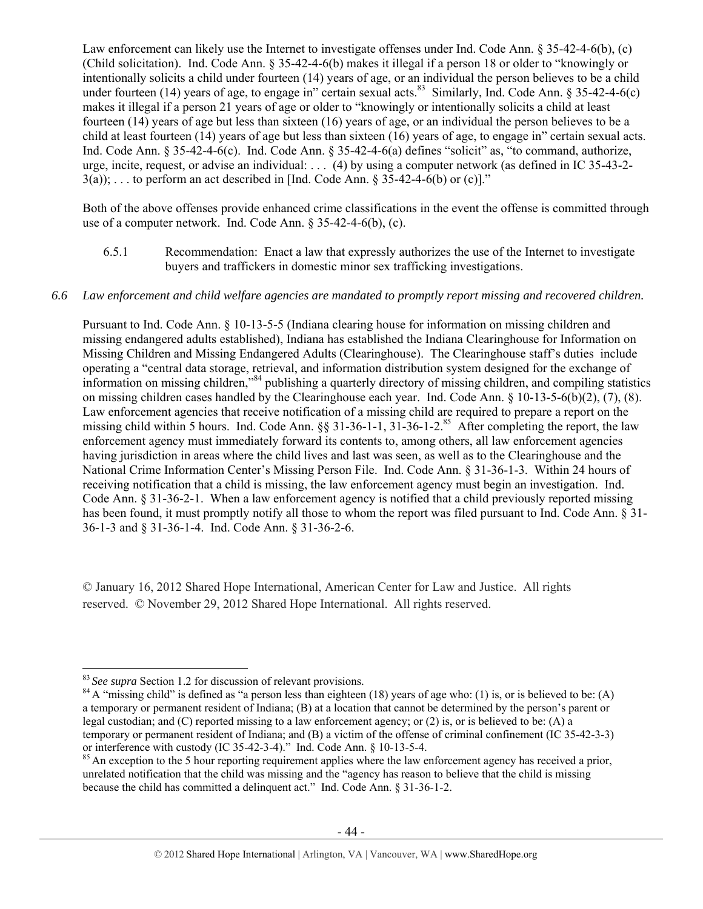Law enforcement can likely use the Internet to investigate offenses under Ind. Code Ann. § 35-42-4-6(b), (c) (Child solicitation). Ind. Code Ann. § 35-42-4-6(b) makes it illegal if a person 18 or older to "knowingly or intentionally solicits a child under fourteen (14) years of age, or an individual the person believes to be a child under fourteen (14) years of age, to engage in" certain sexual acts.[83] Similarly, Ind. Code Ann. § 35-42-4-6(c) makes it illegal if a person 21 years of age or older to "knowingly or intentionally solicits a child at least fourteen (14) years of age but less than sixteen (16) years of age, or an individual the person believes to be a child at least fourteen (14) years of age but less than sixteen (16) years of age, to engage in" certain sexual acts. Ind. Code Ann. § 35-42-4-6(c). Ind. Code Ann. § 35-42-4-6(a) defines "solicit" as, "to command, authorize, urge, incite, request, or advise an individual: . . . (4) by using a computer network (as defined in IC 35-43-2-3(a)); . . . to perform an act described in [Ind. Code Ann. § 35-42-4-6(b) or (c)]."

Both of the above offenses provide enhanced crime classifications in the event the offense is committed through use of a computer network. Ind. Code Ann. § 35-42-4-6(b), (c).

6.5.1 Recommendation: Enact a law that expressly authorizes the use of the Internet to investigate buyers and traffickers in domestic minor sex trafficking investigations.

*6.6 Law enforcement and child welfare agencies are mandated to promptly report missing and recovered children.*

Pursuant to Ind. Code Ann. § 10-13-5-5 (Indiana clearing house for information on missing children and missing endangered adults established), Indiana has established the Indiana Clearinghouse for Information on Missing Children and Missing Endangered Adults (Clearinghouse). The Clearinghouse staff's duties include operating a "central data storage, retrieval, and information distribution system designed for the exchange of information on missing children,"[84] publishing a quarterly directory of missing children, and compiling statistics on missing children cases handled by the Clearinghouse each year. Ind. Code Ann. § 10-13-5-6(b)(2), (7), (8). Law enforcement agencies that receive notification of a missing child are required to prepare a report on the missing child within 5 hours. Ind. Code Ann. §§ 31-36-1-1, 31-36-1-2.[85] After completing the report, the law enforcement agency must immediately forward its contents to, among others, all law enforcement agencies having jurisdiction in areas where the child lives and last was seen, as well as to the Clearinghouse and the National Crime Information Center's Missing Person File. Ind. Code Ann. § 31-36-1-3. Within 24 hours of receiving notification that a child is missing, the law enforcement agency must begin an investigation. Ind. Code Ann. § 31-36-2-1. When a law enforcement agency is notified that a child previously reported missing has been found, it must promptly notify all those to whom the report was filed pursuant to Ind. Code Ann. § 31-36-1-3 and § 31-36-1-4. Ind. Code Ann. § 31-36-2-6.

© January 16, 2012 Shared Hope International, American Center for Law and Justice. All rights reserved. © November 29, 2012 Shared Hope International. All rights reserved.

---

[83] *See supra* Section 1.2 for discussion of relevant provisions.

[84] A "missing child" is defined as "a person less than eighteen (18) years of age who: (1) is, or is believed to be: (A) a temporary or permanent resident of Indiana; (B) at a location that cannot be determined by the person's parent or legal custodian; and (C) reported missing to a law enforcement agency; or (2) is, or is believed to be: (A) a temporary or permanent resident of Indiana; and (B) a victim of the offense of criminal confinement (IC 35-42-3-3) or interference with custody (IC 35-42-3-4)." Ind. Code Ann. § 10-13-5-4.

[85] An exception to the 5 hour reporting requirement applies where the law enforcement agency has received a prior, unrelated notification that the child was missing and the "agency has reason to believe that the child is missing because the child has committed a delinquent act." Ind. Code Ann. § 31-36-1-2.